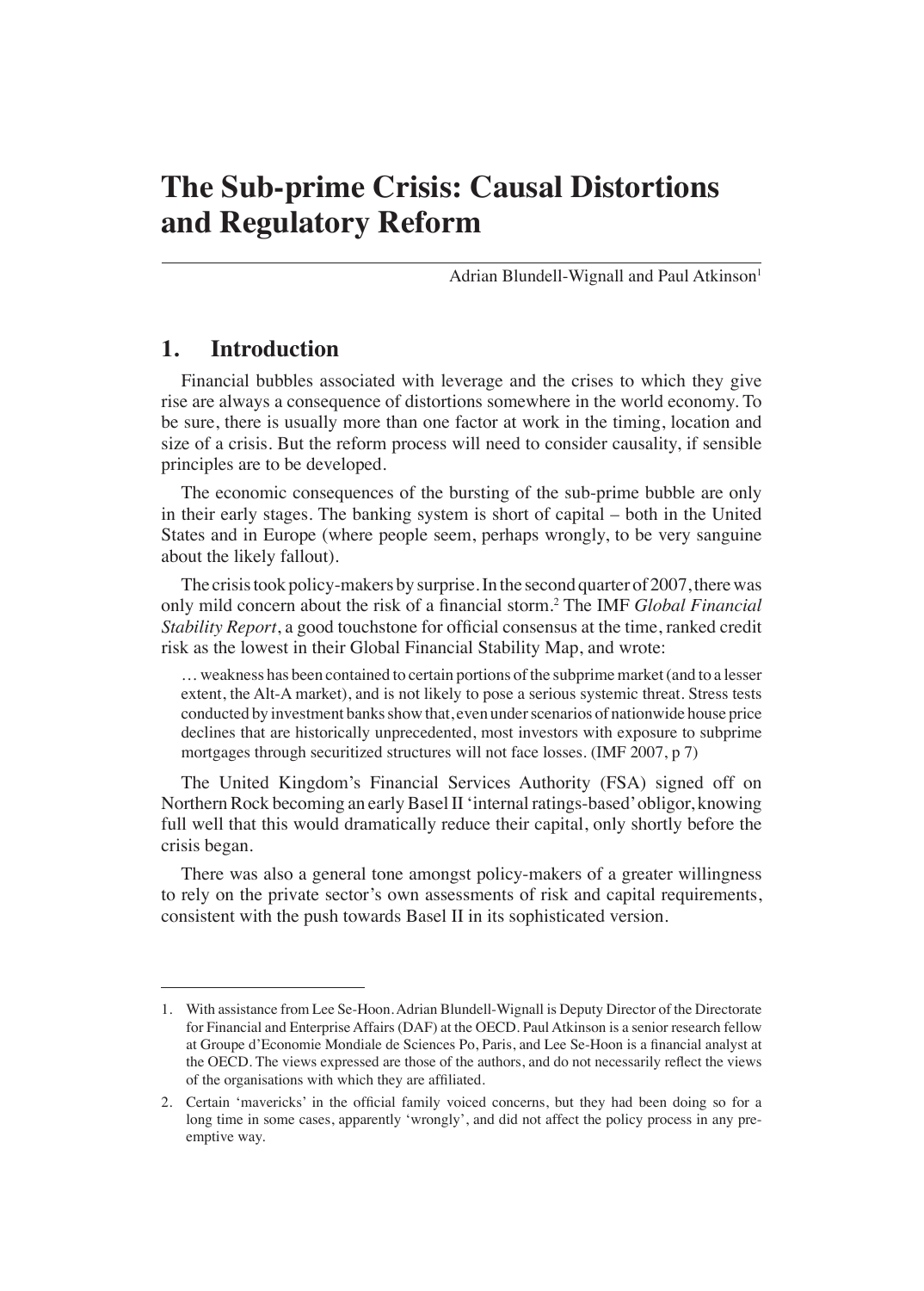# The Sub-prime Crisis: Causal Distortions and Regulatory Reform

Adrian Blundell-Wignall and Paul Atkinson[1]

## 1. Introduction

Financial bubbles associated with leverage and the crises to which they give rise are always a consequence of distortions somewhere in the world economy. To be sure, there is usually more than one factor at work in the timing, location and size of a crisis. But the reform process will need to consider causality, if sensible principles are to be developed.

The economic consequences of the bursting of the sub-prime bubble are only in their early stages. The banking system is short of capital – both in the United States and in Europe (where people seem, perhaps wrongly, to be very sanguine about the likely fallout).

The crisis took policy-makers by surprise. In the second quarter of 2007, there was only mild concern about the risk of a financial storm.[2] The IMF *Global Financial Stability Report*, a good touchstone for official consensus at the time, ranked credit risk as the lowest in their Global Financial Stability Map, and wrote:

> … weakness has been contained to certain portions of the subprime market (and to a lesser extent, the Alt-A market), and is not likely to pose a serious systemic threat. Stress tests conducted by investment banks show that, even under scenarios of nationwide house price declines that are historically unprecedented, most investors with exposure to subprime mortgages through securitized structures will not face losses. (IMF 2007, p 7)

The United Kingdom's Financial Services Authority (FSA) signed off on Northern Rock becoming an early Basel II 'internal ratings-based' obligor, knowing full well that this would dramatically reduce their capital, only shortly before the crisis began.

There was also a general tone amongst policy-makers of a greater willingness to rely on the private sector's own assessments of risk and capital requirements, consistent with the push towards Basel II in its sophisticated version.

---

1. With assistance from Lee Se-Hoon. Adrian Blundell-Wignall is Deputy Director of the Directorate for Financial and Enterprise Affairs (DAF) at the OECD. Paul Atkinson is a senior research fellow at Groupe d'Economie Mondiale de Sciences Po, Paris, and Lee Se-Hoon is a financial analyst at the OECD. The views expressed are those of the authors, and do not necessarily reflect the views of the organisations with which they are affiliated.

2. Certain 'mavericks' in the official family voiced concerns, but they had been doing so for a long time in some cases, apparently 'wrongly', and did not affect the policy process in any pre-emptive way.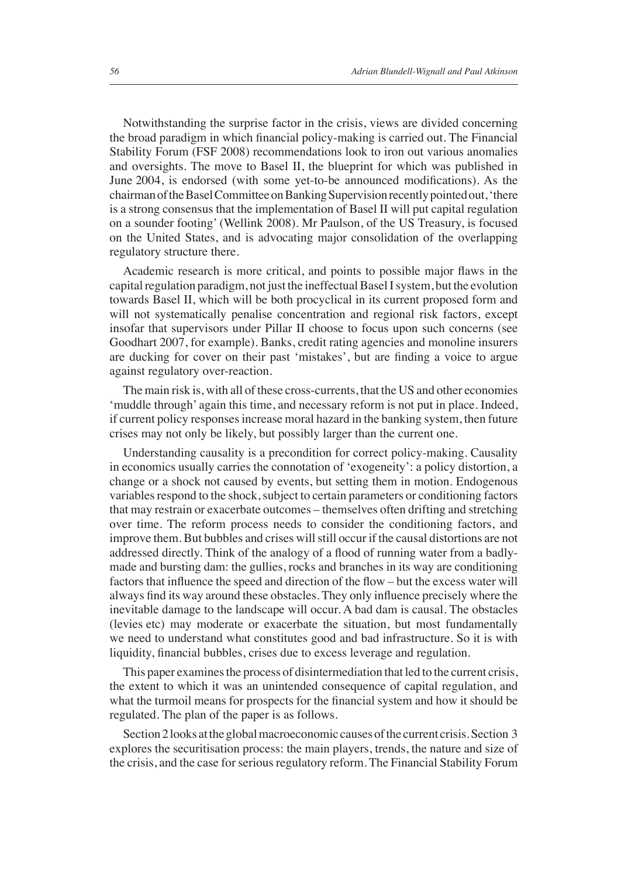Notwithstanding the surprise factor in the crisis, views are divided concerning the broad paradigm in which financial policy-making is carried out. The Financial Stability Forum (FSF 2008) recommendations look to iron out various anomalies and oversights. The move to Basel II, the blueprint for which was published in June 2004, is endorsed (with some yet-to-be announced modifications). As the chairman of the Basel Committee on Banking Supervision recently pointed out, 'there is a strong consensus that the implementation of Basel II will put capital regulation on a sounder footing' (Wellink 2008). Mr Paulson, of the US Treasury, is focused on the United States, and is advocating major consolidation of the overlapping regulatory structure there.

Academic research is more critical, and points to possible major flaws in the capital regulation paradigm, not just the ineffectual Basel I system, but the evolution towards Basel II, which will be both procyclical in its current proposed form and will not systematically penalise concentration and regional risk factors, except insofar that supervisors under Pillar II choose to focus upon such concerns (see Goodhart 2007, for example). Banks, credit rating agencies and monoline insurers are ducking for cover on their past 'mistakes', but are finding a voice to argue against regulatory over-reaction.

The main risk is, with all of these cross-currents, that the US and other economies 'muddle through' again this time, and necessary reform is not put in place. Indeed, if current policy responses increase moral hazard in the banking system, then future crises may not only be likely, but possibly larger than the current one.

Understanding causality is a precondition for correct policy-making. Causality in economics usually carries the connotation of 'exogeneity': a policy distortion, a change or a shock not caused by events, but setting them in motion. Endogenous variables respond to the shock, subject to certain parameters or conditioning factors that may restrain or exacerbate outcomes – themselves often drifting and stretching over time. The reform process needs to consider the conditioning factors, and improve them. But bubbles and crises will still occur if the causal distortions are not addressed directly. Think of the analogy of a flood of running water from a badly-made and bursting dam: the gullies, rocks and branches in its way are conditioning factors that influence the speed and direction of the flow – but the excess water will always find its way around these obstacles. They only influence precisely where the inevitable damage to the landscape will occur. A bad dam is causal. The obstacles (levies etc) may moderate or exacerbate the situation, but most fundamentally we need to understand what constitutes good and bad infrastructure. So it is with liquidity, financial bubbles, crises due to excess leverage and regulation.

This paper examines the process of disintermediation that led to the current crisis, the extent to which it was an unintended consequence of capital regulation, and what the turmoil means for prospects for the financial system and how it should be regulated. The plan of the paper is as follows.

Section 2 looks at the global macroeconomic causes of the current crisis. Section 3 explores the securitisation process: the main players, trends, the nature and size of the crisis, and the case for serious regulatory reform. The Financial Stability Forum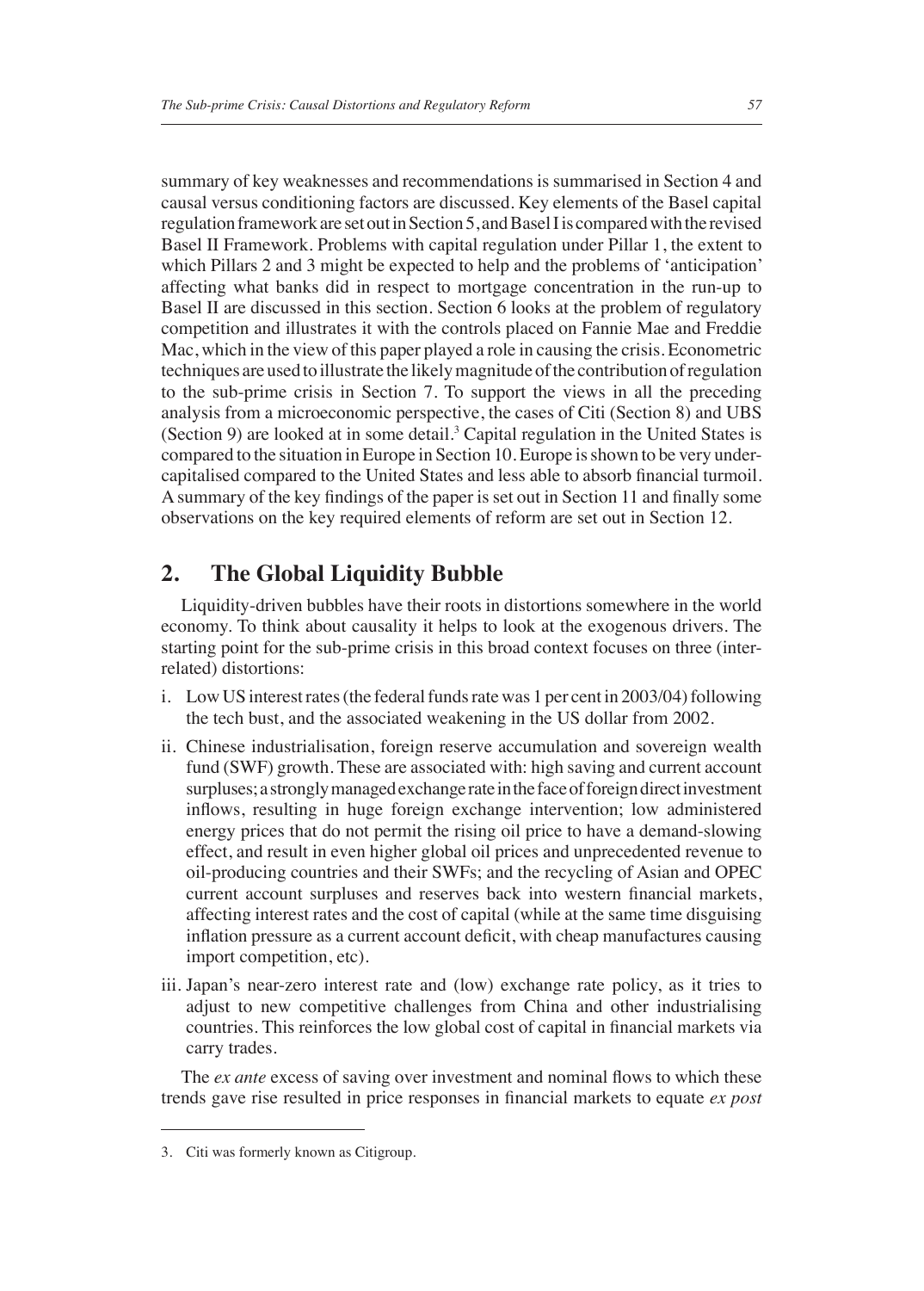summary of key weaknesses and recommendations is summarised in Section 4 and causal versus conditioning factors are discussed. Key elements of the Basel capital regulation framework are set out in Section 5, and Basel I is compared with the revised Basel II Framework. Problems with capital regulation under Pillar 1, the extent to which Pillars 2 and 3 might be expected to help and the problems of 'anticipation' affecting what banks did in respect to mortgage concentration in the run-up to Basel II are discussed in this section. Section 6 looks at the problem of regulatory competition and illustrates it with the controls placed on Fannie Mae and Freddie Mac, which in the view of this paper played a role in causing the crisis. Econometric techniques are used to illustrate the likely magnitude of the contribution of regulation to the sub-prime crisis in Section 7. To support the views in all the preceding analysis from a microeconomic perspective, the cases of Citi (Section 8) and UBS (Section 9) are looked at in some detail.[3] Capital regulation in the United States is compared to the situation in Europe in Section 10. Europe is shown to be very under-capitalised compared to the United States and less able to absorb financial turmoil. A summary of the key findings of the paper is set out in Section 11 and finally some observations on the key required elements of reform are set out in Section 12.

## 2. The Global Liquidity Bubble

Liquidity-driven bubbles have their roots in distortions somewhere in the world economy. To think about causality it helps to look at the exogenous drivers. The starting point for the sub-prime crisis in this broad context focuses on three (inter-related) distortions:

i. Low US interest rates (the federal funds rate was 1 per cent in 2003/04) following the tech bust, and the associated weakening in the US dollar from 2002.

ii. Chinese industrialisation, foreign reserve accumulation and sovereign wealth fund (SWF) growth. These are associated with: high saving and current account surpluses; a strongly managed exchange rate in the face of foreign direct investment inflows, resulting in huge foreign exchange intervention; low administered energy prices that do not permit the rising oil price to have a demand-slowing effect, and result in even higher global oil prices and unprecedented revenue to oil-producing countries and their SWFs; and the recycling of Asian and OPEC current account surpluses and reserves back into western financial markets, affecting interest rates and the cost of capital (while at the same time disguising inflation pressure as a current account deficit, with cheap manufactures causing import competition, etc).

iii. Japan's near-zero interest rate and (low) exchange rate policy, as it tries to adjust to new competitive challenges from China and other industrialising countries. This reinforces the low global cost of capital in financial markets via carry trades.

The *ex ante* excess of saving over investment and nominal flows to which these trends gave rise resulted in price responses in financial markets to equate *ex post*

3. Citi was formerly known as Citigroup.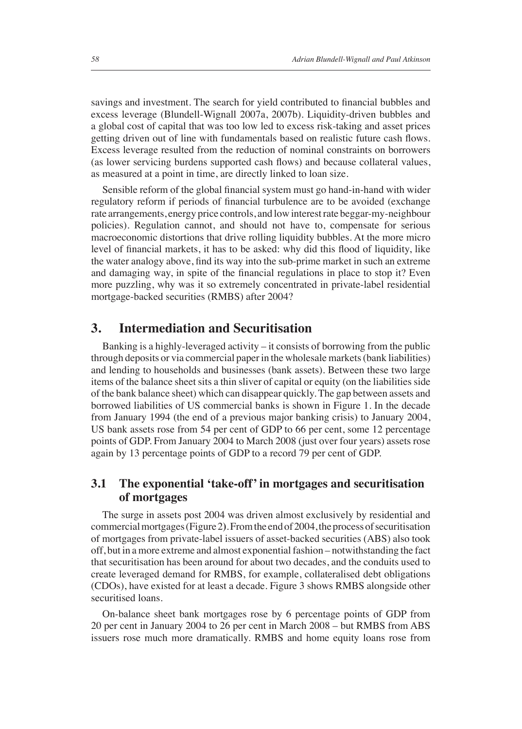savings and investment. The search for yield contributed to financial bubbles and excess leverage (Blundell-Wignall 2007a, 2007b). Liquidity-driven bubbles and a global cost of capital that was too low led to excess risk-taking and asset prices getting driven out of line with fundamentals based on realistic future cash flows. Excess leverage resulted from the reduction of nominal constraints on borrowers (as lower servicing burdens supported cash flows) and because collateral values, as measured at a point in time, are directly linked to loan size.

Sensible reform of the global financial system must go hand-in-hand with wider regulatory reform if periods of financial turbulence are to be avoided (exchange rate arrangements, energy price controls, and low interest rate beggar-my-neighbour policies). Regulation cannot, and should not have to, compensate for serious macroeconomic distortions that drive rolling liquidity bubbles. At the more micro level of financial markets, it has to be asked: why did this flood of liquidity, like the water analogy above, find its way into the sub-prime market in such an extreme and damaging way, in spite of the financial regulations in place to stop it? Even more puzzling, why was it so extremely concentrated in private-label residential mortgage-backed securities (RMBS) after 2004?

## 3. Intermediation and Securitisation

Banking is a highly-leveraged activity – it consists of borrowing from the public through deposits or via commercial paper in the wholesale markets (bank liabilities) and lending to households and businesses (bank assets). Between these two large items of the balance sheet sits a thin sliver of capital or equity (on the liabilities side of the bank balance sheet) which can disappear quickly. The gap between assets and borrowed liabilities of US commercial banks is shown in Figure 1. In the decade from January 1994 (the end of a previous major banking crisis) to January 2004, US bank assets rose from 54 per cent of GDP to 66 per cent, some 12 percentage points of GDP. From January 2004 to March 2008 (just over four years) assets rose again by 13 percentage points of GDP to a record 79 per cent of GDP.

### 3.1 The exponential 'take-off' in mortgages and securitisation of mortgages

The surge in assets post 2004 was driven almost exclusively by residential and commercial mortgages (Figure 2). From the end of 2004, the process of securitisation of mortgages from private-label issuers of asset-backed securities (ABS) also took off, but in a more extreme and almost exponential fashion – notwithstanding the fact that securitisation has been around for about two decades, and the conduits used to create leveraged demand for RMBS, for example, collateralised debt obligations (CDOs), have existed for at least a decade. Figure 3 shows RMBS alongside other securitised loans.

On-balance sheet bank mortgages rose by 6 percentage points of GDP from 20 per cent in January 2004 to 26 per cent in March 2008 – but RMBS from ABS issuers rose much more dramatically. RMBS and home equity loans rose from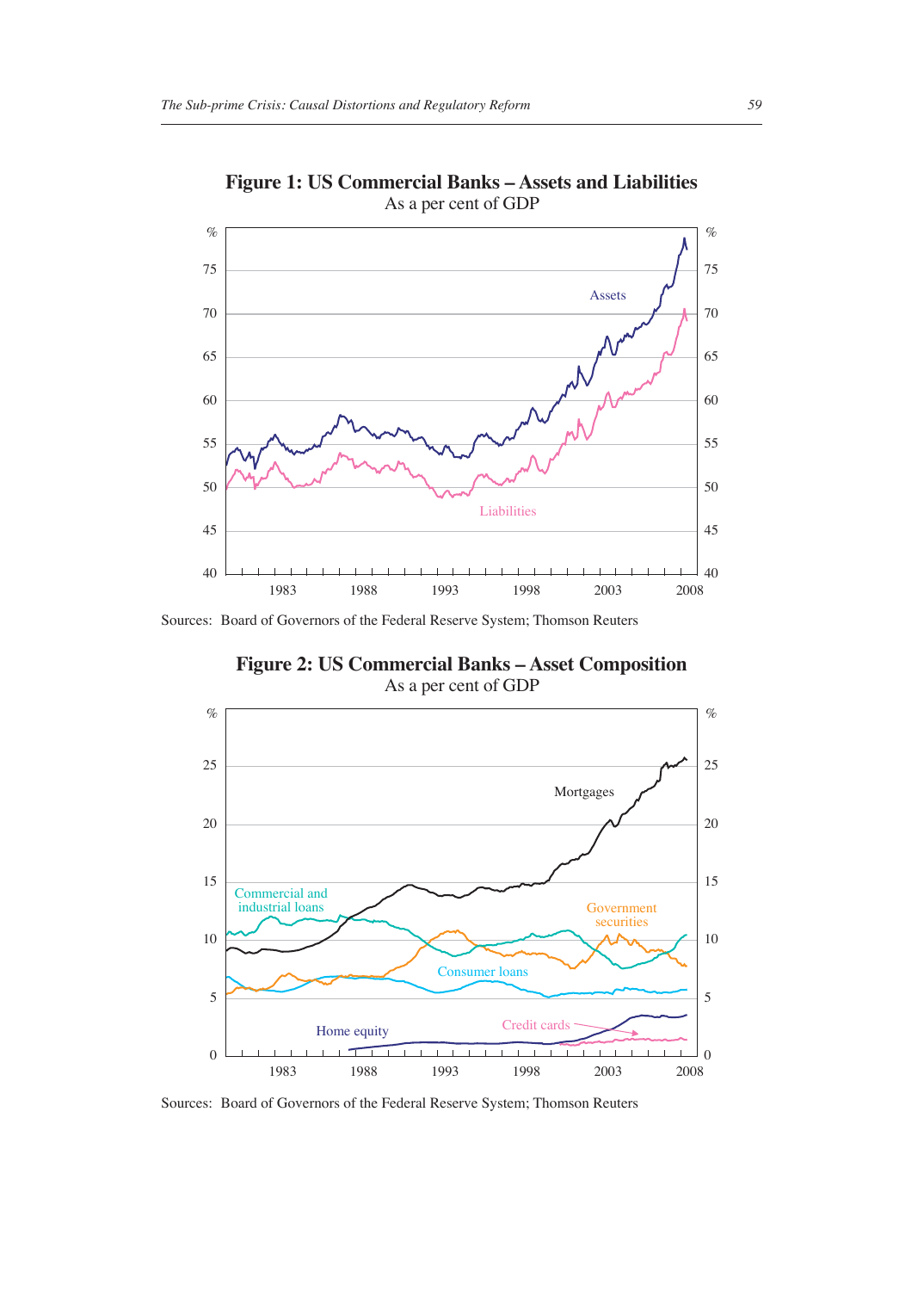**Figure 1: US Commercial Banks – Assets and Liabilities**

As a per cent of GDP

Sources: Board of Governors of the Federal Reserve System; Thomson Reuters

**Figure 2: US Commercial Banks – Asset Composition**

As a per cent of GDP

Sources: Board of Governors of the Federal Reserve System; Thomson Reuters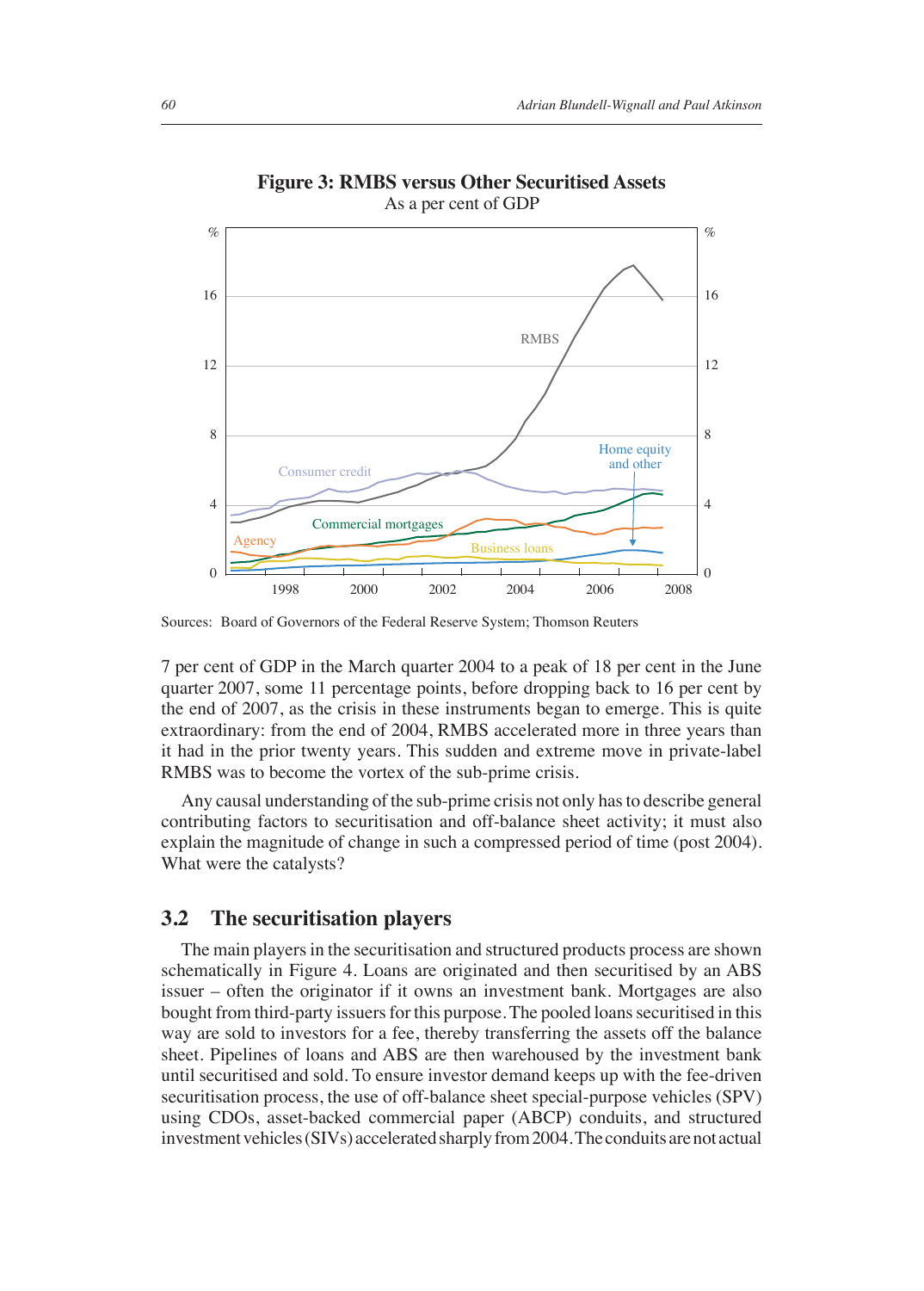**Figure 3: RMBS versus Other Securitised Assets**
As a per cent of GDP

Sources: Board of Governors of the Federal Reserve System; Thomson Reuters

7 per cent of GDP in the March quarter 2004 to a peak of 18 per cent in the June quarter 2007, some 11 percentage points, before dropping back to 16 per cent by the end of 2007, as the crisis in these instruments began to emerge. This is quite extraordinary: from the end of 2004, RMBS accelerated more in three years than it had in the prior twenty years. This sudden and extreme move in private-label RMBS was to become the vortex of the sub-prime crisis.

Any causal understanding of the sub-prime crisis not only has to describe general contributing factors to securitisation and off-balance sheet activity; it must also explain the magnitude of change in such a compressed period of time (post 2004). What were the catalysts?

## 3.2 The securitisation players

The main players in the securitisation and structured products process are shown schematically in Figure 4. Loans are originated and then securitised by an ABS issuer – often the originator if it owns an investment bank. Mortgages are also bought from third-party issuers for this purpose. The pooled loans securitised in this way are sold to investors for a fee, thereby transferring the assets off the balance sheet. Pipelines of loans and ABS are then warehoused by the investment bank until securitised and sold. To ensure investor demand keeps up with the fee-driven securitisation process, the use of off-balance sheet special-purpose vehicles (SPV) using CDOs, asset-backed commercial paper (ABCP) conduits, and structured investment vehicles (SIVs) accelerated sharply from 2004. The conduits are not actual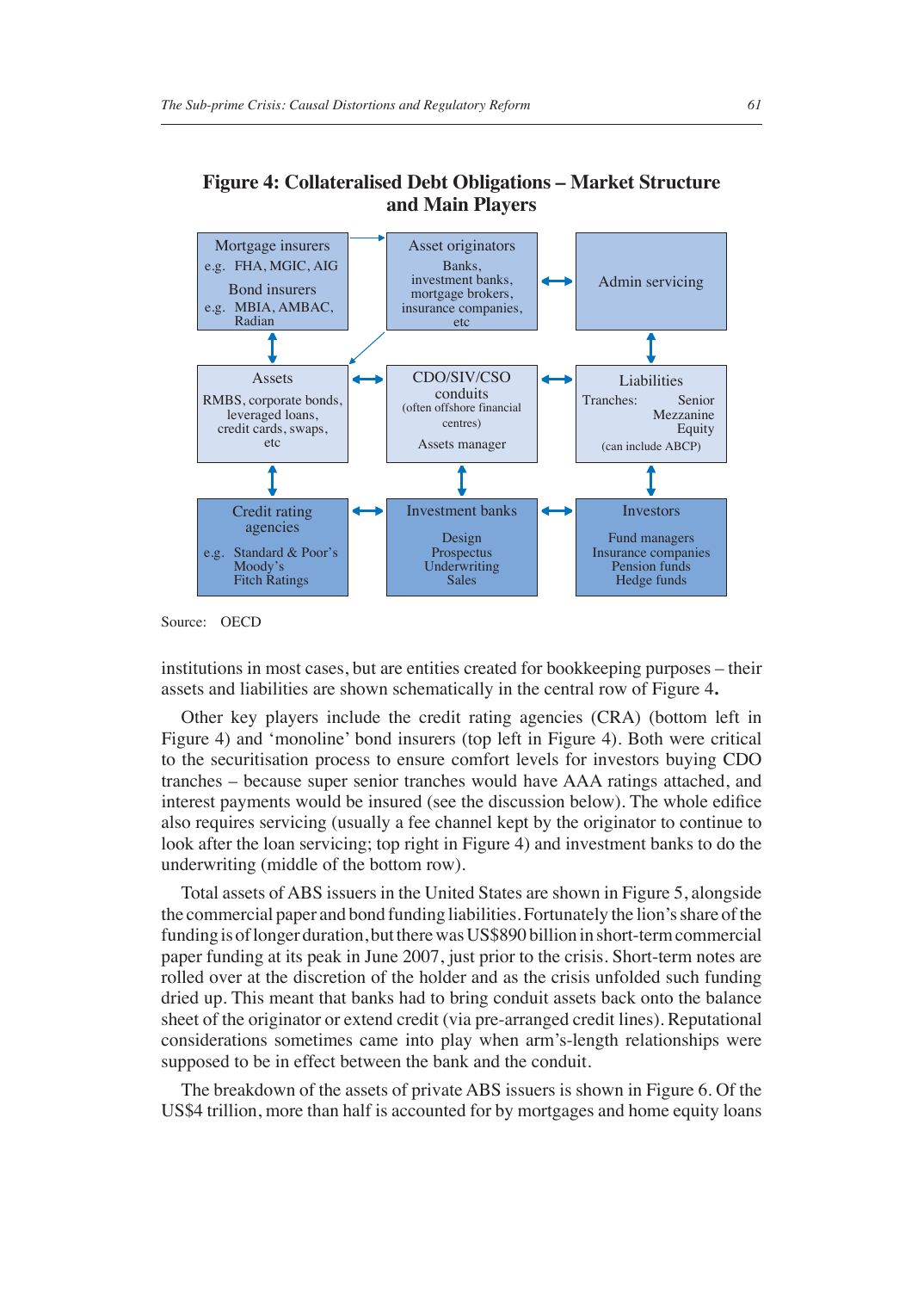**Figure 4: Collateralised Debt Obligations – Market Structure and Main Players**

| | | |
|---|---|---|
| Mortgage insurers e.g. FHA, MGIC, AIG; Bond insurers e.g. MBIA, AMBAC, Radian | Asset originators: Banks, investment banks, mortgage brokers, insurance companies, etc | Admin servicing |
| Assets: RMBS, corporate bonds, leveraged loans, credit cards, swaps, etc | CDO/SIV/CSO conduits (often offshore financial centres); Assets manager | Liabilities: Tranches: Senior, Mezzanine, Equity (can include ABCP) |
| Credit rating agencies e.g. Standard & Poor's, Moody's, Fitch Ratings | Investment banks: Design, Prospectus, Underwriting, Sales | Investors: Fund managers, Insurance companies, Pension funds, Hedge funds |

Source: OECD

institutions in most cases, but are entities created for bookkeeping purposes – their assets and liabilities are shown schematically in the central row of Figure 4**.**

Other key players include the credit rating agencies (CRA) (bottom left in Figure 4) and 'monoline' bond insurers (top left in Figure 4). Both were critical to the securitisation process to ensure comfort levels for investors buying CDO tranches – because super senior tranches would have AAA ratings attached, and interest payments would be insured (see the discussion below). The whole edifice also requires servicing (usually a fee channel kept by the originator to continue to look after the loan servicing; top right in Figure 4) and investment banks to do the underwriting (middle of the bottom row).

Total assets of ABS issuers in the United States are shown in Figure 5, alongside the commercial paper and bond funding liabilities. Fortunately the lion's share of the funding is of longer duration, but there was US$890 billion in short-term commercial paper funding at its peak in June 2007, just prior to the crisis. Short-term notes are rolled over at the discretion of the holder and as the crisis unfolded such funding dried up. This meant that banks had to bring conduit assets back onto the balance sheet of the originator or extend credit (via pre-arranged credit lines). Reputational considerations sometimes came into play when arm's-length relationships were supposed to be in effect between the bank and the conduit.

The breakdown of the assets of private ABS issuers is shown in Figure 6. Of the US$4 trillion, more than half is accounted for by mortgages and home equity loans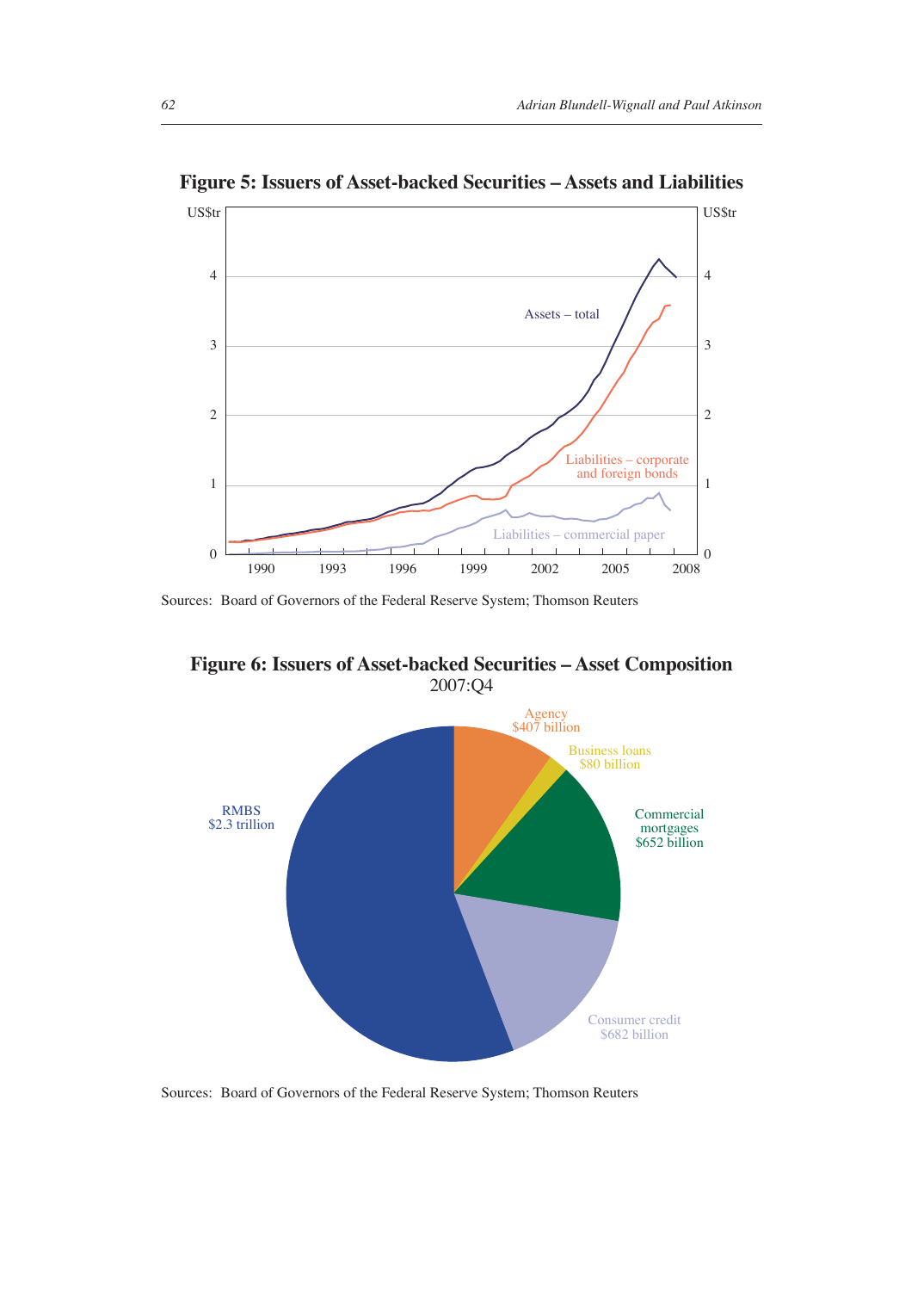**Figure 5: Issuers of Asset-backed Securities – Assets and Liabilities**

Sources: Board of Governors of the Federal Reserve System; Thomson Reuters

**Figure 6: Issuers of Asset-backed Securities – Asset Composition**
2007:Q4

Sources: Board of Governors of the Federal Reserve System; Thomson Reuters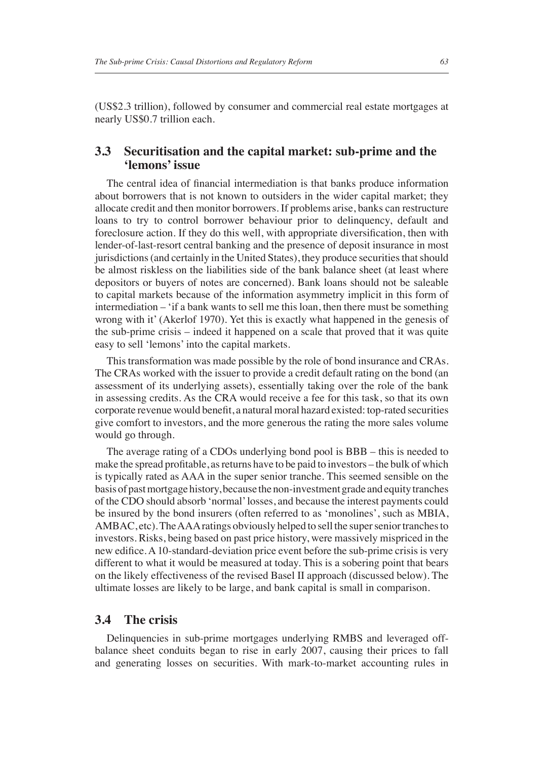(US$2.3 trillion), followed by consumer and commercial real estate mortgages at nearly US$0.7 trillion each.

## 3.3 Securitisation and the capital market: sub-prime and the 'lemons' issue

The central idea of financial intermediation is that banks produce information about borrowers that is not known to outsiders in the wider capital market; they allocate credit and then monitor borrowers. If problems arise, banks can restructure loans to try to control borrower behaviour prior to delinquency, default and foreclosure action. If they do this well, with appropriate diversification, then with lender-of-last-resort central banking and the presence of deposit insurance in most jurisdictions (and certainly in the United States), they produce securities that should be almost riskless on the liabilities side of the bank balance sheet (at least where depositors or buyers of notes are concerned). Bank loans should not be saleable to capital markets because of the information asymmetry implicit in this form of intermediation – 'if a bank wants to sell me this loan, then there must be something wrong with it' (Akerlof 1970). Yet this is exactly what happened in the genesis of the sub-prime crisis – indeed it happened on a scale that proved that it was quite easy to sell 'lemons' into the capital markets.

This transformation was made possible by the role of bond insurance and CRAs. The CRAs worked with the issuer to provide a credit default rating on the bond (an assessment of its underlying assets), essentially taking over the role of the bank in assessing credits. As the CRA would receive a fee for this task, so that its own corporate revenue would benefit, a natural moral hazard existed: top-rated securities give comfort to investors, and the more generous the rating the more sales volume would go through.

The average rating of a CDOs underlying bond pool is BBB – this is needed to make the spread profitable, as returns have to be paid to investors – the bulk of which is typically rated as AAA in the super senior tranche. This seemed sensible on the basis of past mortgage history, because the non-investment grade and equity tranches of the CDO should absorb 'normal' losses, and because the interest payments could be insured by the bond insurers (often referred to as 'monolines', such as MBIA, AMBAC, etc). The AAA ratings obviously helped to sell the super senior tranches to investors. Risks, being based on past price history, were massively mispriced in the new edifice. A 10-standard-deviation price event before the sub-prime crisis is very different to what it would be measured at today. This is a sobering point that bears on the likely effectiveness of the revised Basel II approach (discussed below). The ultimate losses are likely to be large, and bank capital is small in comparison.

## 3.4 The crisis

Delinquencies in sub-prime mortgages underlying RMBS and leveraged off-balance sheet conduits began to rise in early 2007, causing their prices to fall and generating losses on securities. With mark-to-market accounting rules in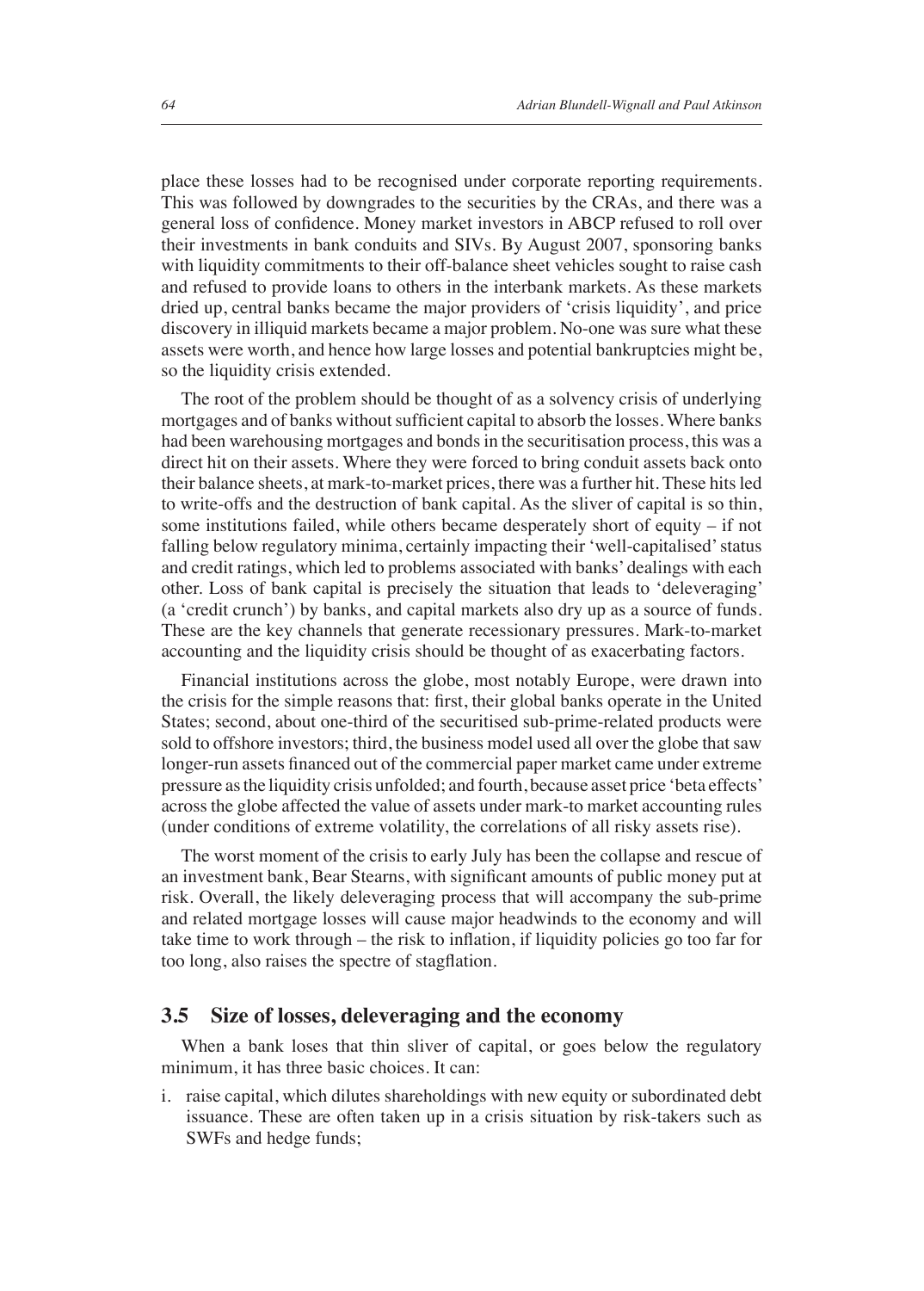place these losses had to be recognised under corporate reporting requirements. This was followed by downgrades to the securities by the CRAs, and there was a general loss of confidence. Money market investors in ABCP refused to roll over their investments in bank conduits and SIVs. By August 2007, sponsoring banks with liquidity commitments to their off-balance sheet vehicles sought to raise cash and refused to provide loans to others in the interbank markets. As these markets dried up, central banks became the major providers of 'crisis liquidity', and price discovery in illiquid markets became a major problem. No-one was sure what these assets were worth, and hence how large losses and potential bankruptcies might be, so the liquidity crisis extended.

The root of the problem should be thought of as a solvency crisis of underlying mortgages and of banks without sufficient capital to absorb the losses. Where banks had been warehousing mortgages and bonds in the securitisation process, this was a direct hit on their assets. Where they were forced to bring conduit assets back onto their balance sheets, at mark-to-market prices, there was a further hit. These hits led to write-offs and the destruction of bank capital. As the sliver of capital is so thin, some institutions failed, while others became desperately short of equity – if not falling below regulatory minima, certainly impacting their 'well-capitalised' status and credit ratings, which led to problems associated with banks' dealings with each other. Loss of bank capital is precisely the situation that leads to 'deleveraging' (a 'credit crunch') by banks, and capital markets also dry up as a source of funds. These are the key channels that generate recessionary pressures. Mark-to-market accounting and the liquidity crisis should be thought of as exacerbating factors.

Financial institutions across the globe, most notably Europe, were drawn into the crisis for the simple reasons that: first, their global banks operate in the United States; second, about one-third of the securitised sub-prime-related products were sold to offshore investors; third, the business model used all over the globe that saw longer-run assets financed out of the commercial paper market came under extreme pressure as the liquidity crisis unfolded; and fourth, because asset price 'beta effects' across the globe affected the value of assets under mark-to market accounting rules (under conditions of extreme volatility, the correlations of all risky assets rise).

The worst moment of the crisis to early July has been the collapse and rescue of an investment bank, Bear Stearns, with significant amounts of public money put at risk. Overall, the likely deleveraging process that will accompany the sub-prime and related mortgage losses will cause major headwinds to the economy and will take time to work through – the risk to inflation, if liquidity policies go too far for too long, also raises the spectre of stagflation.

## 3.5 Size of losses, deleveraging and the economy

When a bank loses that thin sliver of capital, or goes below the regulatory minimum, it has three basic choices. It can:

i. raise capital, which dilutes shareholdings with new equity or subordinated debt issuance. These are often taken up in a crisis situation by risk-takers such as SWFs and hedge funds;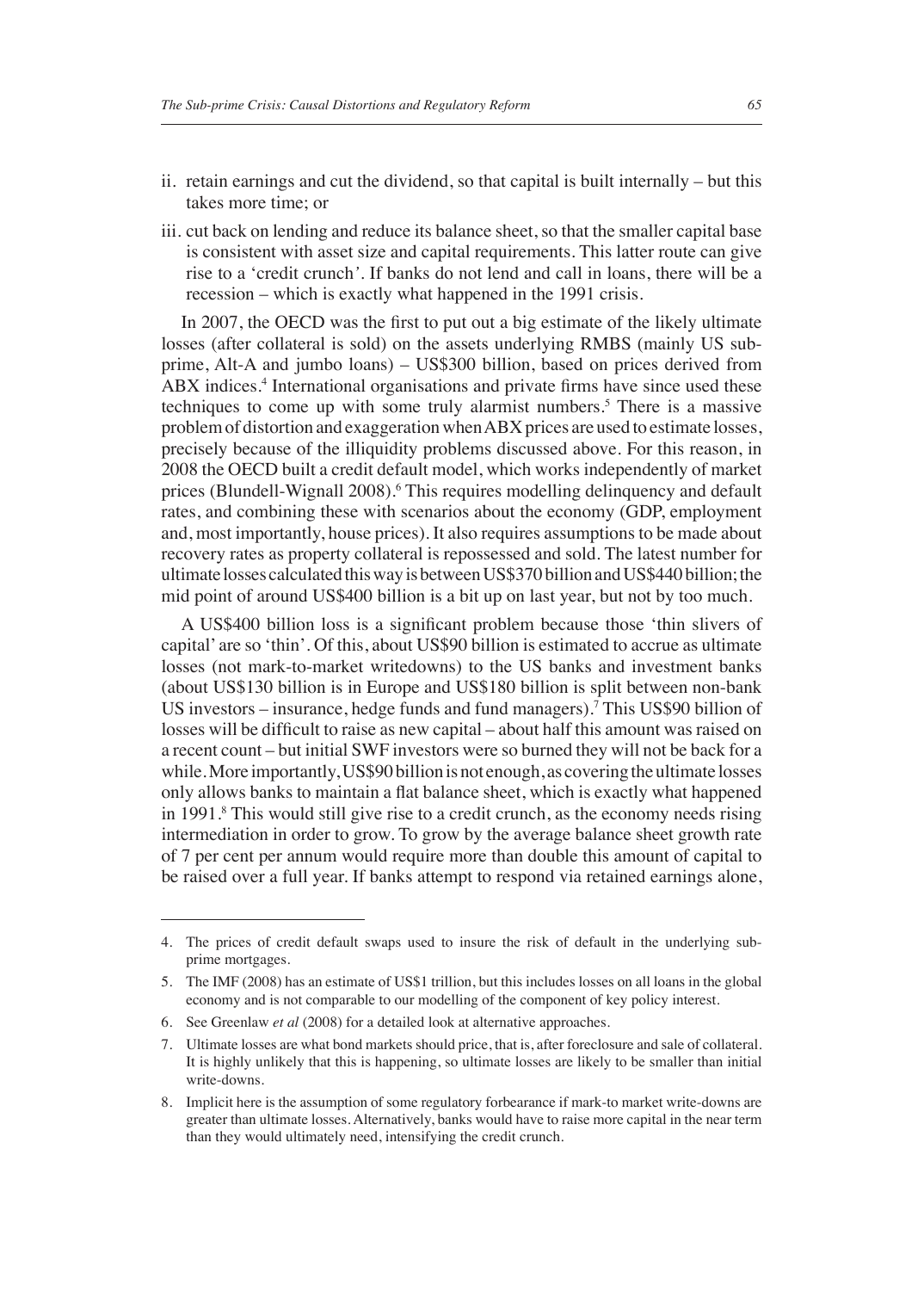ii. retain earnings and cut the dividend, so that capital is built internally – but this takes more time; or

iii. cut back on lending and reduce its balance sheet, so that the smaller capital base is consistent with asset size and capital requirements. This latter route can give rise to a 'credit crunch'. If banks do not lend and call in loans, there will be a recession – which is exactly what happened in the 1991 crisis.

In 2007, the OECD was the first to put out a big estimate of the likely ultimate losses (after collateral is sold) on the assets underlying RMBS (mainly US sub-prime, Alt-A and jumbo loans) – US$300 billion, based on prices derived from ABX indices.[4] International organisations and private firms have since used these techniques to come up with some truly alarmist numbers.[5] There is a massive problem of distortion and exaggeration when ABX prices are used to estimate losses, precisely because of the illiquidity problems discussed above. For this reason, in 2008 the OECD built a credit default model, which works independently of market prices (Blundell-Wignall 2008).[6] This requires modelling delinquency and default rates, and combining these with scenarios about the economy (GDP, employment and, most importantly, house prices). It also requires assumptions to be made about recovery rates as property collateral is repossessed and sold. The latest number for ultimate losses calculated this way is between US$370 billion and US$440 billion; the mid point of around US$400 billion is a bit up on last year, but not by too much.

A US$400 billion loss is a significant problem because those 'thin slivers of capital' are so 'thin'. Of this, about US$90 billion is estimated to accrue as ultimate losses (not mark-to-market writedowns) to the US banks and investment banks (about US$130 billion is in Europe and US$180 billion is split between non-bank US investors – insurance, hedge funds and fund managers).[7] This US$90 billion of losses will be difficult to raise as new capital – about half this amount was raised on a recent count – but initial SWF investors were so burned they will not be back for a while. More importantly, US$90 billion is not enough, as covering the ultimate losses only allows banks to maintain a flat balance sheet, which is exactly what happened in 1991.[8] This would still give rise to a credit crunch, as the economy needs rising intermediation in order to grow. To grow by the average balance sheet growth rate of 7 per cent per annum would require more than double this amount of capital to be raised over a full year. If banks attempt to respond via retained earnings alone,

---

4. The prices of credit default swaps used to insure the risk of default in the underlying sub-prime mortgages.

5. The IMF (2008) has an estimate of US$1 trillion, but this includes losses on all loans in the global economy and is not comparable to our modelling of the component of key policy interest.

6. See Greenlaw *et al* (2008) for a detailed look at alternative approaches.

7. Ultimate losses are what bond markets should price, that is, after foreclosure and sale of collateral. It is highly unlikely that this is happening, so ultimate losses are likely to be smaller than initial write-downs.

8. Implicit here is the assumption of some regulatory forbearance if mark-to market write-downs are greater than ultimate losses. Alternatively, banks would have to raise more capital in the near term than they would ultimately need, intensifying the credit crunch.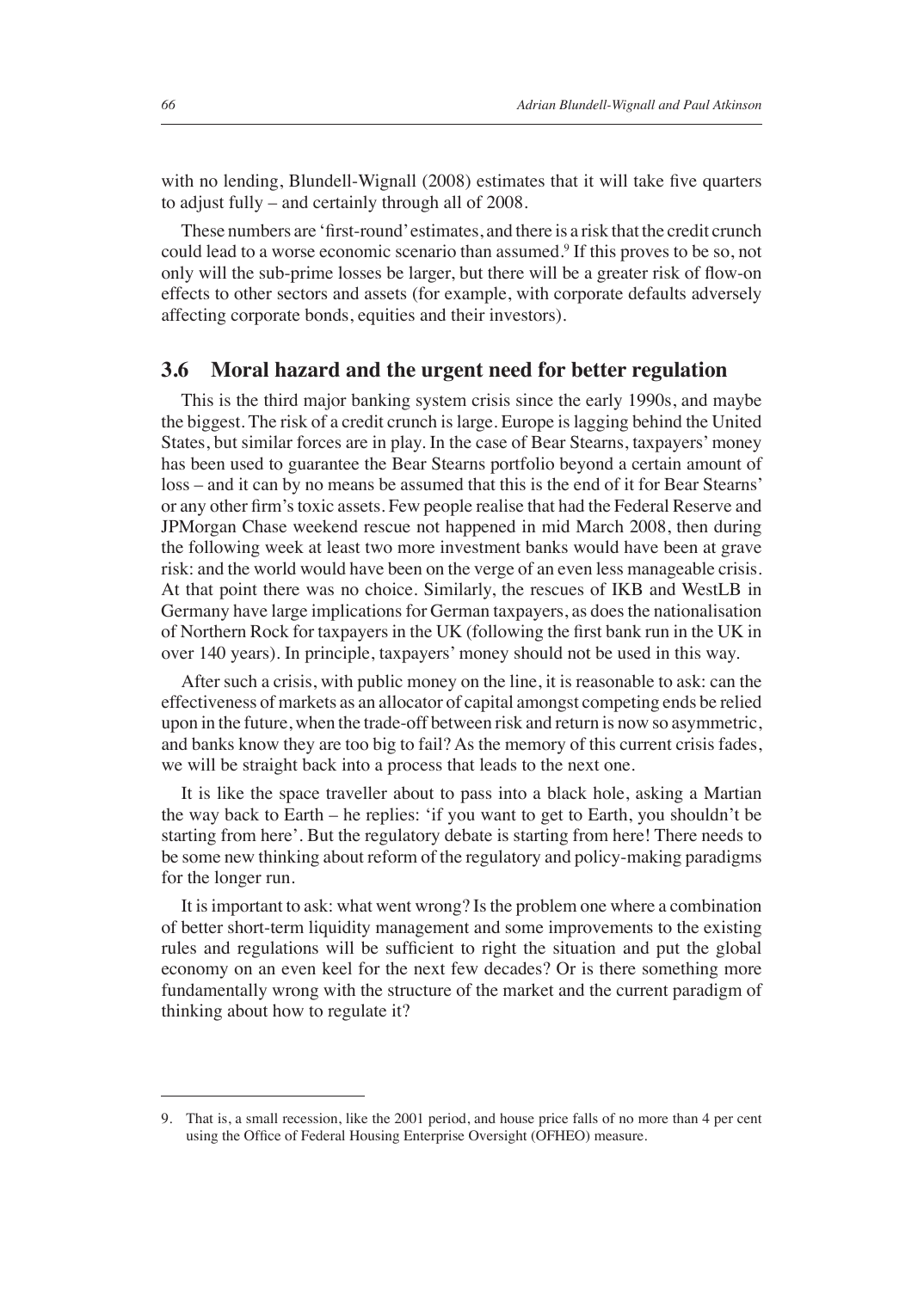with no lending, Blundell-Wignall (2008) estimates that it will take five quarters to adjust fully – and certainly through all of 2008.

These numbers are 'first-round' estimates, and there is a risk that the credit crunch could lead to a worse economic scenario than assumed.[9] If this proves to be so, not only will the sub-prime losses be larger, but there will be a greater risk of flow-on effects to other sectors and assets (for example, with corporate defaults adversely affecting corporate bonds, equities and their investors).

## 3.6 Moral hazard and the urgent need for better regulation

This is the third major banking system crisis since the early 1990s, and maybe the biggest. The risk of a credit crunch is large. Europe is lagging behind the United States, but similar forces are in play. In the case of Bear Stearns, taxpayers' money has been used to guarantee the Bear Stearns portfolio beyond a certain amount of loss – and it can by no means be assumed that this is the end of it for Bear Stearns' or any other firm's toxic assets. Few people realise that had the Federal Reserve and JPMorgan Chase weekend rescue not happened in mid March 2008, then during the following week at least two more investment banks would have been at grave risk: and the world would have been on the verge of an even less manageable crisis. At that point there was no choice. Similarly, the rescues of IKB and WestLB in Germany have large implications for German taxpayers, as does the nationalisation of Northern Rock for taxpayers in the UK (following the first bank run in the UK in over 140 years). In principle, taxpayers' money should not be used in this way.

After such a crisis, with public money on the line, it is reasonable to ask: can the effectiveness of markets as an allocator of capital amongst competing ends be relied upon in the future, when the trade-off between risk and return is now so asymmetric, and banks know they are too big to fail? As the memory of this current crisis fades, we will be straight back into a process that leads to the next one.

It is like the space traveller about to pass into a black hole, asking a Martian the way back to Earth – he replies: 'if you want to get to Earth, you shouldn't be starting from here'. But the regulatory debate is starting from here! There needs to be some new thinking about reform of the regulatory and policy-making paradigms for the longer run.

It is important to ask: what went wrong? Is the problem one where a combination of better short-term liquidity management and some improvements to the existing rules and regulations will be sufficient to right the situation and put the global economy on an even keel for the next few decades? Or is there something more fundamentally wrong with the structure of the market and the current paradigm of thinking about how to regulate it?

---

9. That is, a small recession, like the 2001 period, and house price falls of no more than 4 per cent using the Office of Federal Housing Enterprise Oversight (OFHEO) measure.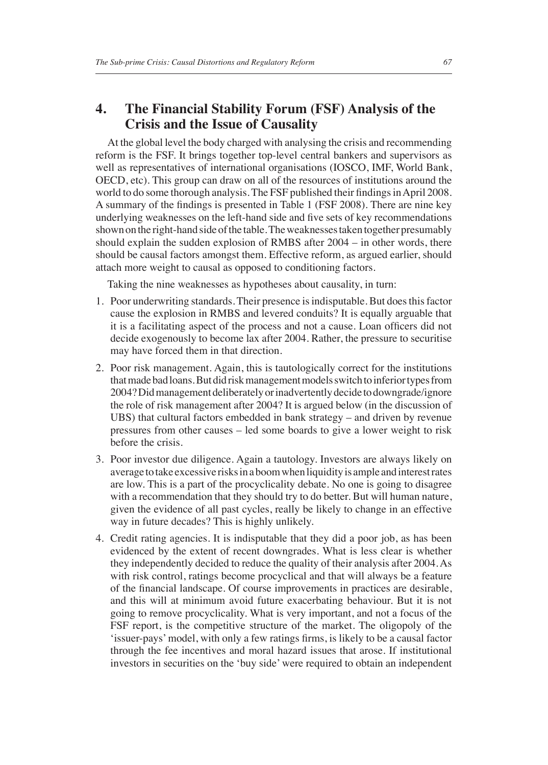## 4. The Financial Stability Forum (FSF) Analysis of the Crisis and the Issue of Causality

At the global level the body charged with analysing the crisis and recommending reform is the FSF. It brings together top-level central bankers and supervisors as well as representatives of international organisations (IOSCO, IMF, World Bank, OECD, etc). This group can draw on all of the resources of institutions around the world to do some thorough analysis. The FSF published their findings in April 2008. A summary of the findings is presented in Table 1 (FSF 2008). There are nine key underlying weaknesses on the left-hand side and five sets of key recommendations shown on the right-hand side of the table. The weaknesses taken together presumably should explain the sudden explosion of RMBS after 2004 – in other words, there should be causal factors amongst them. Effective reform, as argued earlier, should attach more weight to causal as opposed to conditioning factors.

Taking the nine weaknesses as hypotheses about causality, in turn:

1. Poor underwriting standards. Their presence is indisputable. But does this factor cause the explosion in RMBS and levered conduits? It is equally arguable that it is a facilitating aspect of the process and not a cause. Loan officers did not decide exogenously to become lax after 2004. Rather, the pressure to securitise may have forced them in that direction.
2. Poor risk management. Again, this is tautologically correct for the institutions that made bad loans. But did risk management models switch to inferior types from 2004? Did management deliberately or inadvertently decide to downgrade/ignore the role of risk management after 2004? It is argued below (in the discussion of UBS) that cultural factors embedded in bank strategy – and driven by revenue pressures from other causes – led some boards to give a lower weight to risk before the crisis.
3. Poor investor due diligence. Again a tautology. Investors are always likely on average to take excessive risks in a boom when liquidity is ample and interest rates are low. This is a part of the procyclicality debate. No one is going to disagree with a recommendation that they should try to do better. But will human nature, given the evidence of all past cycles, really be likely to change in an effective way in future decades? This is highly unlikely.
4. Credit rating agencies. It is indisputable that they did a poor job, as has been evidenced by the extent of recent downgrades. What is less clear is whether they independently decided to reduce the quality of their analysis after 2004. As with risk control, ratings become procyclical and that will always be a feature of the financial landscape. Of course improvements in practices are desirable, and this will at minimum avoid future exacerbating behaviour. But it is not going to remove procyclicality. What is very important, and not a focus of the FSF report, is the competitive structure of the market. The oligopoly of the 'issuer-pays' model, with only a few ratings firms, is likely to be a causal factor through the fee incentives and moral hazard issues that arose. If institutional investors in securities on the 'buy side' were required to obtain an independent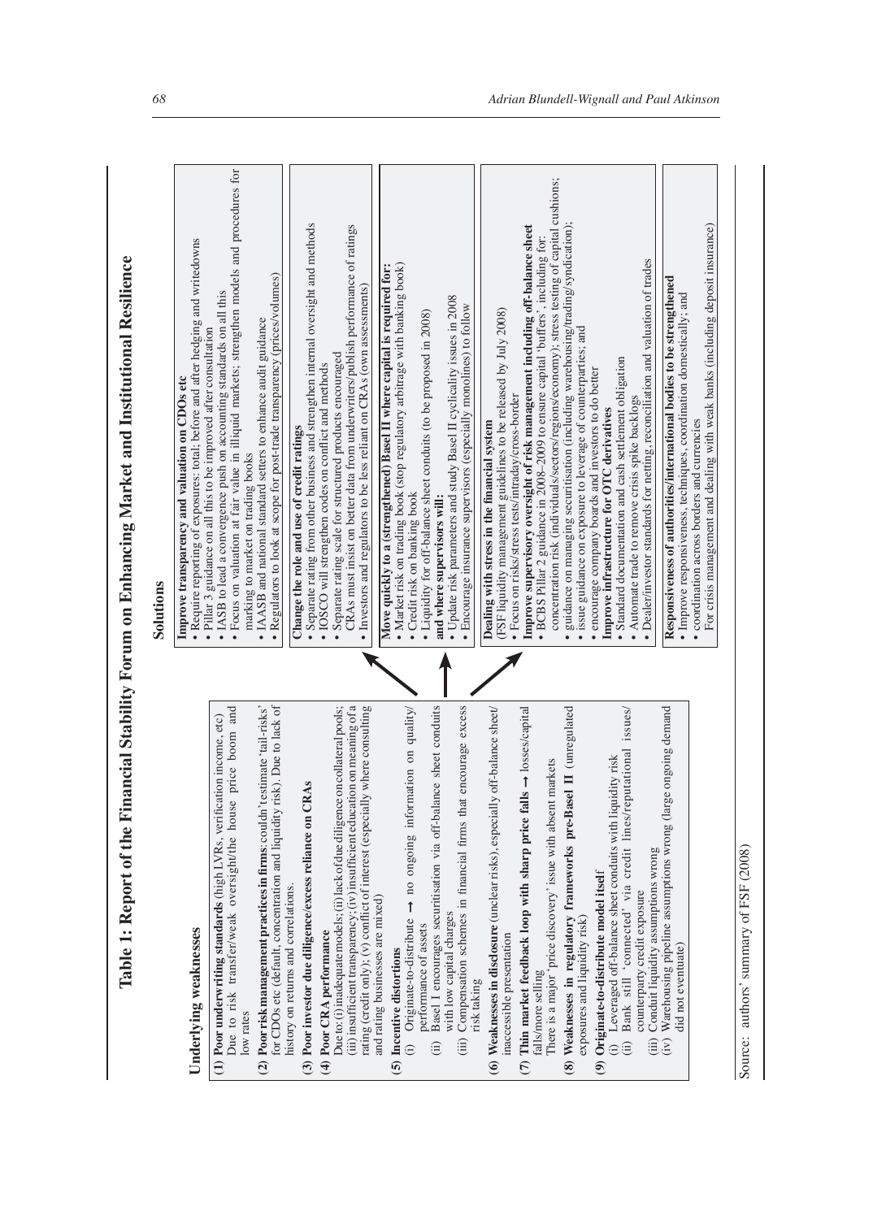# Table 1: Report of the Financial Stability Forum on Enhancing Market and Institutional Resilience

| Underlying weaknesses | Solutions |
|---|---|
| **(1) Poor underwriting standards** (high LVRs, verification income, etc) Due to risk transfer/weak oversight/the house price boom and low rates<br>**(2) Poor risk management practices in firms**: couldn't estimate 'tail-risks' for CDOs etc (default, concentration and liquidity risk). Due to lack of history on returns and correlations.<br>**(3) Poor investor due diligence/excess reliance on CRAs**<br>**(4) Poor CRA performance**<br>Due to: (i) inadequate models; (ii) lack of due diligence on collateral pools; (iii) insufficient transparency; (iv) insufficient education on meaning of a rating (credit only); (v) conflict of interest (especially where consulting and rating businesses are mixed) | **Improve transparency and valuation on CDOs etc**<br>• Require reporting of exposures: total; before and after hedging and writedowns<br>• Pillar 3 guidance on all this to be improved after consultation<br>• IASB to lead a convergence push on accounting standards on all this<br>• Focus on valuation at fair value in illiquid markets; strengthen models and procedures for marking to market on trading books<br>• IAASB and national standard setters to enhance audit guidance<br>• Regulators to look at scope for post-trade transparency (prices/volumes)<br><br>**Change the role and use of credit ratings**<br>• Separate rating from other business and strengthen internal oversight and methods<br>• IOSCO will strengthen codes on conflict and methods<br>• Separate rating scale for structured products encouraged<br>CRAs must insist on better data from underwriters/publish performance of ratings<br>• Investors and regulators to be less reliant on CRAs (own assessments) |
| **(5) Incentive distortions**<br>(i) Originate-to-distribute → no ongoing information on quality/performance of assets<br>(ii) Basel I encourages securitisation via off-balance sheet conduits with low capital charges<br>(iii) Compensation schemes in financial firms that encourage excess risk taking | **Move quickly to a (strengthened) Basel II where capital is required for:**<br>• Market risk on trading book (stop regulatory arbitrage with banking book)<br>• Credit risk on banking book<br>• Liquidity for off-balance sheet conduits (to be proposed in 2008)<br>**and where supervisors will:**<br>• Update risk parameters and study Basel II cyclicality issues in 2008<br>• Encourage insurance supervisors (especially monolines) to follow |
| **(6) Weaknesses in disclosure** (unclear risks), especially off-balance sheet/inaccessible presentation<br>**(7) Thin market feedback loop with sharp price falls → losses/capital falls/more selling**<br>There is a major 'price discovery' issue with absent markets<br>**(8) Weaknesses in regulatory frameworks pre-Basel II** (unregulated exposures and liquidity risk)<br>**(9) Originate-to-distribute model itself**<br>(i) Leveraged off-balance sheet conduits with liquidity risk<br>(ii) Bank still 'connected' via credit lines/reputational issues/counterparty credit exposure<br>(iii) Conduit liquidity assumptions wrong<br>(iv) Warehousing pipeline assumptions wrong (large ongoing demand did not eventuate) | **Dealing with stress in the financial system**<br>(FSF liquidity management guidelines to be released by July 2008)<br>• Focus on risks/stress tests/intraday/cross-border<br>**Improve supervisory oversight of risk management including off-balance sheet**<br>• BCBS Pillar 2 guidance in 2008–2009 to ensure capital 'buffers', including for: concentration risk (individuals/sectors/regions/economy); stress testing of capital cushions;<br>• guidance on managing securitisation (including warehousing/trading/syndication);<br>• issue guidance on exposure to leverage of counterparties; and<br>• encourage company boards and investors to do better<br>**Improve infrastructure for OTC derivatives**<br>• Standard documentation and cash settlement obligation<br>• Automate trade to remove crisis spike backlogs<br>• Dealer/investor standards for netting, reconciliation and valuation of trades<br><br>**Responsiveness of authorities/international bodies to be strengthened**<br>• Improve responsiveness, techniques, coordination domestically; and<br>• coordination across borders and currencies<br>For crisis management and dealing with weak banks (including deposit insurance) |

Source: authors' summary of FSF (2008)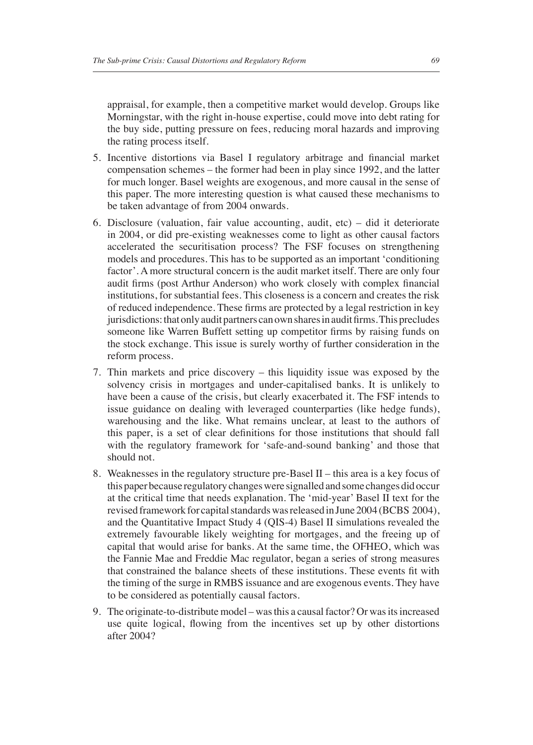appraisal, for example, then a competitive market would develop. Groups like Morningstar, with the right in-house expertise, could move into debt rating for the buy side, putting pressure on fees, reducing moral hazards and improving the rating process itself.

5. Incentive distortions via Basel I regulatory arbitrage and financial market compensation schemes – the former had been in play since 1992, and the latter for much longer. Basel weights are exogenous, and more causal in the sense of this paper. The more interesting question is what caused these mechanisms to be taken advantage of from 2004 onwards.
6. Disclosure (valuation, fair value accounting, audit, etc) – did it deteriorate in 2004, or did pre-existing weaknesses come to light as other causal factors accelerated the securitisation process? The FSF focuses on strengthening models and procedures. This has to be supported as an important 'conditioning factor'. A more structural concern is the audit market itself. There are only four audit firms (post Arthur Anderson) who work closely with complex financial institutions, for substantial fees. This closeness is a concern and creates the risk of reduced independence. These firms are protected by a legal restriction in key jurisdictions: that only audit partners can own shares in audit firms. This precludes someone like Warren Buffett setting up competitor firms by raising funds on the stock exchange. This issue is surely worthy of further consideration in the reform process.
7. Thin markets and price discovery – this liquidity issue was exposed by the solvency crisis in mortgages and under-capitalised banks. It is unlikely to have been a cause of the crisis, but clearly exacerbated it. The FSF intends to issue guidance on dealing with leveraged counterparties (like hedge funds), warehousing and the like. What remains unclear, at least to the authors of this paper, is a set of clear definitions for those institutions that should fall with the regulatory framework for 'safe-and-sound banking' and those that should not.
8. Weaknesses in the regulatory structure pre-Basel II – this area is a key focus of this paper because regulatory changes were signalled and some changes did occur at the critical time that needs explanation. The 'mid-year' Basel II text for the revised framework for capital standards was released in June 2004 (BCBS 2004), and the Quantitative Impact Study 4 (QIS-4) Basel II simulations revealed the extremely favourable likely weighting for mortgages, and the freeing up of capital that would arise for banks. At the same time, the OFHEO, which was the Fannie Mae and Freddie Mac regulator, began a series of strong measures that constrained the balance sheets of these institutions. These events fit with the timing of the surge in RMBS issuance and are exogenous events. They have to be considered as potentially causal factors.
9. The originate-to-distribute model – was this a causal factor? Or was its increased use quite logical, flowing from the incentives set up by other distortions after 2004?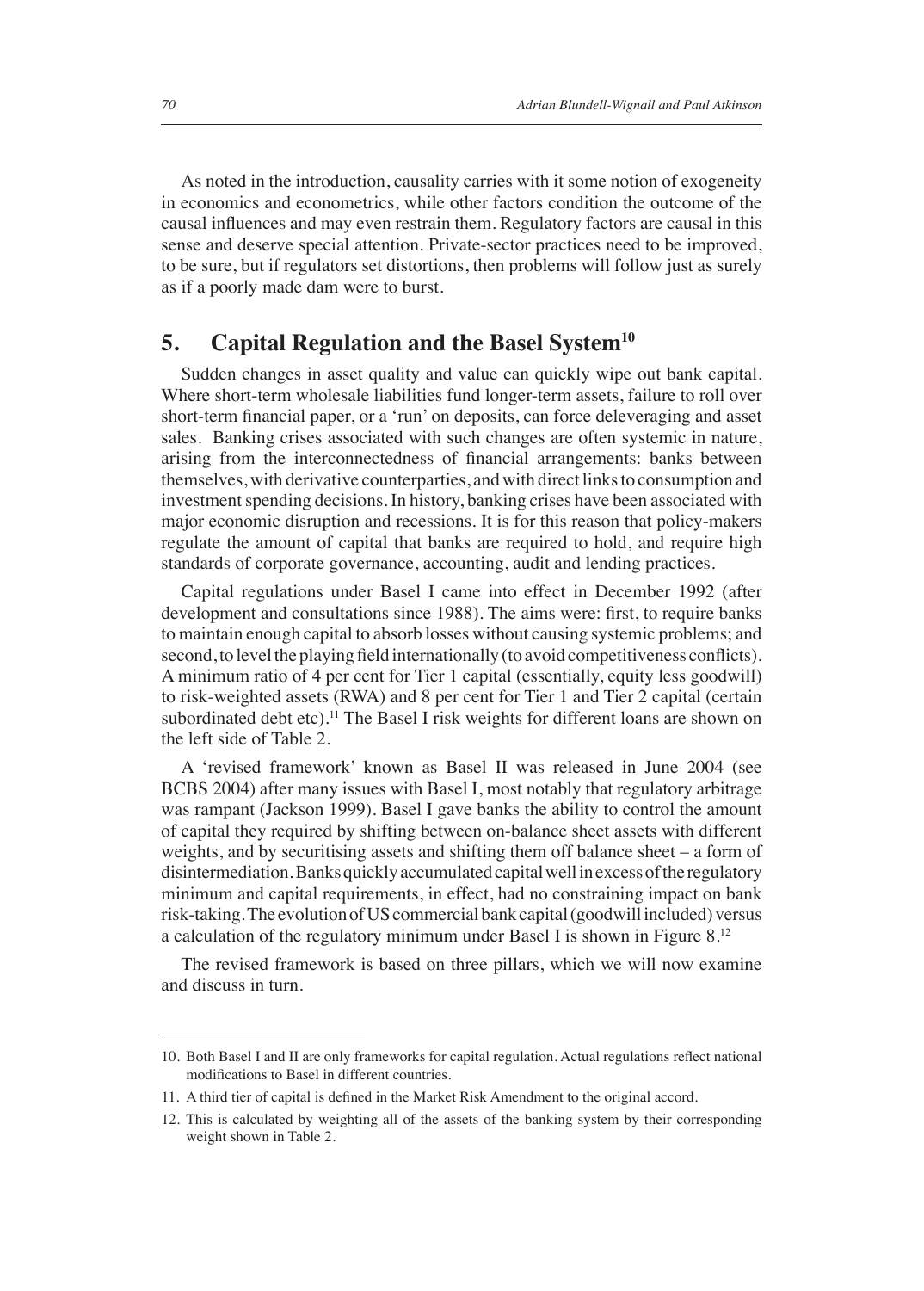As noted in the introduction, causality carries with it some notion of exogeneity in economics and econometrics, while other factors condition the outcome of the causal influences and may even restrain them. Regulatory factors are causal in this sense and deserve special attention. Private-sector practices need to be improved, to be sure, but if regulators set distortions, then problems will follow just as surely as if a poorly made dam were to burst.

## 5. Capital Regulation and the Basel System[10]

Sudden changes in asset quality and value can quickly wipe out bank capital. Where short-term wholesale liabilities fund longer-term assets, failure to roll over short-term financial paper, or a 'run' on deposits, can force deleveraging and asset sales. Banking crises associated with such changes are often systemic in nature, arising from the interconnectedness of financial arrangements: banks between themselves, with derivative counterparties, and with direct links to consumption and investment spending decisions. In history, banking crises have been associated with major economic disruption and recessions. It is for this reason that policy-makers regulate the amount of capital that banks are required to hold, and require high standards of corporate governance, accounting, audit and lending practices.

Capital regulations under Basel I came into effect in December 1992 (after development and consultations since 1988). The aims were: first, to require banks to maintain enough capital to absorb losses without causing systemic problems; and second, to level the playing field internationally (to avoid competitiveness conflicts). A minimum ratio of 4 per cent for Tier 1 capital (essentially, equity less goodwill) to risk-weighted assets (RWA) and 8 per cent for Tier 1 and Tier 2 capital (certain subordinated debt etc).[11] The Basel I risk weights for different loans are shown on the left side of Table 2.

A 'revised framework' known as Basel II was released in June 2004 (see BCBS 2004) after many issues with Basel I, most notably that regulatory arbitrage was rampant (Jackson 1999). Basel I gave banks the ability to control the amount of capital they required by shifting between on-balance sheet assets with different weights, and by securitising assets and shifting them off balance sheet – a form of disintermediation. Banks quickly accumulated capital well in excess of the regulatory minimum and capital requirements, in effect, had no constraining impact on bank risk-taking. The evolution of US commercial bank capital (goodwill included) versus a calculation of the regulatory minimum under Basel I is shown in Figure 8.[12]

The revised framework is based on three pillars, which we will now examine and discuss in turn.

---

10. Both Basel I and II are only frameworks for capital regulation. Actual regulations reflect national modifications to Basel in different countries.

11. A third tier of capital is defined in the Market Risk Amendment to the original accord.

12. This is calculated by weighting all of the assets of the banking system by their corresponding weight shown in Table 2.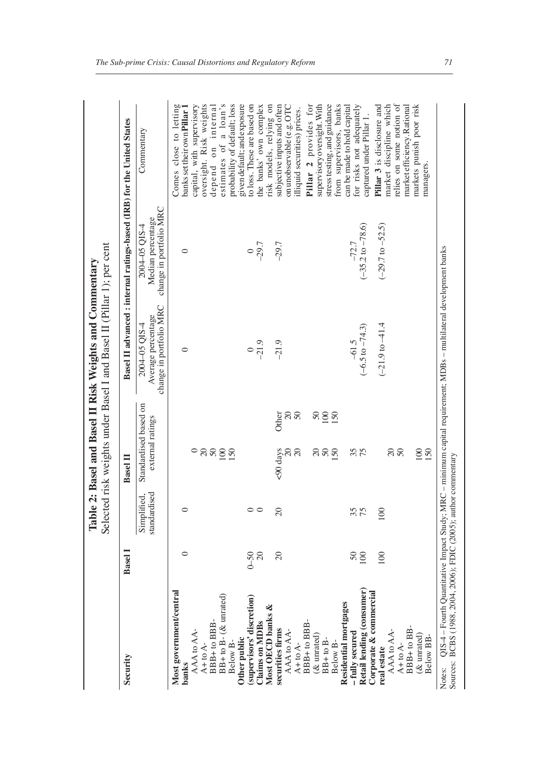**Table 2: Basel and Basel II Risk Weights and Commentary**

Selected risk weights under Basel I and Basel II (Pillar 1); per cent

| Security | Basel I | Basel II | | | Basel II advanced : internal ratings-based (IRB) for the United States | | |
|---|---|---|---|---|---|---|---|
| | | Simplified, standardised | Standardised based on external ratings | | 2004–05 QIS-4 Average percentage change in portfolio MRC | 2004–05 QIS-4 Median percentage change in portfolio MRC | Commentary |
| **Most government/central banks** | 0 | 0 | | | 0 | 0 | Comes close to letting banks set their own **Pillar 1** capital, with supervisory oversight. Risk weights depend on internal estimates of a loan's probability of default; loss given default; and exposure to loss. These are based on the banks' own complex risk models, relying on subjective inputs and often on unobservable (e.g. OTC illiquid securities) prices. **Pillar 2** provides for supervisory oversight. With stress testing, and guidance from supervisors, banks can be made to hold capital for risks not adequately captured under Pillar 1. **Pillar 3** is disclosure and market discipline which relies on some notion of market efficiency. Rational markets punish poor risk managers. |
| AAA to AA- | | | 0 | | | | |
| A+ to A- | | | 20 | | | | |
| BBB+ to BBB- | | | 50 | | | | |
| BB+ to B- (& unrated) | | | 100 | | | | |
| Below B- | | | 150 | | | | |
| **Other public (supervisors' discretion)** | 0–50 | 0 | | | 0 | 0 | |
| **Claims on MDBs** | 20 | 0 | | | −21.9 | −29.7 | |
| **Most OECD banks & securities firms** | 20 | 20 | <90 days | Other | −21.9 | −29.7 | |
| AAA to AA- | | | 20 | 20 | | | |
| A+ to A- | | | 20 | 50 | | | |
| BBB+ to BBB- (& unrated) | | | 20 | 50 | | | |
| BB+ to B- | | | 50 | 100 | | | |
| Below B- | | | 150 | 150 | | | |
| **Residential mortgages – fully secured** | 50 | 35 | 35 | | −61.5 | −72.7 | |
| **Retail lending (consumer)** | 100 | 75 | 75 | | (−6.5 to −74.3) | (−35.2 to −78.6) | |
| **Corporate & commercial real estate** | 100 | 100 | | | (−21.9 to −41.4 | (−29.7 to −52.5) | |
| AAA to AA- | | | 20 | | | | |
| A+ to A- | | | 50 | | | | |
| BBB+ to BB- (& unrated) | | | 100 | | | | |
| Below BB- | | | 150 | | | | |

Notes: QIS-4 – Fourth Quantitative Impact Study; MRC – minimum capital requirement; MDBs – multilateral development banks

Sources: BCBS (1988, 2004, 2006); FDIC (2005); author commentary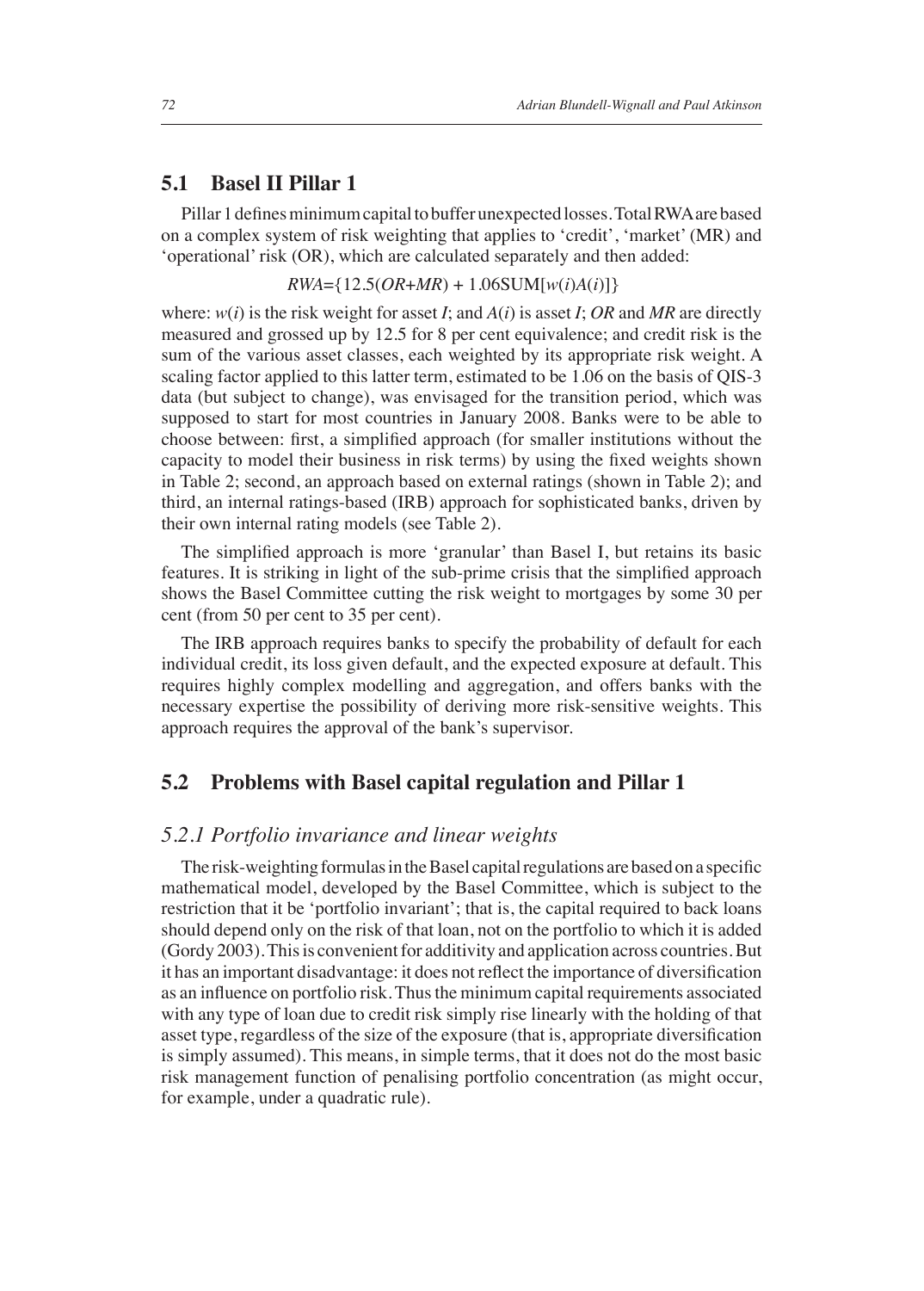## 5.1 Basel II Pillar 1

Pillar 1 defines minimum capital to buffer unexpected losses. Total RWA are based on a complex system of risk weighting that applies to 'credit', 'market' (MR) and 'operational' risk (OR), which are calculated separately and then added:

$$RWA = \{12.5(OR + MR) + 1.06\text{SUM}[w(i)A(i)]\}$$

where: $w(i)$ is the risk weight for asset $I$; and $A(i)$ is asset $I$; $OR$ and $MR$ are directly measured and grossed up by 12.5 for 8 per cent equivalence; and credit risk is the sum of the various asset classes, each weighted by its appropriate risk weight. A scaling factor applied to this latter term, estimated to be 1.06 on the basis of QIS-3 data (but subject to change), was envisaged for the transition period, which was supposed to start for most countries in January 2008. Banks were to be able to choose between: first, a simplified approach (for smaller institutions without the capacity to model their business in risk terms) by using the fixed weights shown in Table 2; second, an approach based on external ratings (shown in Table 2); and third, an internal ratings-based (IRB) approach for sophisticated banks, driven by their own internal rating models (see Table 2).

The simplified approach is more 'granular' than Basel I, but retains its basic features. It is striking in light of the sub-prime crisis that the simplified approach shows the Basel Committee cutting the risk weight to mortgages by some 30 per cent (from 50 per cent to 35 per cent).

The IRB approach requires banks to specify the probability of default for each individual credit, its loss given default, and the expected exposure at default. This requires highly complex modelling and aggregation, and offers banks with the necessary expertise the possibility of deriving more risk-sensitive weights. This approach requires the approval of the bank's supervisor.

## 5.2 Problems with Basel capital regulation and Pillar 1

### *5.2.1 Portfolio invariance and linear weights*

The risk-weighting formulas in the Basel capital regulations are based on a specific mathematical model, developed by the Basel Committee, which is subject to the restriction that it be 'portfolio invariant'; that is, the capital required to back loans should depend only on the risk of that loan, not on the portfolio to which it is added (Gordy 2003). This is convenient for additivity and application across countries. But it has an important disadvantage: it does not reflect the importance of diversification as an influence on portfolio risk. Thus the minimum capital requirements associated with any type of loan due to credit risk simply rise linearly with the holding of that asset type, regardless of the size of the exposure (that is, appropriate diversification is simply assumed). This means, in simple terms, that it does not do the most basic risk management function of penalising portfolio concentration (as might occur, for example, under a quadratic rule).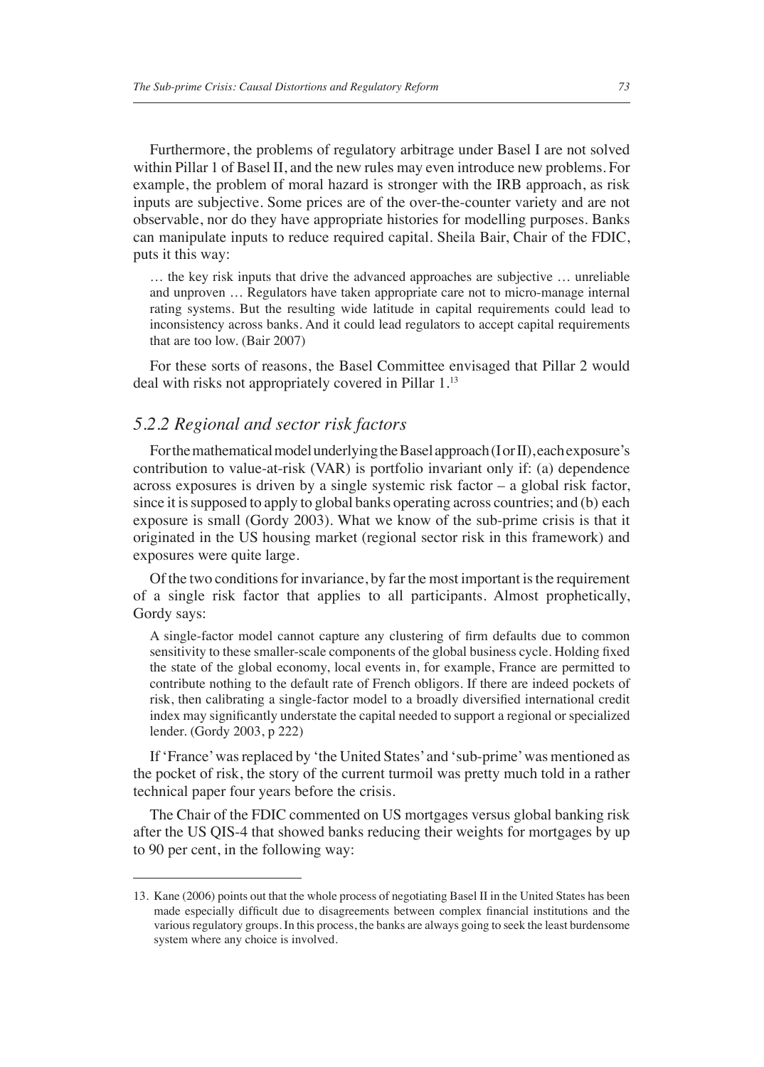Furthermore, the problems of regulatory arbitrage under Basel I are not solved within Pillar 1 of Basel II, and the new rules may even introduce new problems. For example, the problem of moral hazard is stronger with the IRB approach, as risk inputs are subjective. Some prices are of the over-the-counter variety and are not observable, nor do they have appropriate histories for modelling purposes. Banks can manipulate inputs to reduce required capital. Sheila Bair, Chair of the FDIC, puts it this way:

> … the key risk inputs that drive the advanced approaches are subjective … unreliable and unproven … Regulators have taken appropriate care not to micro-manage internal rating systems. But the resulting wide latitude in capital requirements could lead to inconsistency across banks. And it could lead regulators to accept capital requirements that are too low. (Bair 2007)

For these sorts of reasons, the Basel Committee envisaged that Pillar 2 would deal with risks not appropriately covered in Pillar 1.[13]

### *5.2.2 Regional and sector risk factors*

For the mathematical model underlying the Basel approach (I or II), each exposure's contribution to value-at-risk (VAR) is portfolio invariant only if: (a) dependence across exposures is driven by a single systemic risk factor – a global risk factor, since it is supposed to apply to global banks operating across countries; and (b) each exposure is small (Gordy 2003). What we know of the sub-prime crisis is that it originated in the US housing market (regional sector risk in this framework) and exposures were quite large.

Of the two conditions for invariance, by far the most important is the requirement of a single risk factor that applies to all participants. Almost prophetically, Gordy says:

> A single-factor model cannot capture any clustering of firm defaults due to common sensitivity to these smaller-scale components of the global business cycle. Holding fixed the state of the global economy, local events in, for example, France are permitted to contribute nothing to the default rate of French obligors. If there are indeed pockets of risk, then calibrating a single-factor model to a broadly diversified international credit index may significantly understate the capital needed to support a regional or specialized lender. (Gordy 2003, p 222)

If 'France' was replaced by 'the United States' and 'sub-prime' was mentioned as the pocket of risk, the story of the current turmoil was pretty much told in a rather technical paper four years before the crisis.

The Chair of the FDIC commented on US mortgages versus global banking risk after the US QIS-4 that showed banks reducing their weights for mortgages by up to 90 per cent, in the following way:

---

13. Kane (2006) points out that the whole process of negotiating Basel II in the United States has been made especially difficult due to disagreements between complex financial institutions and the various regulatory groups. In this process, the banks are always going to seek the least burdensome system where any choice is involved.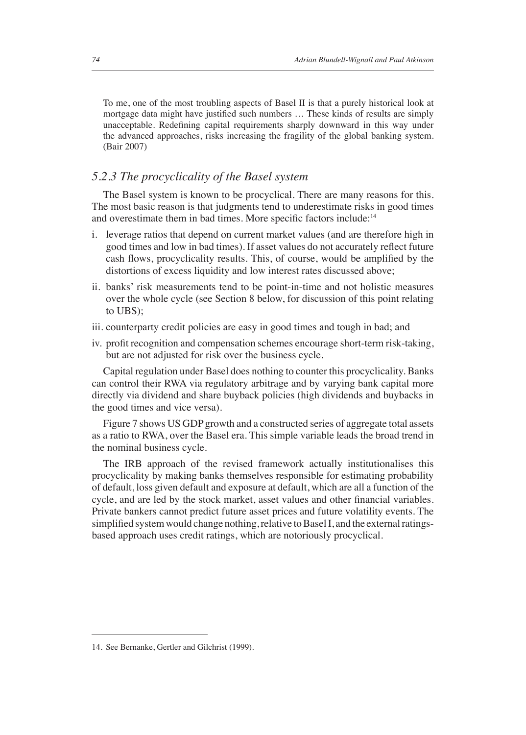> To me, one of the most troubling aspects of Basel II is that a purely historical look at mortgage data might have justified such numbers … These kinds of results are simply unacceptable. Redefining capital requirements sharply downward in this way under the advanced approaches, risks increasing the fragility of the global banking system. (Bair 2007)

### *5.2.3 The procyclicality of the Basel system*

The Basel system is known to be procyclical. There are many reasons for this. The most basic reason is that judgments tend to underestimate risks in good times and overestimate them in bad times. More specific factors include:[14]

i. leverage ratios that depend on current market values (and are therefore high in good times and low in bad times). If asset values do not accurately reflect future cash flows, procyclicality results. This, of course, would be amplified by the distortions of excess liquidity and low interest rates discussed above;

ii. banks' risk measurements tend to be point-in-time and not holistic measures over the whole cycle (see Section 8 below, for discussion of this point relating to UBS);

iii. counterparty credit policies are easy in good times and tough in bad; and

iv. profit recognition and compensation schemes encourage short-term risk-taking, but are not adjusted for risk over the business cycle.

Capital regulation under Basel does nothing to counter this procyclicality. Banks can control their RWA via regulatory arbitrage and by varying bank capital more directly via dividend and share buyback policies (high dividends and buybacks in the good times and vice versa).

Figure 7 shows US GDP growth and a constructed series of aggregate total assets as a ratio to RWA, over the Basel era. This simple variable leads the broad trend in the nominal business cycle.

The IRB approach of the revised framework actually institutionalises this procyclicality by making banks themselves responsible for estimating probability of default, loss given default and exposure at default, which are all a function of the cycle, and are led by the stock market, asset values and other financial variables. Private bankers cannot predict future asset prices and future volatility events. The simplified system would change nothing, relative to Basel I, and the external ratings-based approach uses credit ratings, which are notoriously procyclical.

---

14. See Bernanke, Gertler and Gilchrist (1999).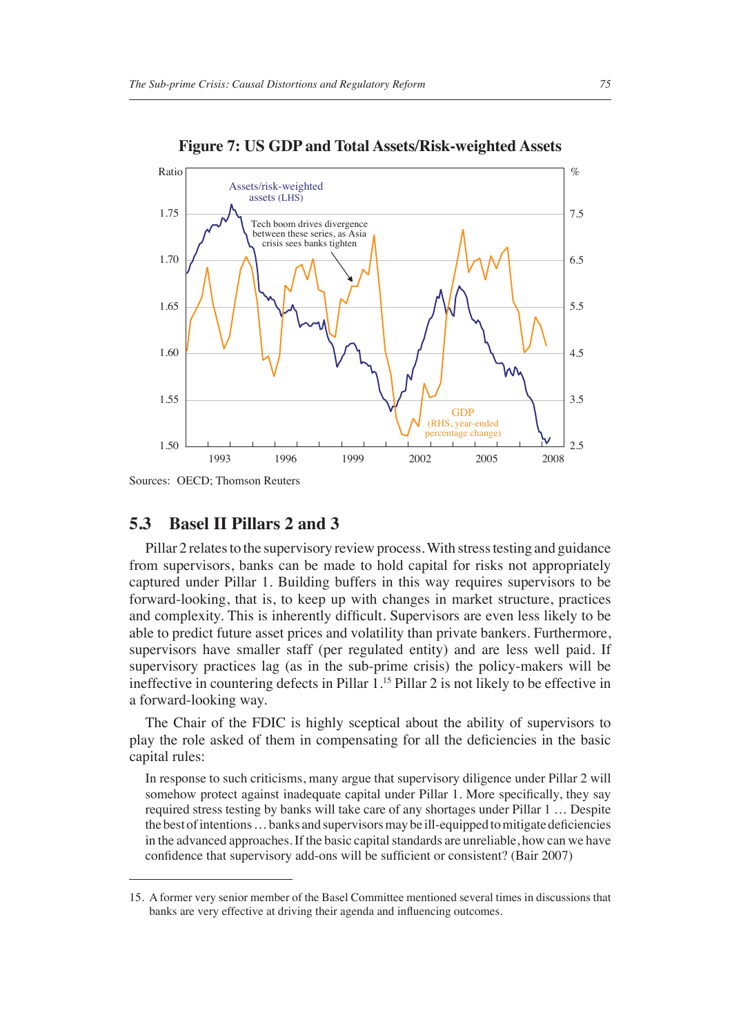**Figure 7: US GDP and Total Assets/Risk-weighted Assets**

Sources: OECD; Thomson Reuters

## 5.3 Basel II Pillars 2 and 3

Pillar 2 relates to the supervisory review process. With stress testing and guidance from supervisors, banks can be made to hold capital for risks not appropriately captured under Pillar 1. Building buffers in this way requires supervisors to be forward-looking, that is, to keep up with changes in market structure, practices and complexity. This is inherently difficult. Supervisors are even less likely to be able to predict future asset prices and volatility than private bankers. Furthermore, supervisors have smaller staff (per regulated entity) and are less well paid. If supervisory practices lag (as in the sub-prime crisis) the policy-makers will be ineffective in countering defects in Pillar 1.[15] Pillar 2 is not likely to be effective in a forward-looking way.

The Chair of the FDIC is highly sceptical about the ability of supervisors to play the role asked of them in compensating for all the deficiencies in the basic capital rules:

> In response to such criticisms, many argue that supervisory diligence under Pillar 2 will somehow protect against inadequate capital under Pillar 1. More specifically, they say required stress testing by banks will take care of any shortages under Pillar 1 … Despite the best of intentions … banks and supervisors may be ill-equipped to mitigate deficiencies in the advanced approaches. If the basic capital standards are unreliable, how can we have confidence that supervisory add-ons will be sufficient or consistent? (Bair 2007)

15. A former very senior member of the Basel Committee mentioned several times in discussions that banks are very effective at driving their agenda and influencing outcomes.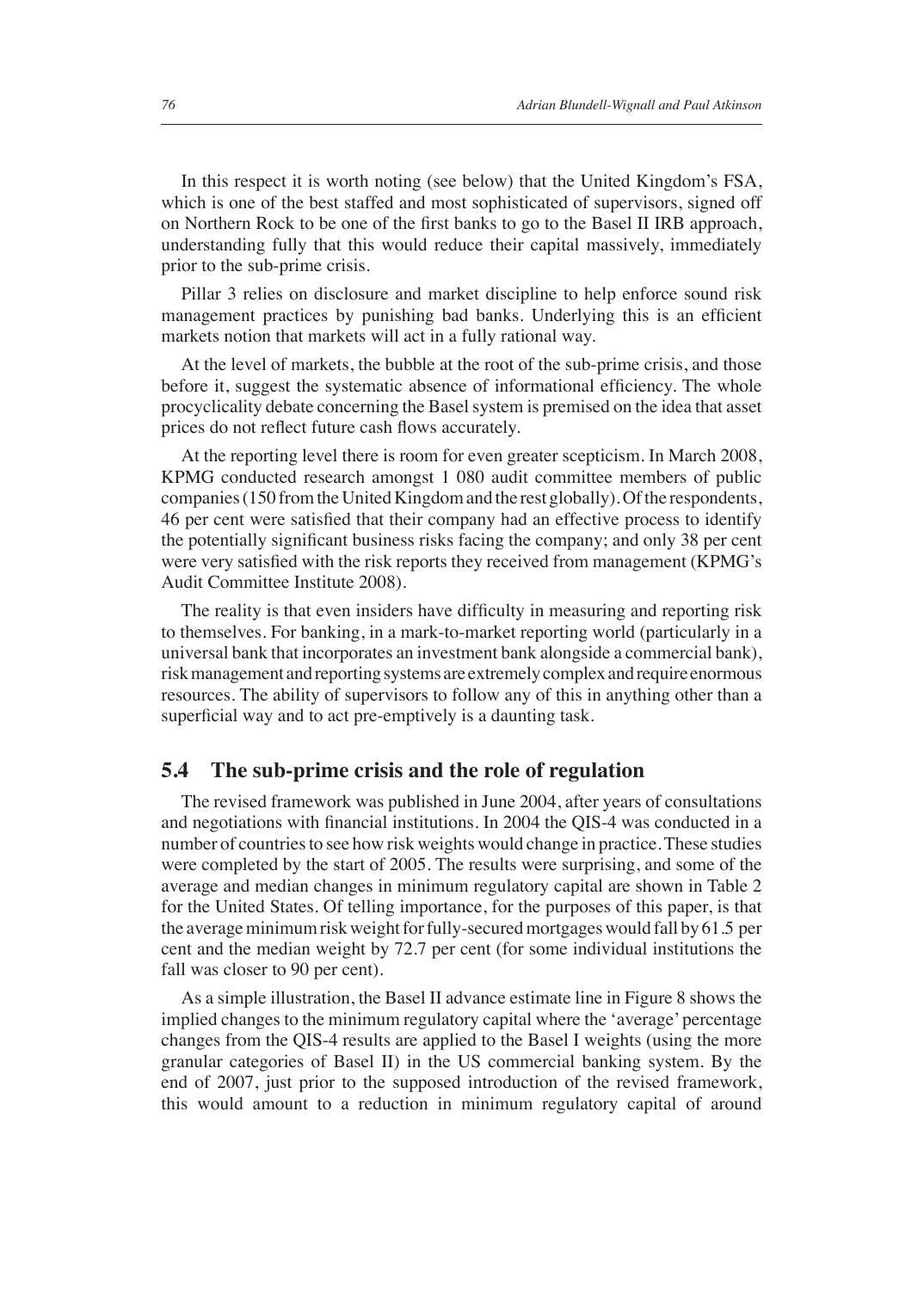In this respect it is worth noting (see below) that the United Kingdom's FSA, which is one of the best staffed and most sophisticated of supervisors, signed off on Northern Rock to be one of the first banks to go to the Basel II IRB approach, understanding fully that this would reduce their capital massively, immediately prior to the sub-prime crisis.

Pillar 3 relies on disclosure and market discipline to help enforce sound risk management practices by punishing bad banks. Underlying this is an efficient markets notion that markets will act in a fully rational way.

At the level of markets, the bubble at the root of the sub-prime crisis, and those before it, suggest the systematic absence of informational efficiency. The whole procyclicality debate concerning the Basel system is premised on the idea that asset prices do not reflect future cash flows accurately.

At the reporting level there is room for even greater scepticism. In March 2008, KPMG conducted research amongst 1 080 audit committee members of public companies (150 from the United Kingdom and the rest globally). Of the respondents, 46 per cent were satisfied that their company had an effective process to identify the potentially significant business risks facing the company; and only 38 per cent were very satisfied with the risk reports they received from management (KPMG's Audit Committee Institute 2008).

The reality is that even insiders have difficulty in measuring and reporting risk to themselves. For banking, in a mark-to-market reporting world (particularly in a universal bank that incorporates an investment bank alongside a commercial bank), risk management and reporting systems are extremely complex and require enormous resources. The ability of supervisors to follow any of this in anything other than a superficial way and to act pre-emptively is a daunting task.

## 5.4 The sub-prime crisis and the role of regulation

The revised framework was published in June 2004, after years of consultations and negotiations with financial institutions. In 2004 the QIS-4 was conducted in a number of countries to see how risk weights would change in practice. These studies were completed by the start of 2005. The results were surprising, and some of the average and median changes in minimum regulatory capital are shown in Table 2 for the United States. Of telling importance, for the purposes of this paper, is that the average minimum risk weight for fully-secured mortgages would fall by 61.5 per cent and the median weight by 72.7 per cent (for some individual institutions the fall was closer to 90 per cent).

As a simple illustration, the Basel II advance estimate line in Figure 8 shows the implied changes to the minimum regulatory capital where the 'average' percentage changes from the QIS-4 results are applied to the Basel I weights (using the more granular categories of Basel II) in the US commercial banking system. By the end of 2007, just prior to the supposed introduction of the revised framework, this would amount to a reduction in minimum regulatory capital of around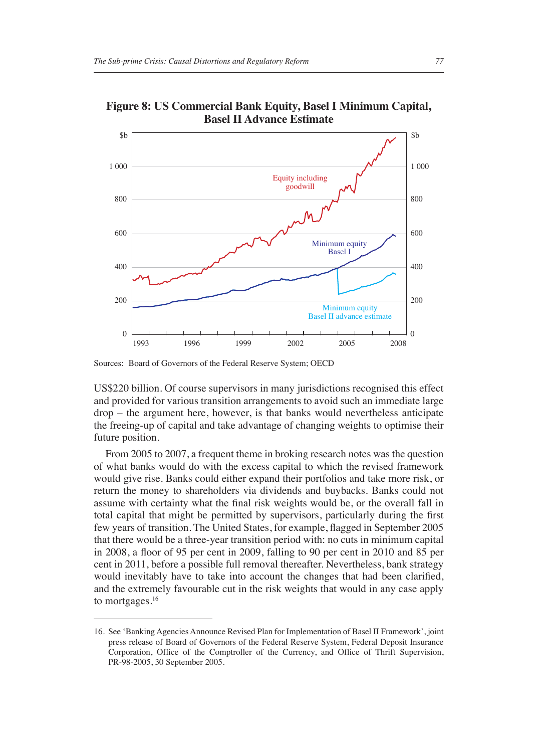**Figure 8: US Commercial Bank Equity, Basel I Minimum Capital, Basel II Advance Estimate**

Sources: Board of Governors of the Federal Reserve System; OECD

US$220 billion. Of course supervisors in many jurisdictions recognised this effect and provided for various transition arrangements to avoid such an immediate large drop – the argument here, however, is that banks would nevertheless anticipate the freeing-up of capital and take advantage of changing weights to optimise their future position.

From 2005 to 2007, a frequent theme in broking research notes was the question of what banks would do with the excess capital to which the revised framework would give rise. Banks could either expand their portfolios and take more risk, or return the money to shareholders via dividends and buybacks. Banks could not assume with certainty what the final risk weights would be, or the overall fall in total capital that might be permitted by supervisors, particularly during the first few years of transition. The United States, for example, flagged in September 2005 that there would be a three-year transition period with: no cuts in minimum capital in 2008, a floor of 95 per cent in 2009, falling to 90 per cent in 2010 and 85 per cent in 2011, before a possible full removal thereafter. Nevertheless, bank strategy would inevitably have to take into account the changes that had been clarified, and the extremely favourable cut in the risk weights that would in any case apply to mortgages.[16]

16. See 'Banking Agencies Announce Revised Plan for Implementation of Basel II Framework', joint press release of Board of Governors of the Federal Reserve System, Federal Deposit Insurance Corporation, Office of the Comptroller of the Currency, and Office of Thrift Supervision, PR-98-2005, 30 September 2005.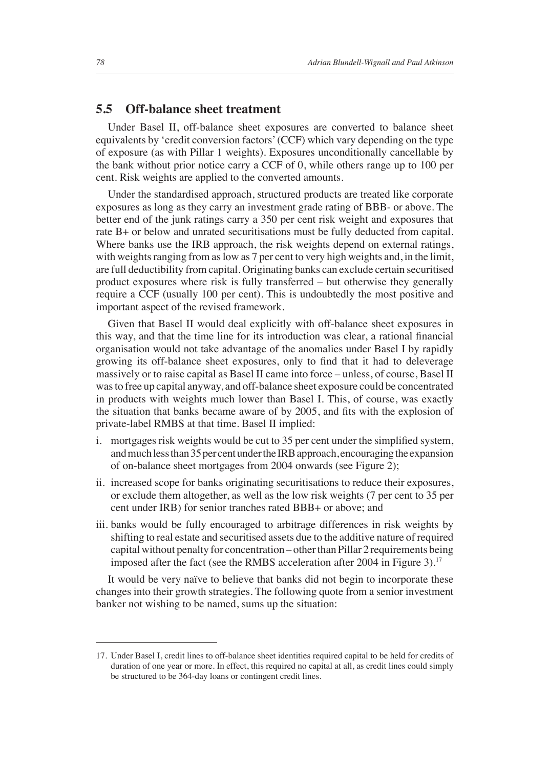## 5.5 Off-balance sheet treatment

Under Basel II, off-balance sheet exposures are converted to balance sheet equivalents by 'credit conversion factors' (CCF) which vary depending on the type of exposure (as with Pillar 1 weights). Exposures unconditionally cancellable by the bank without prior notice carry a CCF of 0, while others range up to 100 per cent. Risk weights are applied to the converted amounts.

Under the standardised approach, structured products are treated like corporate exposures as long as they carry an investment grade rating of BBB- or above. The better end of the junk ratings carry a 350 per cent risk weight and exposures that rate B+ or below and unrated securitisations must be fully deducted from capital. Where banks use the IRB approach, the risk weights depend on external ratings, with weights ranging from as low as 7 per cent to very high weights and, in the limit, are full deductibility from capital. Originating banks can exclude certain securitised product exposures where risk is fully transferred – but otherwise they generally require a CCF (usually 100 per cent). This is undoubtedly the most positive and important aspect of the revised framework.

Given that Basel II would deal explicitly with off-balance sheet exposures in this way, and that the time line for its introduction was clear, a rational financial organisation would not take advantage of the anomalies under Basel I by rapidly growing its off-balance sheet exposures, only to find that it had to deleverage massively or to raise capital as Basel II came into force – unless, of course, Basel II was to free up capital anyway, and off-balance sheet exposure could be concentrated in products with weights much lower than Basel I. This, of course, was exactly the situation that banks became aware of by 2005, and fits with the explosion of private-label RMBS at that time. Basel II implied:

i. mortgages risk weights would be cut to 35 per cent under the simplified system, and much less than 35 per cent under the IRB approach, encouraging the expansion of on-balance sheet mortgages from 2004 onwards (see Figure 2);

ii. increased scope for banks originating securitisations to reduce their exposures, or exclude them altogether, as well as the low risk weights (7 per cent to 35 per cent under IRB) for senior tranches rated BBB+ or above; and

iii. banks would be fully encouraged to arbitrage differences in risk weights by shifting to real estate and securitised assets due to the additive nature of required capital without penalty for concentration – other than Pillar 2 requirements being imposed after the fact (see the RMBS acceleration after 2004 in Figure 3).[17]

It would be very naïve to believe that banks did not begin to incorporate these changes into their growth strategies. The following quote from a senior investment banker not wishing to be named, sums up the situation:

17. Under Basel I, credit lines to off-balance sheet identities required capital to be held for credits of duration of one year or more. In effect, this required no capital at all, as credit lines could simply be structured to be 364-day loans or contingent credit lines.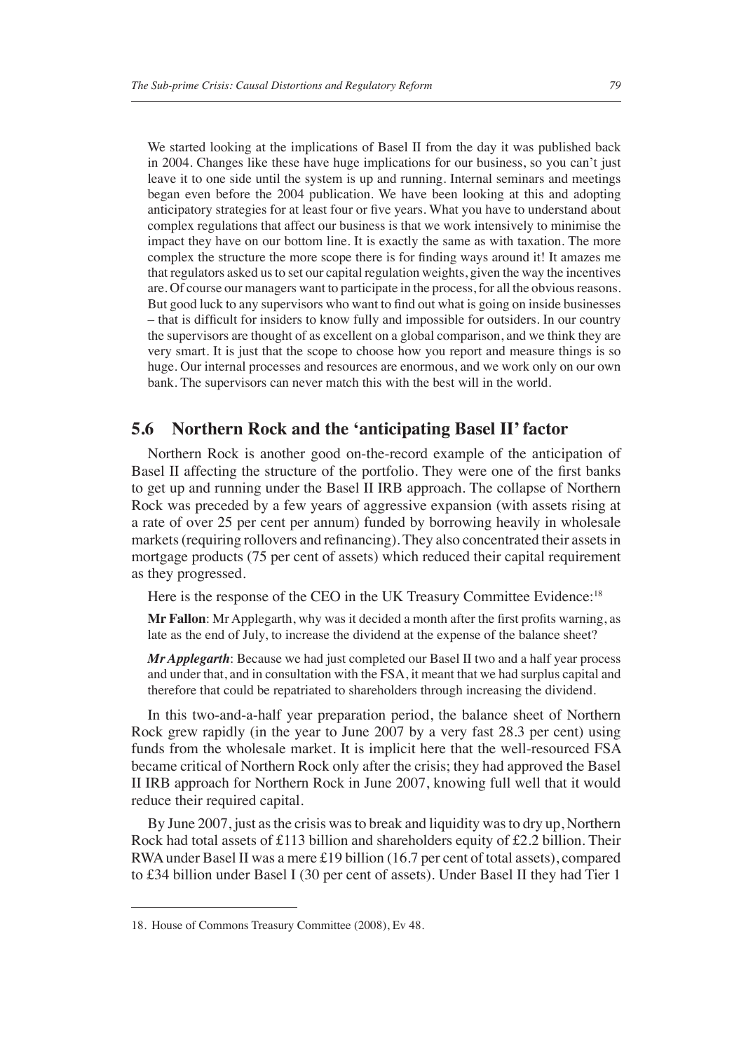We started looking at the implications of Basel II from the day it was published back in 2004. Changes like these have huge implications for our business, so you can't just leave it to one side until the system is up and running. Internal seminars and meetings began even before the 2004 publication. We have been looking at this and adopting anticipatory strategies for at least four or five years. What you have to understand about complex regulations that affect our business is that we work intensively to minimise the impact they have on our bottom line. It is exactly the same as with taxation. The more complex the structure the more scope there is for finding ways around it! It amazes me that regulators asked us to set our capital regulation weights, given the way the incentives are. Of course our managers want to participate in the process, for all the obvious reasons. But good luck to any supervisors who want to find out what is going on inside businesses – that is difficult for insiders to know fully and impossible for outsiders. In our country the supervisors are thought of as excellent on a global comparison, and we think they are very smart. It is just that the scope to choose how you report and measure things is so huge. Our internal processes and resources are enormous, and we work only on our own bank. The supervisors can never match this with the best will in the world.

## 5.6 Northern Rock and the 'anticipating Basel II' factor

Northern Rock is another good on-the-record example of the anticipation of Basel II affecting the structure of the portfolio. They were one of the first banks to get up and running under the Basel II IRB approach. The collapse of Northern Rock was preceded by a few years of aggressive expansion (with assets rising at a rate of over 25 per cent per annum) funded by borrowing heavily in wholesale markets (requiring rollovers and refinancing). They also concentrated their assets in mortgage products (75 per cent of assets) which reduced their capital requirement as they progressed.

Here is the response of the CEO in the UK Treasury Committee Evidence:[18]

**Mr Fallon**: Mr Applegarth, why was it decided a month after the first profits warning, as late as the end of July, to increase the dividend at the expense of the balance sheet?

***Mr Applegarth***: Because we had just completed our Basel II two and a half year process and under that, and in consultation with the FSA, it meant that we had surplus capital and therefore that could be repatriated to shareholders through increasing the dividend.

In this two-and-a-half year preparation period, the balance sheet of Northern Rock grew rapidly (in the year to June 2007 by a very fast 28.3 per cent) using funds from the wholesale market. It is implicit here that the well-resourced FSA became critical of Northern Rock only after the crisis; they had approved the Basel II IRB approach for Northern Rock in June 2007, knowing full well that it would reduce their required capital.

By June 2007, just as the crisis was to break and liquidity was to dry up, Northern Rock had total assets of £113 billion and shareholders equity of £2.2 billion. Their RWA under Basel II was a mere £19 billion (16.7 per cent of total assets), compared to £34 billion under Basel I (30 per cent of assets). Under Basel II they had Tier 1

---

18. House of Commons Treasury Committee (2008), Ev 48.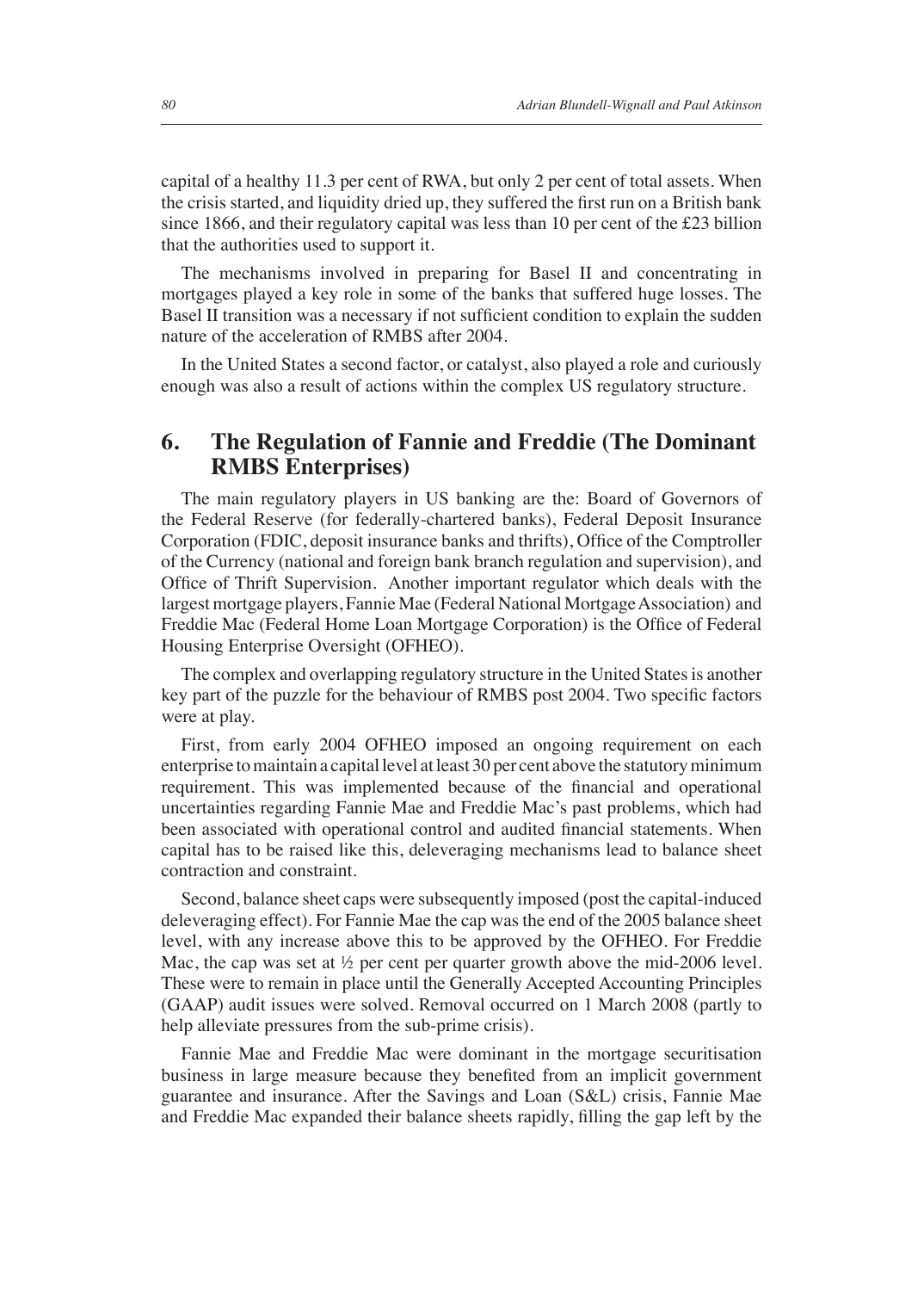capital of a healthy 11.3 per cent of RWA, but only 2 per cent of total assets. When the crisis started, and liquidity dried up, they suffered the first run on a British bank since 1866, and their regulatory capital was less than 10 per cent of the £23 billion that the authorities used to support it.

The mechanisms involved in preparing for Basel II and concentrating in mortgages played a key role in some of the banks that suffered huge losses. The Basel II transition was a necessary if not sufficient condition to explain the sudden nature of the acceleration of RMBS after 2004.

In the United States a second factor, or catalyst, also played a role and curiously enough was also a result of actions within the complex US regulatory structure.

## 6. The Regulation of Fannie and Freddie (The Dominant RMBS Enterprises)

The main regulatory players in US banking are the: Board of Governors of the Federal Reserve (for federally-chartered banks), Federal Deposit Insurance Corporation (FDIC, deposit insurance banks and thrifts), Office of the Comptroller of the Currency (national and foreign bank branch regulation and supervision), and Office of Thrift Supervision. Another important regulator which deals with the largest mortgage players, Fannie Mae (Federal National Mortgage Association) and Freddie Mac (Federal Home Loan Mortgage Corporation) is the Office of Federal Housing Enterprise Oversight (OFHEO).

The complex and overlapping regulatory structure in the United States is another key part of the puzzle for the behaviour of RMBS post 2004. Two specific factors were at play.

First, from early 2004 OFHEO imposed an ongoing requirement on each enterprise to maintain a capital level at least 30 per cent above the statutory minimum requirement. This was implemented because of the financial and operational uncertainties regarding Fannie Mae and Freddie Mac's past problems, which had been associated with operational control and audited financial statements. When capital has to be raised like this, deleveraging mechanisms lead to balance sheet contraction and constraint.

Second, balance sheet caps were subsequently imposed (post the capital-induced deleveraging effect). For Fannie Mae the cap was the end of the 2005 balance sheet level, with any increase above this to be approved by the OFHEO. For Freddie Mac, the cap was set at ½ per cent per quarter growth above the mid-2006 level. These were to remain in place until the Generally Accepted Accounting Principles (GAAP) audit issues were solved. Removal occurred on 1 March 2008 (partly to help alleviate pressures from the sub-prime crisis).

Fannie Mae and Freddie Mac were dominant in the mortgage securitisation business in large measure because they benefited from an implicit government guarantee and insurance. After the Savings and Loan (S&L) crisis, Fannie Mae and Freddie Mac expanded their balance sheets rapidly, filling the gap left by the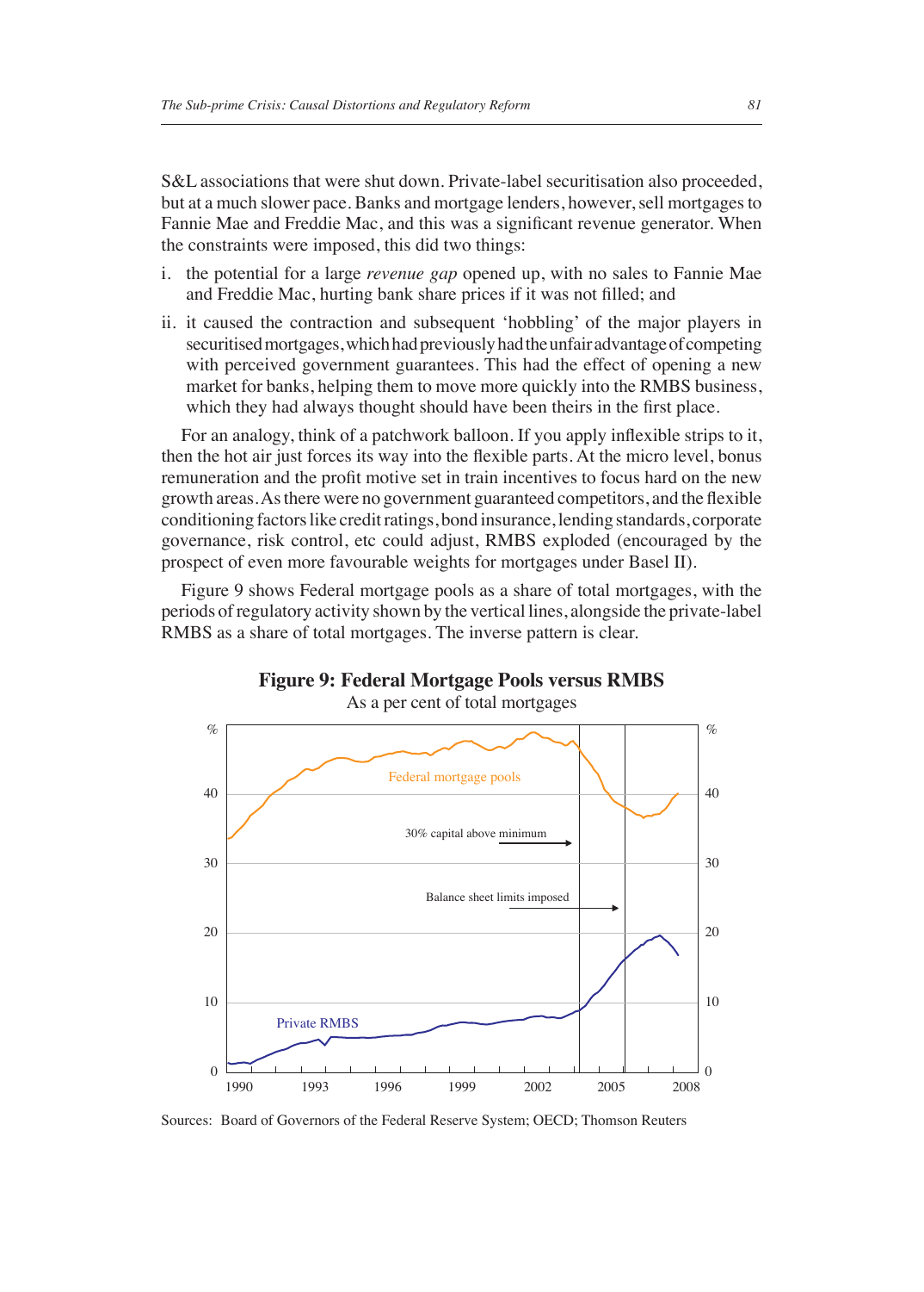S&L associations that were shut down. Private-label securitisation also proceeded, but at a much slower pace. Banks and mortgage lenders, however, sell mortgages to Fannie Mae and Freddie Mac, and this was a significant revenue generator. When the constraints were imposed, this did two things:

i. the potential for a large *revenue gap* opened up, with no sales to Fannie Mae and Freddie Mac, hurting bank share prices if it was not filled; and

ii. it caused the contraction and subsequent 'hobbling' of the major players in securitised mortgages, which had previously had the unfair advantage of competing with perceived government guarantees. This had the effect of opening a new market for banks, helping them to move more quickly into the RMBS business, which they had always thought should have been theirs in the first place.

For an analogy, think of a patchwork balloon. If you apply inflexible strips to it, then the hot air just forces its way into the flexible parts. At the micro level, bonus remuneration and the profit motive set in train incentives to focus hard on the new growth areas. As there were no government guaranteed competitors, and the flexible conditioning factors like credit ratings, bond insurance, lending standards, corporate governance, risk control, etc could adjust, RMBS exploded (encouraged by the prospect of even more favourable weights for mortgages under Basel II).

Figure 9 shows Federal mortgage pools as a share of total mortgages, with the periods of regulatory activity shown by the vertical lines, alongside the private-label RMBS as a share of total mortgages. The inverse pattern is clear.

**Figure 9: Federal Mortgage Pools versus RMBS**

As a per cent of total mortgages

Sources: Board of Governors of the Federal Reserve System; OECD; Thomson Reuters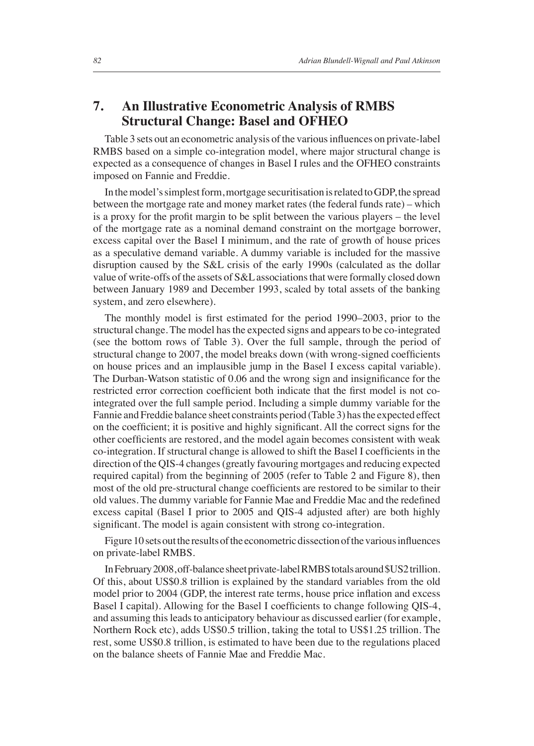## 7. An Illustrative Econometric Analysis of RMBS Structural Change: Basel and OFHEO

Table 3 sets out an econometric analysis of the various influences on private-label RMBS based on a simple co-integration model, where major structural change is expected as a consequence of changes in Basel I rules and the OFHEO constraints imposed on Fannie and Freddie.

In the model's simplest form, mortgage securitisation is related to GDP, the spread between the mortgage rate and money market rates (the federal funds rate) – which is a proxy for the profit margin to be split between the various players – the level of the mortgage rate as a nominal demand constraint on the mortgage borrower, excess capital over the Basel I minimum, and the rate of growth of house prices as a speculative demand variable. A dummy variable is included for the massive disruption caused by the S&L crisis of the early 1990s (calculated as the dollar value of write-offs of the assets of S&L associations that were formally closed down between January 1989 and December 1993, scaled by total assets of the banking system, and zero elsewhere).

The monthly model is first estimated for the period 1990–2003, prior to the structural change. The model has the expected signs and appears to be co-integrated (see the bottom rows of Table 3). Over the full sample, through the period of structural change to 2007, the model breaks down (with wrong-signed coefficients on house prices and an implausible jump in the Basel I excess capital variable). The Durban-Watson statistic of 0.06 and the wrong sign and insignificance for the restricted error correction coefficient both indicate that the first model is not co-integrated over the full sample period. Including a simple dummy variable for the Fannie and Freddie balance sheet constraints period (Table 3) has the expected effect on the coefficient; it is positive and highly significant. All the correct signs for the other coefficients are restored, and the model again becomes consistent with weak co-integration. If structural change is allowed to shift the Basel I coefficients in the direction of the QIS-4 changes (greatly favouring mortgages and reducing expected required capital) from the beginning of 2005 (refer to Table 2 and Figure 8), then most of the old pre-structural change coefficients are restored to be similar to their old values. The dummy variable for Fannie Mae and Freddie Mac and the redefined excess capital (Basel I prior to 2005 and QIS-4 adjusted after) are both highly significant. The model is again consistent with strong co-integration.

Figure 10 sets out the results of the econometric dissection of the various influences on private-label RMBS.

In February 2008, off-balance sheet private-label RMBS totals around $US2 trillion. Of this, about US$0.8 trillion is explained by the standard variables from the old model prior to 2004 (GDP, the interest rate terms, house price inflation and excess Basel I capital). Allowing for the Basel I coefficients to change following QIS-4, and assuming this leads to anticipatory behaviour as discussed earlier (for example, Northern Rock etc), adds US$0.5 trillion, taking the total to US$1.25 trillion. The rest, some US$0.8 trillion, is estimated to have been due to the regulations placed on the balance sheets of Fannie Mae and Freddie Mac.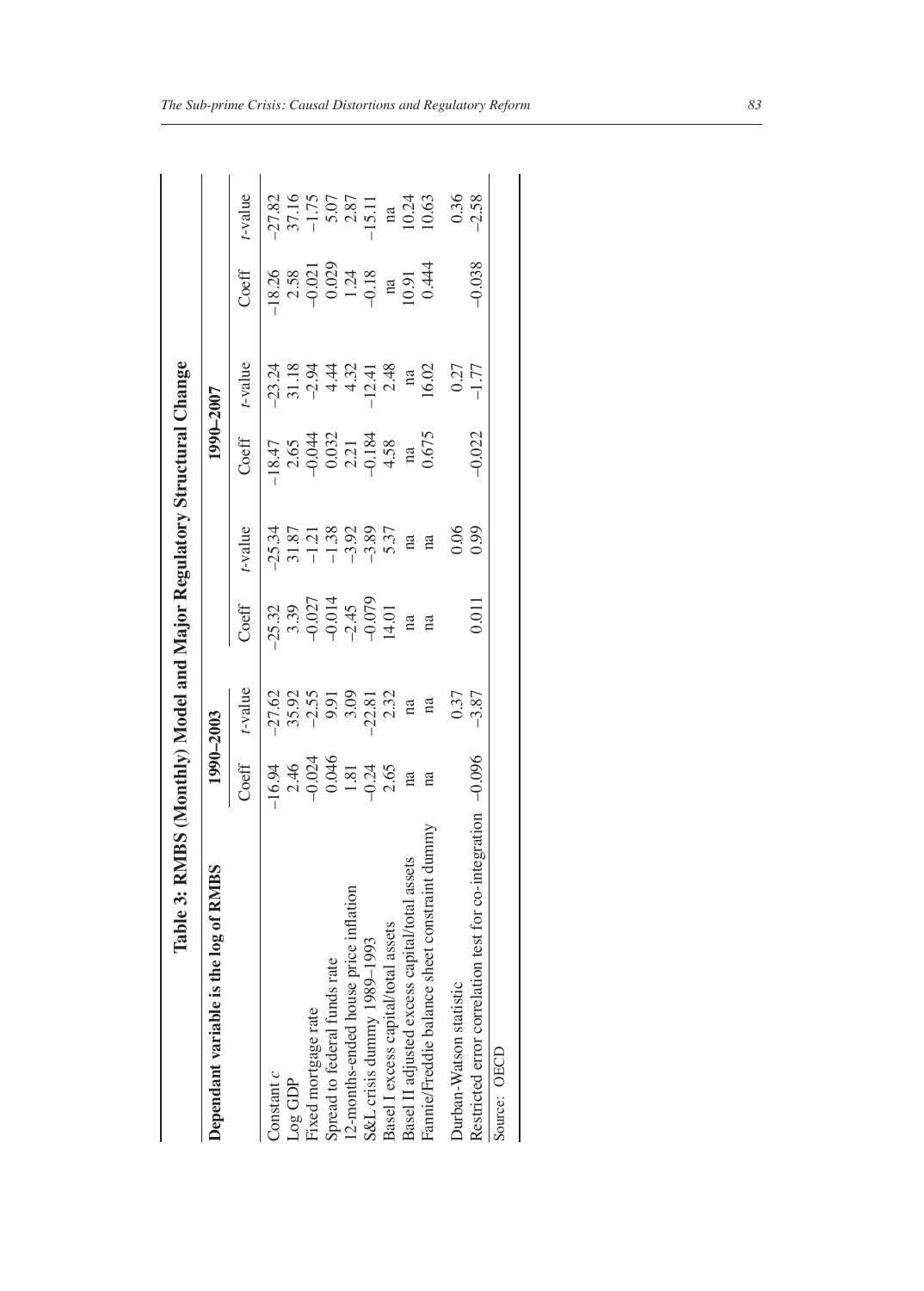**Table 3: RMBS (Monthly) Model and Major Regulatory Structural Change**

| Dependant variable is the log of RMBS | 1990–2003 | | | | 1990–2007 | | | |
|---|---|---|---|---|---|---|---|---|
| | Coeff | *t*-value | Coeff | *t*-value | Coeff | *t*-value | Coeff | *t*-value |
| Constant *c* | –16.94 | –27.62 | –25.32 | –25.34 | –18.47 | –23.24 | –18.26 | –27.82 |
| Log GDP | 2.46 | 35.92 | 3.39 | 31.87 | 2.65 | 31.18 | 2.58 | 37.16 |
| Fixed mortgage rate | –0.024 | –2.55 | –0.027 | –1.21 | –0.044 | –2.94 | –0.021 | –1.75 |
| Spread to federal funds rate | 0.046 | 9.91 | –0.014 | –1.38 | 0.032 | 4.44 | 0.029 | 5.07 |
| 12-months-ended house price inflation | 1.81 | 3.09 | –2.45 | –3.92 | 2.21 | 4.32 | 1.24 | 2.87 |
| S&L crisis dummy 1989–1993 | –0.24 | –22.81 | –0.079 | –3.89 | –0.184 | –12.41 | –0.18 | –15.11 |
| Basel I excess capital/total assets | 2.65 | 2.32 | 14.01 | 5.37 | 4.58 | 2.48 | na | na |
| Basel II adjusted excess capital/total assets | na | na | na | na | na | na | 10.91 | 10.24 |
| Fannie/Freddie balance sheet constraint dummy | na | na | na | na | 0.675 | 16.02 | 0.444 | 10.63 |
| Durban-Watson statistic | | 0.37 | | 0.06 | | 0.27 | | 0.36 |
| Restricted error correlation test for co-integration | –0.096 | –3.87 | 0.011 | 0.99 | –0.022 | –1.77 | –0.038 | –2.58 |

Source: OECD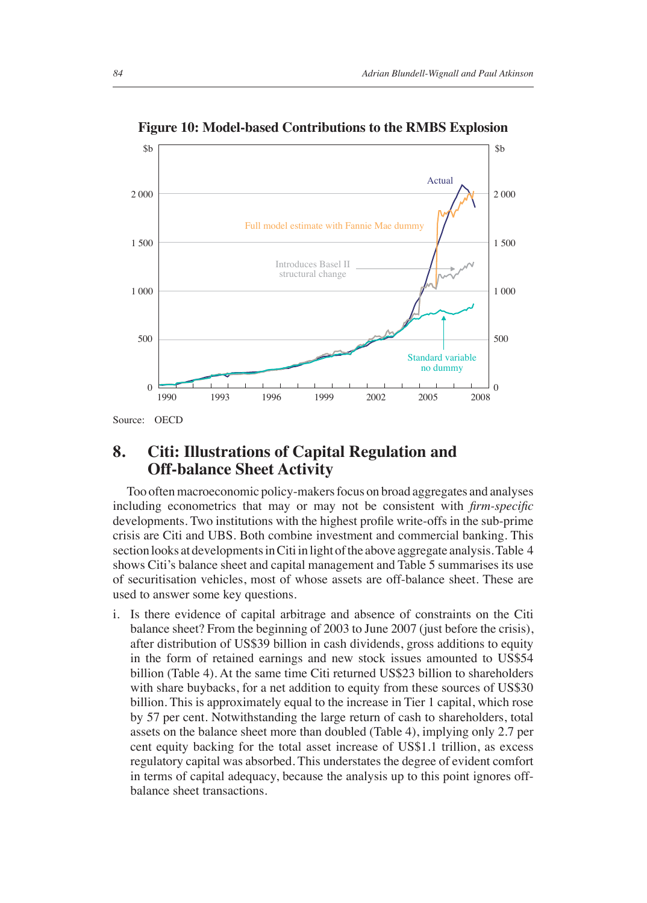**Figure 10: Model-based Contributions to the RMBS Explosion**

Source: OECD

## 8. Citi: Illustrations of Capital Regulation and Off-balance Sheet Activity

Too often macroeconomic policy-makers focus on broad aggregates and analyses including econometrics that may or may not be consistent with *firm-specific* developments. Two institutions with the highest profile write-offs in the sub-prime crisis are Citi and UBS. Both combine investment and commercial banking. This section looks at developments in Citi in light of the above aggregate analysis. Table 4 shows Citi's balance sheet and capital management and Table 5 summarises its use of securitisation vehicles, most of whose assets are off-balance sheet. These are used to answer some key questions.

i. Is there evidence of capital arbitrage and absence of constraints on the Citi balance sheet? From the beginning of 2003 to June 2007 (just before the crisis), after distribution of US$39 billion in cash dividends, gross additions to equity in the form of retained earnings and new stock issues amounted to US$54 billion (Table 4). At the same time Citi returned US$23 billion to shareholders with share buybacks, for a net addition to equity from these sources of US$30 billion. This is approximately equal to the increase in Tier 1 capital, which rose by 57 per cent. Notwithstanding the large return of cash to shareholders, total assets on the balance sheet more than doubled (Table 4), implying only 2.7 per cent equity backing for the total asset increase of US$1.1 trillion, as excess regulatory capital was absorbed. This understates the degree of evident comfort in terms of capital adequacy, because the analysis up to this point ignores off-balance sheet transactions.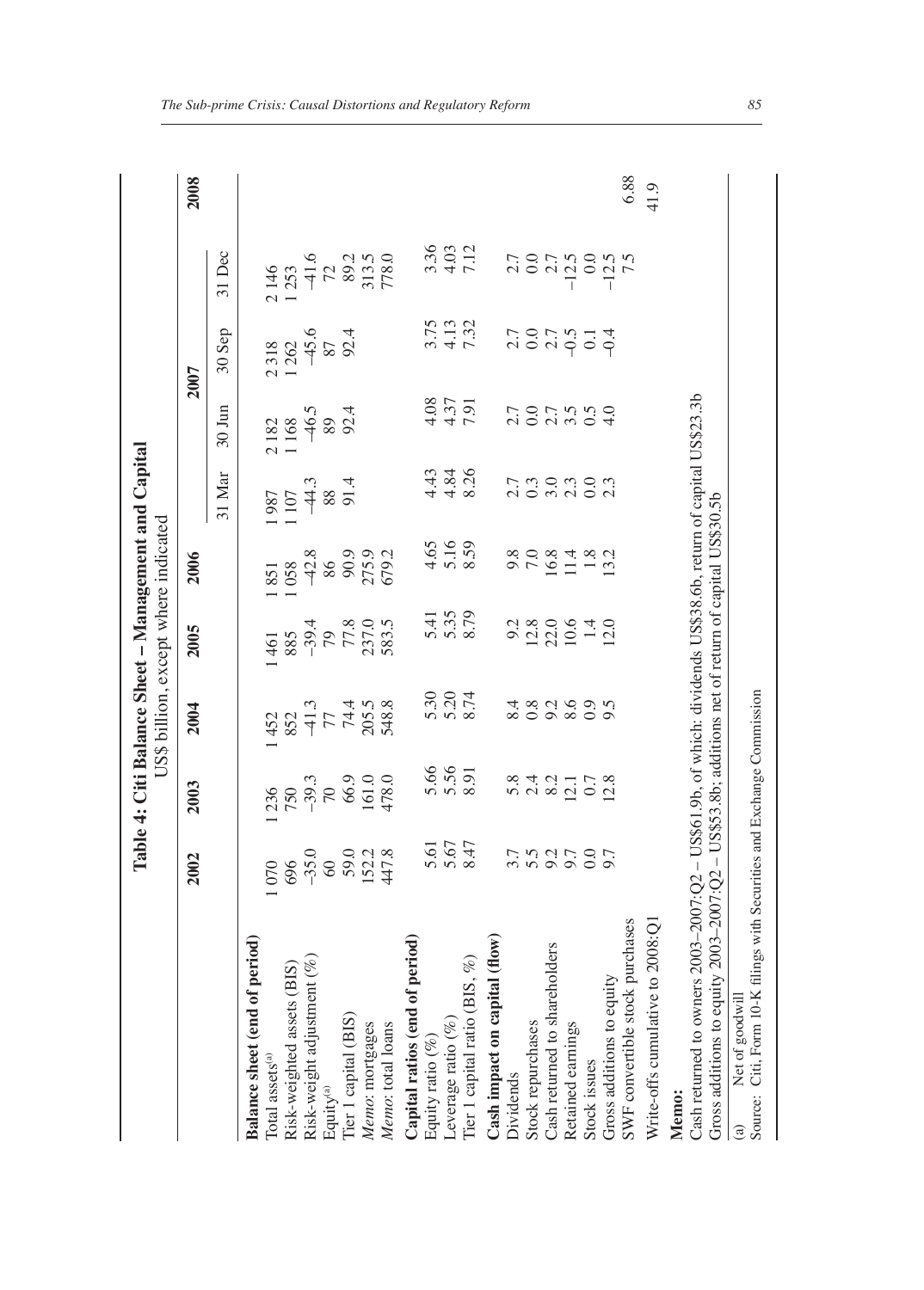**Table 4: Citi Balance Sheet – Management and Capital**

US$ billion, except where indicated

| | 2002 | 2003 | 2004 | 2005 | 2006 | 2007 | | | | 2008 |
|---|---|---|---|---|---|---|---|---|---|---|
| | | | | | | 31 Mar | 30 Jun | 30 Sep | 31 Dec | |
| **Balance sheet (end of period)** | | | | | | | | | | |
| Total assets[(a)] | 1 070 | 1 236 | 1 452 | 1 461 | 1 851 | 1 987 | 2 182 | 2 318 | 2 146 | |
| Risk-weighted assets (BIS) | 696 | 750 | 852 | 885 | 1 058 | 1 107 | 1 168 | 1 262 | 1 253 | |
| Risk-weight adjustment (%) | –35.0 | –39.3 | –41.3 | –39.4 | –42.8 | –44.3 | –46.5 | –45.6 | –41.6 | |
| Equity[(a)] | 60 | 70 | 77 | 79 | 86 | 88 | 89 | 87 | 72 | |
| Tier 1 capital (BIS) | 59.0 | 66.9 | 74.4 | 77.8 | 90.9 | 91.4 | 92.4 | 92.4 | 89.2 | |
| *Memo*: mortgages | 152.2 | 161.0 | 205.5 | 237.0 | 275.9 | | | | 313.5 | |
| *Memo*: total loans | 447.8 | 478.0 | 548.8 | 583.5 | 679.2 | | | | 778.0 | |
| **Capital ratios (end of period)** | | | | | | | | | | |
| Equity ratio (%) | 5.61 | 5.66 | 5.30 | 5.41 | 4.65 | 4.43 | 4.08 | 3.75 | 3.36 | |
| Leverage ratio (%) | 5.67 | 5.56 | 5.20 | 5.35 | 5.16 | 4.84 | 4.37 | 4.13 | 4.03 | |
| Tier 1 capital ratio (BIS, %) | 8.47 | 8.91 | 8.74 | 8.79 | 8.59 | 8.26 | 7.91 | 7.32 | 7.12 | |
| **Cash impact on capital (flow)** | | | | | | | | | | |
| Dividends | 3.7 | 5.8 | 8.4 | 9.2 | 9.8 | 2.7 | 2.7 | 2.7 | 2.7 | |
| Stock repurchases | 5.5 | 2.4 | 0.8 | 12.8 | 7.0 | 0.3 | 0.0 | 0.0 | 0.0 | |
| Cash returned to shareholders | 9.2 | 8.2 | 9.2 | 22.0 | 16.8 | 3.0 | 2.7 | 2.7 | 2.7 | |
| Retained earnings | 9.7 | 12.1 | 8.6 | 10.6 | 11.4 | 2.3 | 3.5 | –0.5 | –12.5 | |
| Stock issues | 0.0 | 0.7 | 0.9 | 1.4 | 1.8 | 0.0 | 0.5 | 0.1 | 0.0 | |
| Gross additions to equity | 9.7 | 12.8 | 9.5 | 12.0 | 13.2 | 2.3 | 4.0 | –0.4 | –12.5 | |
| SWF convertible stock purchases | | | | | | | | | 7.5 | 6.88 |
| Write-offs cumulative to 2008:Q1 | | | | | | | | | | 41.9 |

**Memo:**

Cash returned to owners 2003–2007:Q2 – US$61.9b, of which: dividends US$38.6b, return of capital US$23.3b

Gross additions to equity 2003–2007:Q2 – US$53.8b; additions net of return of capital US$30.5b

(a) Net of goodwill

Source: Citi, Form 10-K filings with Securities and Exchange Commission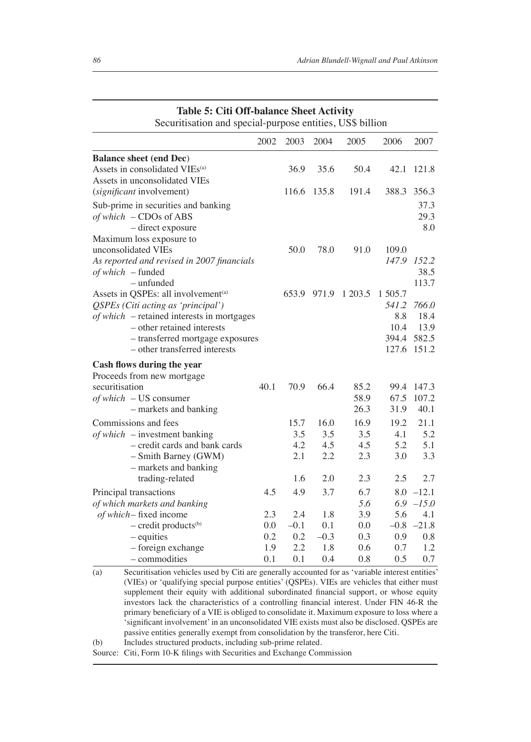**Table 5: Citi Off-balance Sheet Activity**

Securitisation and special-purpose entities, US$ billion

| | 2002 | 2003 | 2004 | 2005 | 2006 | 2007 |
|---|---|---|---|---|---|---|
| **Balance sheet (end Dec)** | | | | | | |
| Assets in consolidated VIEs[(a)] | | 36.9 | 35.6 | 50.4 | 42.1 | 121.8 |
| Assets in unconsolidated VIEs (*significant* involvement) | | 116.6 | 135.8 | 191.4 | 388.3 | 356.3 |
| Sub-prime in securities and banking | | | | | | 37.3 |
| *of which* – CDOs of ABS | | | | | | 29.3 |
| – direct exposure | | | | | | 8.0 |
| Maximum loss exposure to unconsolidated VIEs | | 50.0 | 78.0 | 91.0 | 109.0 | |
| *As reported and revised in 2007 financials* | | | | | *147.9* | *152.2* |
| *of which* – funded | | | | | | 38.5 |
| – unfunded | | | | | | 113.7 |
| Assets in QSPEs: all involvement[(a)] | | 653.9 | 971.9 | 1 203.5 | 1 505.7 | |
| *QSPEs (Citi acting as 'principal')* | | | | | *541.2* | *766.0* |
| *of which* – retained interests in mortgages | | | | | 8.8 | 18.4 |
| – other retained interests | | | | | 10.4 | 13.9 |
| – transferred mortgage exposures | | | | | 394.4 | 582.5 |
| – other transferred interests | | | | | 127.6 | 151.2 |
| **Cash flows during the year** | | | | | | |
| Proceeds from new mortgage securitisation | 40.1 | 70.9 | 66.4 | 85.2 | 99.4 | 147.3 |
| *of which* – US consumer | | | | 58.9 | 67.5 | 107.2 |
| – markets and banking | | | | 26.3 | 31.9 | 40.1 |
| Commissions and fees | | 15.7 | 16.0 | 16.9 | 19.2 | 21.1 |
| *of which* – investment banking | | 3.5 | 3.5 | 3.5 | 4.1 | 5.2 |
| – credit cards and bank cards | | 4.2 | 4.5 | 4.5 | 5.2 | 5.1 |
| – Smith Barney (GWM) | | 2.1 | 2.2 | 2.3 | 3.0 | 3.3 |
| – markets and banking trading-related | | 1.6 | 2.0 | 2.3 | 2.5 | 2.7 |
| Principal transactions | 4.5 | 4.9 | 3.7 | 6.7 | 8.0 | –12.1 |
| *of which markets and banking* | | | | *5.6* | *6.9* | *–15.0* |
| *of which* – fixed income | 2.3 | 2.4 | 1.8 | 3.9 | 5.6 | 4.1 |
| – credit products[(b)] | 0.0 | –0.1 | 0.1 | 0.0 | –0.8 | –21.8 |
| – equities | 0.2 | 0.2 | –0.3 | 0.3 | 0.9 | 0.8 |
| – foreign exchange | 1.9 | 2.2 | 1.8 | 0.6 | 0.7 | 1.2 |
| – commodities | 0.1 | 0.1 | 0.4 | 0.8 | 0.5 | 0.7 |

(a) Securitisation vehicles used by Citi are generally accounted for as 'variable interest entities' (VIEs) or 'qualifying special purpose entities' (QSPEs). VIEs are vehicles that either must supplement their equity with additional subordinated financial support, or whose equity investors lack the characteristics of a controlling financial interest. Under FIN 46-R the primary beneficiary of a VIE is obliged to consolidate it. Maximum exposure to loss where a 'significant involvement' in an unconsolidated VIE exists must also be disclosed. QSPEs are passive entities generally exempt from consolidation by the transferor, here Citi.

(b) Includes structured products, including sub-prime related.

Source: Citi, Form 10-K filings with Securities and Exchange Commission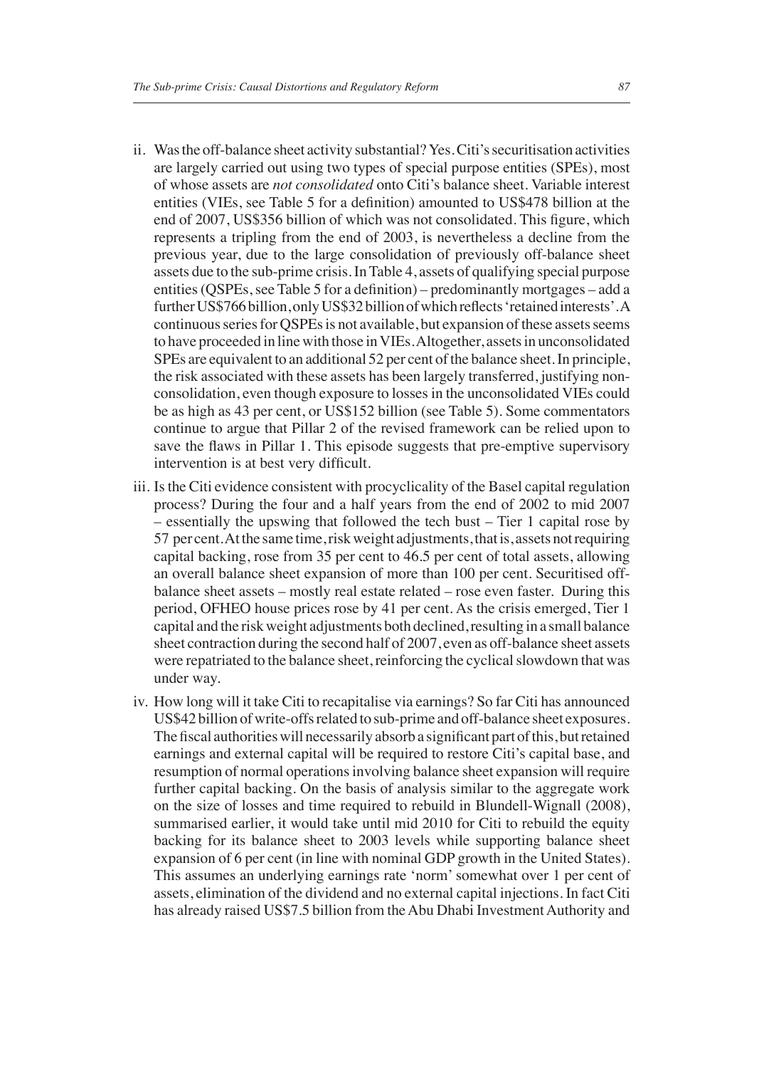ii. Was the off-balance sheet activity substantial? Yes. Citi's securitisation activities are largely carried out using two types of special purpose entities (SPEs), most of whose assets are *not consolidated* onto Citi's balance sheet. Variable interest entities (VIEs, see Table 5 for a definition) amounted to US$478 billion at the end of 2007, US$356 billion of which was not consolidated. This figure, which represents a tripling from the end of 2003, is nevertheless a decline from the previous year, due to the large consolidation of previously off-balance sheet assets due to the sub-prime crisis. In Table 4, assets of qualifying special purpose entities (QSPEs, see Table 5 for a definition) – predominantly mortgages – add a further US$766 billion, only US$32 billion of which reflects 'retained interests'. A continuous series for QSPEs is not available, but expansion of these assets seems to have proceeded in line with those in VIEs. Altogether, assets in unconsolidated SPEs are equivalent to an additional 52 per cent of the balance sheet. In principle, the risk associated with these assets has been largely transferred, justifying non-consolidation, even though exposure to losses in the unconsolidated VIEs could be as high as 43 per cent, or US$152 billion (see Table 5). Some commentators continue to argue that Pillar 2 of the revised framework can be relied upon to save the flaws in Pillar 1. This episode suggests that pre-emptive supervisory intervention is at best very difficult.

iii. Is the Citi evidence consistent with procyclicality of the Basel capital regulation process? During the four and a half years from the end of 2002 to mid 2007 – essentially the upswing that followed the tech bust – Tier 1 capital rose by 57 per cent. At the same time, risk weight adjustments, that is, assets not requiring capital backing, rose from 35 per cent to 46.5 per cent of total assets, allowing an overall balance sheet expansion of more than 100 per cent. Securitised off-balance sheet assets – mostly real estate related – rose even faster. During this period, OFHEO house prices rose by 41 per cent. As the crisis emerged, Tier 1 capital and the risk weight adjustments both declined, resulting in a small balance sheet contraction during the second half of 2007, even as off-balance sheet assets were repatriated to the balance sheet, reinforcing the cyclical slowdown that was under way.

iv. How long will it take Citi to recapitalise via earnings? So far Citi has announced US$42 billion of write-offs related to sub-prime and off-balance sheet exposures. The fiscal authorities will necessarily absorb a significant part of this, but retained earnings and external capital will be required to restore Citi's capital base, and resumption of normal operations involving balance sheet expansion will require further capital backing. On the basis of analysis similar to the aggregate work on the size of losses and time required to rebuild in Blundell-Wignall (2008), summarised earlier, it would take until mid 2010 for Citi to rebuild the equity backing for its balance sheet to 2003 levels while supporting balance sheet expansion of 6 per cent (in line with nominal GDP growth in the United States). This assumes an underlying earnings rate 'norm' somewhat over 1 per cent of assets, elimination of the dividend and no external capital injections. In fact Citi has already raised US$7.5 billion from the Abu Dhabi Investment Authority and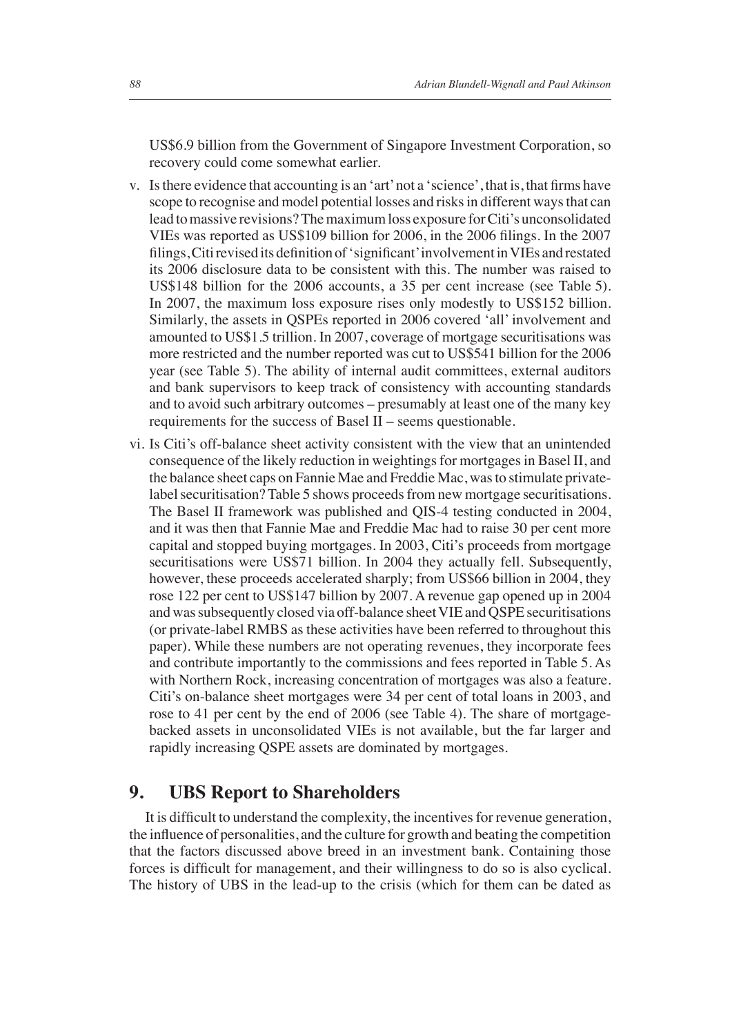US$6.9 billion from the Government of Singapore Investment Corporation, so recovery could come somewhat earlier.

v. Is there evidence that accounting is an 'art' not a 'science', that is, that firms have scope to recognise and model potential losses and risks in different ways that can lead to massive revisions? The maximum loss exposure for Citi's unconsolidated VIEs was reported as US$109 billion for 2006, in the 2006 filings. In the 2007 filings, Citi revised its definition of 'significant' involvement in VIEs and restated its 2006 disclosure data to be consistent with this. The number was raised to US$148 billion for the 2006 accounts, a 35 per cent increase (see Table 5). In 2007, the maximum loss exposure rises only modestly to US$152 billion. Similarly, the assets in QSPEs reported in 2006 covered 'all' involvement and amounted to US$1.5 trillion. In 2007, coverage of mortgage securitisations was more restricted and the number reported was cut to US$541 billion for the 2006 year (see Table 5). The ability of internal audit committees, external auditors and bank supervisors to keep track of consistency with accounting standards and to avoid such arbitrary outcomes – presumably at least one of the many key requirements for the success of Basel II – seems questionable.

vi. Is Citi's off-balance sheet activity consistent with the view that an unintended consequence of the likely reduction in weightings for mortgages in Basel II, and the balance sheet caps on Fannie Mae and Freddie Mac, was to stimulate private-label securitisation? Table 5 shows proceeds from new mortgage securitisations. The Basel II framework was published and QIS-4 testing conducted in 2004, and it was then that Fannie Mae and Freddie Mac had to raise 30 per cent more capital and stopped buying mortgages. In 2003, Citi's proceeds from mortgage securitisations were US$71 billion. In 2004 they actually fell. Subsequently, however, these proceeds accelerated sharply; from US$66 billion in 2004, they rose 122 per cent to US$147 billion by 2007. A revenue gap opened up in 2004 and was subsequently closed via off-balance sheet VIE and QSPE securitisations (or private-label RMBS as these activities have been referred to throughout this paper). While these numbers are not operating revenues, they incorporate fees and contribute importantly to the commissions and fees reported in Table 5. As with Northern Rock, increasing concentration of mortgages was also a feature. Citi's on-balance sheet mortgages were 34 per cent of total loans in 2003, and rose to 41 per cent by the end of 2006 (see Table 4). The share of mortgage-backed assets in unconsolidated VIEs is not available, but the far larger and rapidly increasing QSPE assets are dominated by mortgages.

## 9. UBS Report to Shareholders

It is difficult to understand the complexity, the incentives for revenue generation, the influence of personalities, and the culture for growth and beating the competition that the factors discussed above breed in an investment bank. Containing those forces is difficult for management, and their willingness to do so is also cyclical. The history of UBS in the lead-up to the crisis (which for them can be dated as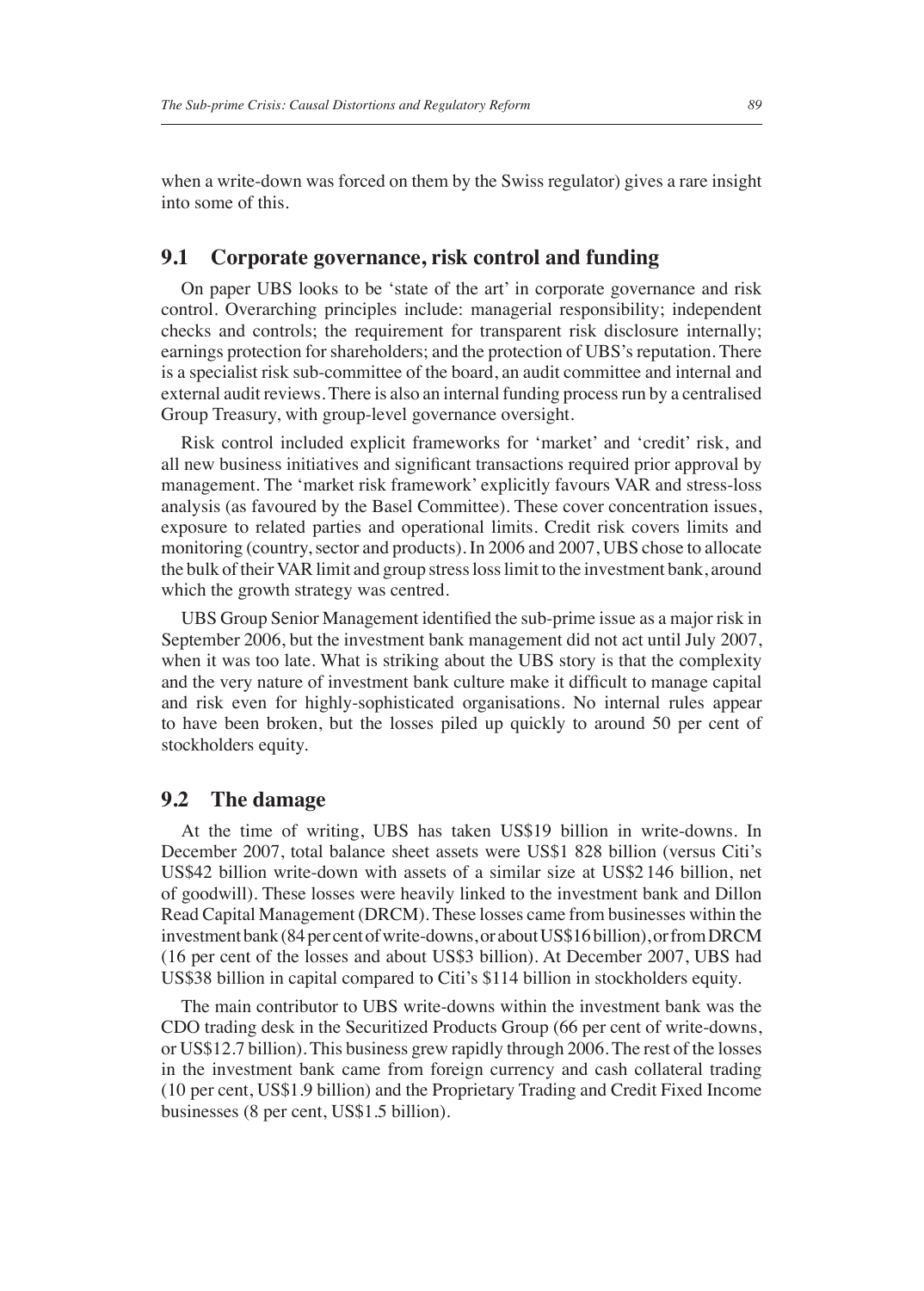when a write-down was forced on them by the Swiss regulator) gives a rare insight into some of this.

## 9.1 Corporate governance, risk control and funding

On paper UBS looks to be 'state of the art' in corporate governance and risk control. Overarching principles include: managerial responsibility; independent checks and controls; the requirement for transparent risk disclosure internally; earnings protection for shareholders; and the protection of UBS's reputation. There is a specialist risk sub-committee of the board, an audit committee and internal and external audit reviews. There is also an internal funding process run by a centralised Group Treasury, with group-level governance oversight.

Risk control included explicit frameworks for 'market' and 'credit' risk, and all new business initiatives and significant transactions required prior approval by management. The 'market risk framework' explicitly favours VAR and stress-loss analysis (as favoured by the Basel Committee). These cover concentration issues, exposure to related parties and operational limits. Credit risk covers limits and monitoring (country, sector and products). In 2006 and 2007, UBS chose to allocate the bulk of their VAR limit and group stress loss limit to the investment bank, around which the growth strategy was centred.

UBS Group Senior Management identified the sub-prime issue as a major risk in September 2006, but the investment bank management did not act until July 2007, when it was too late. What is striking about the UBS story is that the complexity and the very nature of investment bank culture make it difficult to manage capital and risk even for highly-sophisticated organisations. No internal rules appear to have been broken, but the losses piled up quickly to around 50 per cent of stockholders equity.

## 9.2 The damage

At the time of writing, UBS has taken US$19 billion in write-downs. In December 2007, total balance sheet assets were US$1 828 billion (versus Citi's US$42 billion write-down with assets of a similar size at US$2 146 billion, net of goodwill). These losses were heavily linked to the investment bank and Dillon Read Capital Management (DRCM). These losses came from businesses within the investment bank (84 per cent of write-downs, or about US$16 billion), or from DRCM (16 per cent of the losses and about US$3 billion). At December 2007, UBS had US$38 billion in capital compared to Citi's $114 billion in stockholders equity.

The main contributor to UBS write-downs within the investment bank was the CDO trading desk in the Securitized Products Group (66 per cent of write-downs, or US$12.7 billion). This business grew rapidly through 2006. The rest of the losses in the investment bank came from foreign currency and cash collateral trading (10 per cent, US$1.9 billion) and the Proprietary Trading and Credit Fixed Income businesses (8 per cent, US$1.5 billion).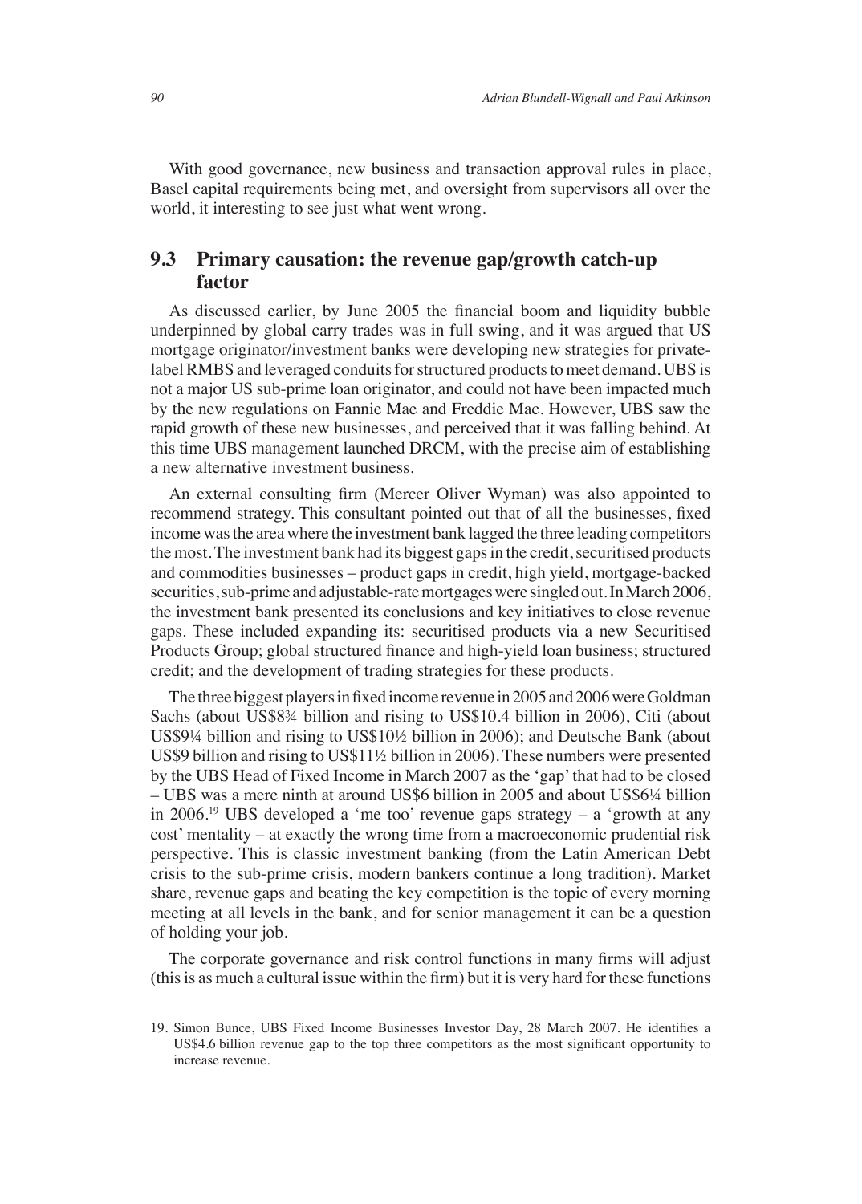With good governance, new business and transaction approval rules in place, Basel capital requirements being met, and oversight from supervisors all over the world, it interesting to see just what went wrong.

## 9.3 Primary causation: the revenue gap/growth catch-up factor

As discussed earlier, by June 2005 the financial boom and liquidity bubble underpinned by global carry trades was in full swing, and it was argued that US mortgage originator/investment banks were developing new strategies for private-label RMBS and leveraged conduits for structured products to meet demand. UBS is not a major US sub-prime loan originator, and could not have been impacted much by the new regulations on Fannie Mae and Freddie Mac. However, UBS saw the rapid growth of these new businesses, and perceived that it was falling behind. At this time UBS management launched DRCM, with the precise aim of establishing a new alternative investment business.

An external consulting firm (Mercer Oliver Wyman) was also appointed to recommend strategy. This consultant pointed out that of all the businesses, fixed income was the area where the investment bank lagged the three leading competitors the most. The investment bank had its biggest gaps in the credit, securitised products and commodities businesses – product gaps in credit, high yield, mortgage-backed securities, sub-prime and adjustable-rate mortgages were singled out. In March 2006, the investment bank presented its conclusions and key initiatives to close revenue gaps. These included expanding its: securitised products via a new Securitised Products Group; global structured finance and high-yield loan business; structured credit; and the development of trading strategies for these products.

The three biggest players in fixed income revenue in 2005 and 2006 were Goldman Sachs (about US$8¾ billion and rising to US$10.4 billion in 2006), Citi (about US$9¼ billion and rising to US$10½ billion in 2006); and Deutsche Bank (about US$9 billion and rising to US$11½ billion in 2006). These numbers were presented by the UBS Head of Fixed Income in March 2007 as the 'gap' that had to be closed – UBS was a mere ninth at around US$6 billion in 2005 and about US$6¼ billion in 2006.[19] UBS developed a 'me too' revenue gaps strategy – a 'growth at any cost' mentality – at exactly the wrong time from a macroeconomic prudential risk perspective. This is classic investment banking (from the Latin American Debt crisis to the sub-prime crisis, modern bankers continue a long tradition). Market share, revenue gaps and beating the key competition is the topic of every morning meeting at all levels in the bank, and for senior management it can be a question of holding your job.

The corporate governance and risk control functions in many firms will adjust (this is as much a cultural issue within the firm) but it is very hard for these functions

---

19. Simon Bunce, UBS Fixed Income Businesses Investor Day, 28 March 2007. He identifies a US$4.6 billion revenue gap to the top three competitors as the most significant opportunity to increase revenue.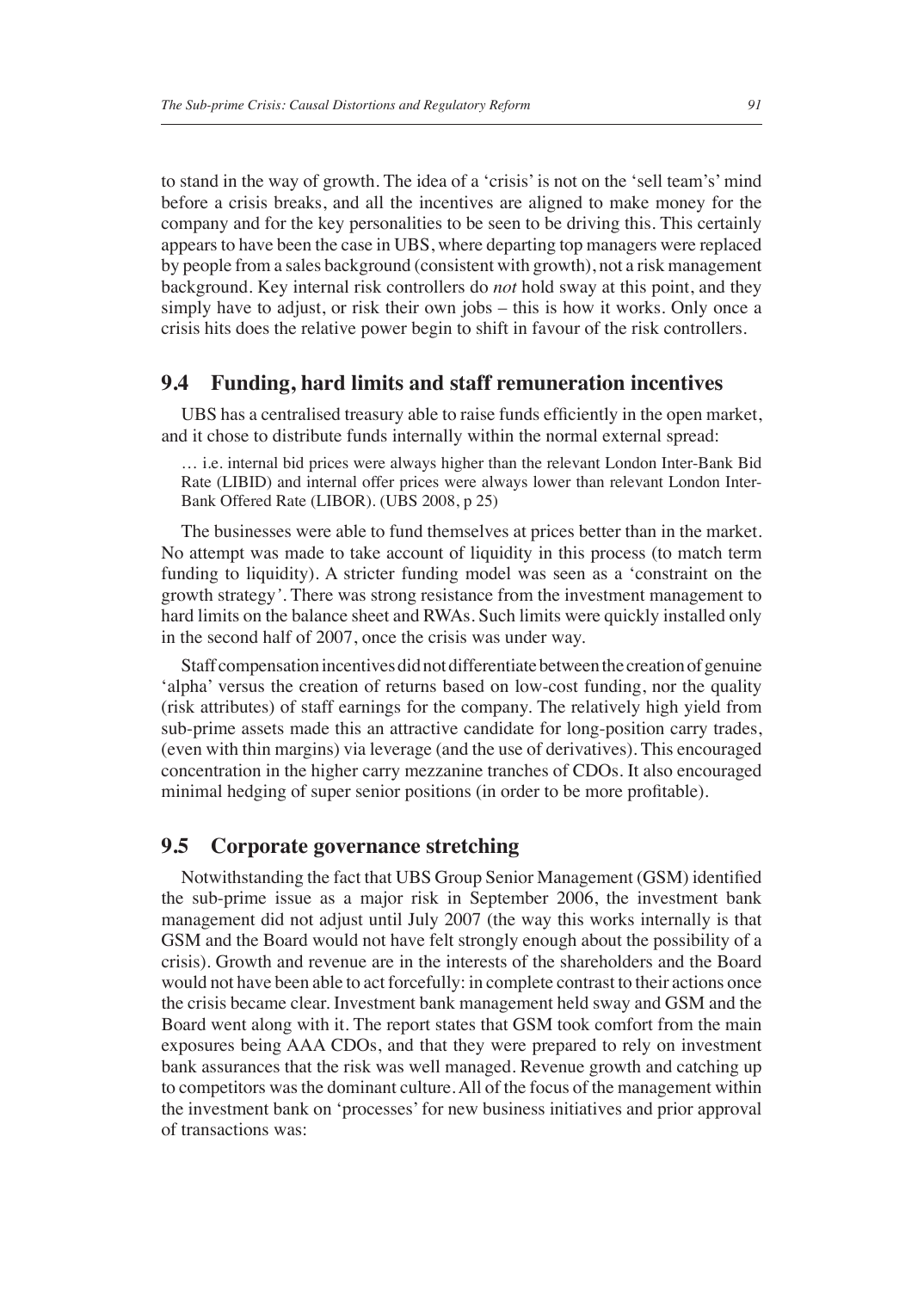to stand in the way of growth. The idea of a 'crisis' is not on the 'sell team's' mind before a crisis breaks, and all the incentives are aligned to make money for the company and for the key personalities to be seen to be driving this. This certainly appears to have been the case in UBS, where departing top managers were replaced by people from a sales background (consistent with growth), not a risk management background. Key internal risk controllers do *not* hold sway at this point, and they simply have to adjust, or risk their own jobs – this is how it works. Only once a crisis hits does the relative power begin to shift in favour of the risk controllers.

## 9.4 Funding, hard limits and staff remuneration incentives

UBS has a centralised treasury able to raise funds efficiently in the open market, and it chose to distribute funds internally within the normal external spread:

> … i.e. internal bid prices were always higher than the relevant London Inter-Bank Bid Rate (LIBID) and internal offer prices were always lower than relevant London Inter-Bank Offered Rate (LIBOR). (UBS 2008, p 25)

The businesses were able to fund themselves at prices better than in the market. No attempt was made to take account of liquidity in this process (to match term funding to liquidity). A stricter funding model was seen as a 'constraint on the growth strategy'. There was strong resistance from the investment management to hard limits on the balance sheet and RWAs. Such limits were quickly installed only in the second half of 2007, once the crisis was under way.

Staff compensation incentives did not differentiate between the creation of genuine 'alpha' versus the creation of returns based on low-cost funding, nor the quality (risk attributes) of staff earnings for the company. The relatively high yield from sub-prime assets made this an attractive candidate for long-position carry trades, (even with thin margins) via leverage (and the use of derivatives). This encouraged concentration in the higher carry mezzanine tranches of CDOs. It also encouraged minimal hedging of super senior positions (in order to be more profitable).

## 9.5 Corporate governance stretching

Notwithstanding the fact that UBS Group Senior Management (GSM) identified the sub-prime issue as a major risk in September 2006, the investment bank management did not adjust until July 2007 (the way this works internally is that GSM and the Board would not have felt strongly enough about the possibility of a crisis). Growth and revenue are in the interests of the shareholders and the Board would not have been able to act forcefully: in complete contrast to their actions once the crisis became clear. Investment bank management held sway and GSM and the Board went along with it. The report states that GSM took comfort from the main exposures being AAA CDOs, and that they were prepared to rely on investment bank assurances that the risk was well managed. Revenue growth and catching up to competitors was the dominant culture. All of the focus of the management within the investment bank on 'processes' for new business initiatives and prior approval of transactions was: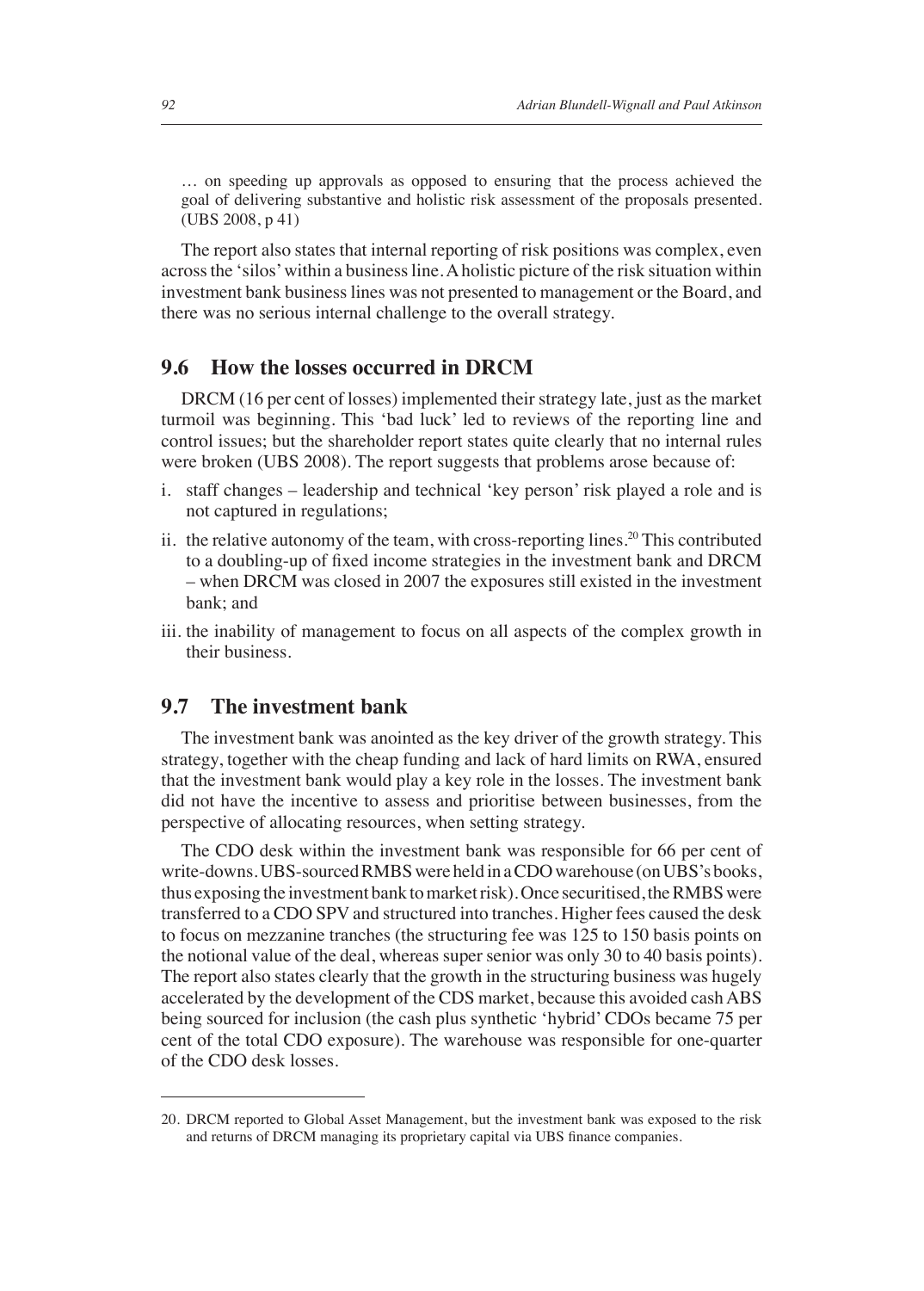… on speeding up approvals as opposed to ensuring that the process achieved the goal of delivering substantive and holistic risk assessment of the proposals presented. (UBS 2008, p 41)

The report also states that internal reporting of risk positions was complex, even across the 'silos' within a business line. A holistic picture of the risk situation within investment bank business lines was not presented to management or the Board, and there was no serious internal challenge to the overall strategy.

## 9.6 How the losses occurred in DRCM

DRCM (16 per cent of losses) implemented their strategy late, just as the market turmoil was beginning. This 'bad luck' led to reviews of the reporting line and control issues; but the shareholder report states quite clearly that no internal rules were broken (UBS 2008). The report suggests that problems arose because of:

i. staff changes – leadership and technical 'key person' risk played a role and is not captured in regulations;
ii. the relative autonomy of the team, with cross-reporting lines.[20] This contributed to a doubling-up of fixed income strategies in the investment bank and DRCM – when DRCM was closed in 2007 the exposures still existed in the investment bank; and
iii. the inability of management to focus on all aspects of the complex growth in their business.

## 9.7 The investment bank

The investment bank was anointed as the key driver of the growth strategy. This strategy, together with the cheap funding and lack of hard limits on RWA, ensured that the investment bank would play a key role in the losses. The investment bank did not have the incentive to assess and prioritise between businesses, from the perspective of allocating resources, when setting strategy.

The CDO desk within the investment bank was responsible for 66 per cent of write-downs. UBS-sourced RMBS were held in a CDO warehouse (on UBS's books, thus exposing the investment bank to market risk). Once securitised, the RMBS were transferred to a CDO SPV and structured into tranches. Higher fees caused the desk to focus on mezzanine tranches (the structuring fee was 125 to 150 basis points on the notional value of the deal, whereas super senior was only 30 to 40 basis points). The report also states clearly that the growth in the structuring business was hugely accelerated by the development of the CDS market, because this avoided cash ABS being sourced for inclusion (the cash plus synthetic 'hybrid' CDOs became 75 per cent of the total CDO exposure). The warehouse was responsible for one-quarter of the CDO desk losses.

---

20. DRCM reported to Global Asset Management, but the investment bank was exposed to the risk and returns of DRCM managing its proprietary capital via UBS finance companies.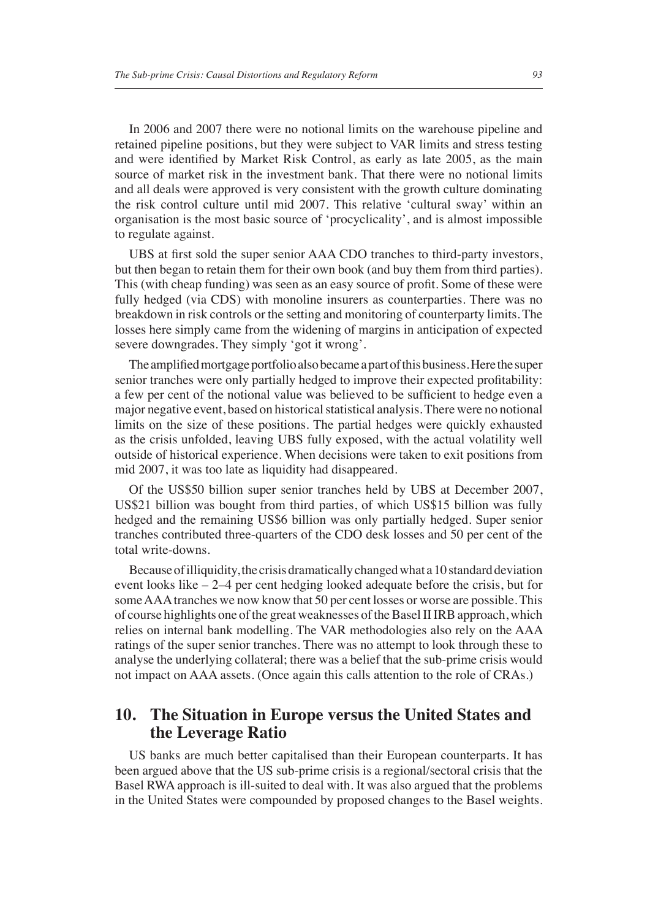In 2006 and 2007 there were no notional limits on the warehouse pipeline and retained pipeline positions, but they were subject to VAR limits and stress testing and were identified by Market Risk Control, as early as late 2005, as the main source of market risk in the investment bank. That there were no notional limits and all deals were approved is very consistent with the growth culture dominating the risk control culture until mid 2007. This relative 'cultural sway' within an organisation is the most basic source of 'procyclicality', and is almost impossible to regulate against.

UBS at first sold the super senior AAA CDO tranches to third-party investors, but then began to retain them for their own book (and buy them from third parties). This (with cheap funding) was seen as an easy source of profit. Some of these were fully hedged (via CDS) with monoline insurers as counterparties. There was no breakdown in risk controls or the setting and monitoring of counterparty limits. The losses here simply came from the widening of margins in anticipation of expected severe downgrades. They simply 'got it wrong'.

The amplified mortgage portfolio also became a part of this business. Here the super senior tranches were only partially hedged to improve their expected profitability: a few per cent of the notional value was believed to be sufficient to hedge even a major negative event, based on historical statistical analysis. There were no notional limits on the size of these positions. The partial hedges were quickly exhausted as the crisis unfolded, leaving UBS fully exposed, with the actual volatility well outside of historical experience. When decisions were taken to exit positions from mid 2007, it was too late as liquidity had disappeared.

Of the US$50 billion super senior tranches held by UBS at December 2007, US$21 billion was bought from third parties, of which US$15 billion was fully hedged and the remaining US$6 billion was only partially hedged. Super senior tranches contributed three-quarters of the CDO desk losses and 50 per cent of the total write-downs.

Because of illiquidity, the crisis dramatically changed what a 10 standard deviation event looks like – 2–4 per cent hedging looked adequate before the crisis, but for some AAA tranches we now know that 50 per cent losses or worse are possible. This of course highlights one of the great weaknesses of the Basel II IRB approach, which relies on internal bank modelling. The VAR methodologies also rely on the AAA ratings of the super senior tranches. There was no attempt to look through these to analyse the underlying collateral; there was a belief that the sub-prime crisis would not impact on AAA assets. (Once again this calls attention to the role of CRAs.)

## 10. The Situation in Europe versus the United States and the Leverage Ratio

US banks are much better capitalised than their European counterparts. It has been argued above that the US sub-prime crisis is a regional/sectoral crisis that the Basel RWA approach is ill-suited to deal with. It was also argued that the problems in the United States were compounded by proposed changes to the Basel weights.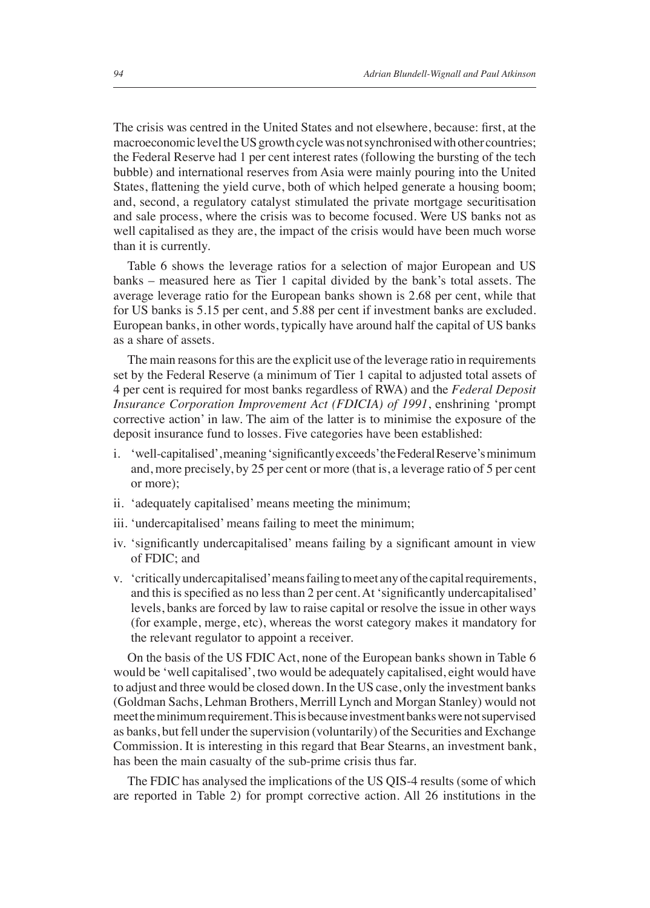The crisis was centred in the United States and not elsewhere, because: first, at the macroeconomic level the US growth cycle was not synchronised with other countries; the Federal Reserve had 1 per cent interest rates (following the bursting of the tech bubble) and international reserves from Asia were mainly pouring into the United States, flattening the yield curve, both of which helped generate a housing boom; and, second, a regulatory catalyst stimulated the private mortgage securitisation and sale process, where the crisis was to become focused. Were US banks not as well capitalised as they are, the impact of the crisis would have been much worse than it is currently.

Table 6 shows the leverage ratios for a selection of major European and US banks – measured here as Tier 1 capital divided by the bank's total assets. The average leverage ratio for the European banks shown is 2.68 per cent, while that for US banks is 5.15 per cent, and 5.88 per cent if investment banks are excluded. European banks, in other words, typically have around half the capital of US banks as a share of assets.

The main reasons for this are the explicit use of the leverage ratio in requirements set by the Federal Reserve (a minimum of Tier 1 capital to adjusted total assets of 4 per cent is required for most banks regardless of RWA) and the *Federal Deposit Insurance Corporation Improvement Act (FDICIA) of 1991*, enshrining 'prompt corrective action' in law. The aim of the latter is to minimise the exposure of the deposit insurance fund to losses. Five categories have been established:

i. 'well-capitalised', meaning 'significantly exceeds' the Federal Reserve's minimum and, more precisely, by 25 per cent or more (that is, a leverage ratio of 5 per cent or more);
ii. 'adequately capitalised' means meeting the minimum;
iii. 'undercapitalised' means failing to meet the minimum;
iv. 'significantly undercapitalised' means failing by a significant amount in view of FDIC; and
v. 'critically undercapitalised' means failing to meet any of the capital requirements, and this is specified as no less than 2 per cent. At 'significantly undercapitalised' levels, banks are forced by law to raise capital or resolve the issue in other ways (for example, merge, etc), whereas the worst category makes it mandatory for the relevant regulator to appoint a receiver.

On the basis of the US FDIC Act, none of the European banks shown in Table 6 would be 'well capitalised', two would be adequately capitalised, eight would have to adjust and three would be closed down. In the US case, only the investment banks (Goldman Sachs, Lehman Brothers, Merrill Lynch and Morgan Stanley) would not meet the minimum requirement. This is because investment banks were not supervised as banks, but fell under the supervision (voluntarily) of the Securities and Exchange Commission. It is interesting in this regard that Bear Stearns, an investment bank, has been the main casualty of the sub-prime crisis thus far.

The FDIC has analysed the implications of the US QIS-4 results (some of which are reported in Table 2) for prompt corrective action. All 26 institutions in the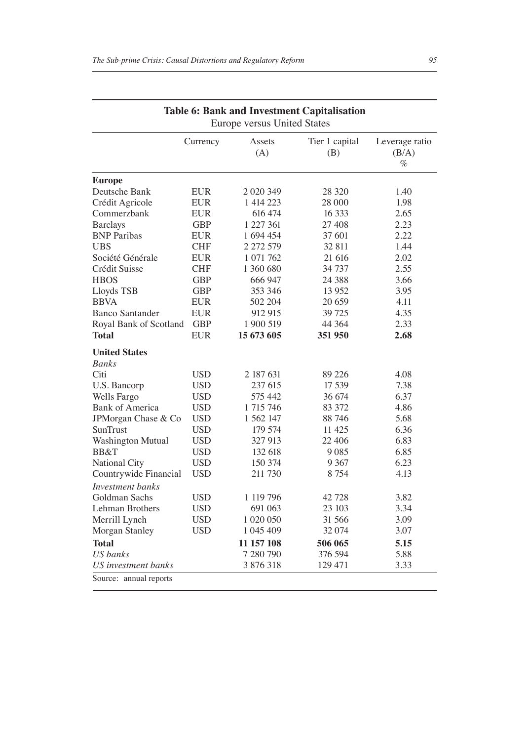**Table 6: Bank and Investment Capitalisation**
Europe versus United States

| | Currency | Assets (A) | Tier 1 capital (B) | Leverage ratio (B/A) % |
|---|---|---|---|---|
| **Europe** | | | | |
| Deutsche Bank | EUR | 2 020 349 | 28 320 | 1.40 |
| Crédit Agricole | EUR | 1 414 223 | 28 000 | 1.98 |
| Commerzbank | EUR | 616 474 | 16 333 | 2.65 |
| Barclays | GBP | 1 227 361 | 27 408 | 2.23 |
| BNP Paribas | EUR | 1 694 454 | 37 601 | 2.22 |
| UBS | CHF | 2 272 579 | 32 811 | 1.44 |
| Société Générale | EUR | 1 071 762 | 21 616 | 2.02 |
| Crédit Suisse | CHF | 1 360 680 | 34 737 | 2.55 |
| HBOS | GBP | 666 947 | 24 388 | 3.66 |
| Lloyds TSB | GBP | 353 346 | 13 952 | 3.95 |
| BBVA | EUR | 502 204 | 20 659 | 4.11 |
| Banco Santander | EUR | 912 915 | 39 725 | 4.35 |
| Royal Bank of Scotland | GBP | 1 900 519 | 44 364 | 2.33 |
| **Total** | EUR | **15 673 605** | **351 950** | **2.68** |
| **United States** | | | | |
| *Banks* | | | | |
| Citi | USD | 2 187 631 | 89 226 | 4.08 |
| U.S. Bancorp | USD | 237 615 | 17 539 | 7.38 |
| Wells Fargo | USD | 575 442 | 36 674 | 6.37 |
| Bank of America | USD | 1 715 746 | 83 372 | 4.86 |
| JPMorgan Chase & Co | USD | 1 562 147 | 88 746 | 5.68 |
| SunTrust | USD | 179 574 | 11 425 | 6.36 |
| Washington Mutual | USD | 327 913 | 22 406 | 6.83 |
| BB&T | USD | 132 618 | 9 085 | 6.85 |
| National City | USD | 150 374 | 9 367 | 6.23 |
| Countrywide Financial | USD | 211 730 | 8 754 | 4.13 |
| *Investment banks* | | | | |
| Goldman Sachs | USD | 1 119 796 | 42 728 | 3.82 |
| Lehman Brothers | USD | 691 063 | 23 103 | 3.34 |
| Merrill Lynch | USD | 1 020 050 | 31 566 | 3.09 |
| Morgan Stanley | USD | 1 045 409 | 32 074 | 3.07 |
| **Total** | | **11 157 108** | **506 065** | **5.15** |
| *US banks* | | 7 280 790 | 376 594 | 5.88 |
| *US investment banks* | | 3 876 318 | 129 471 | 3.33 |

Source: annual reports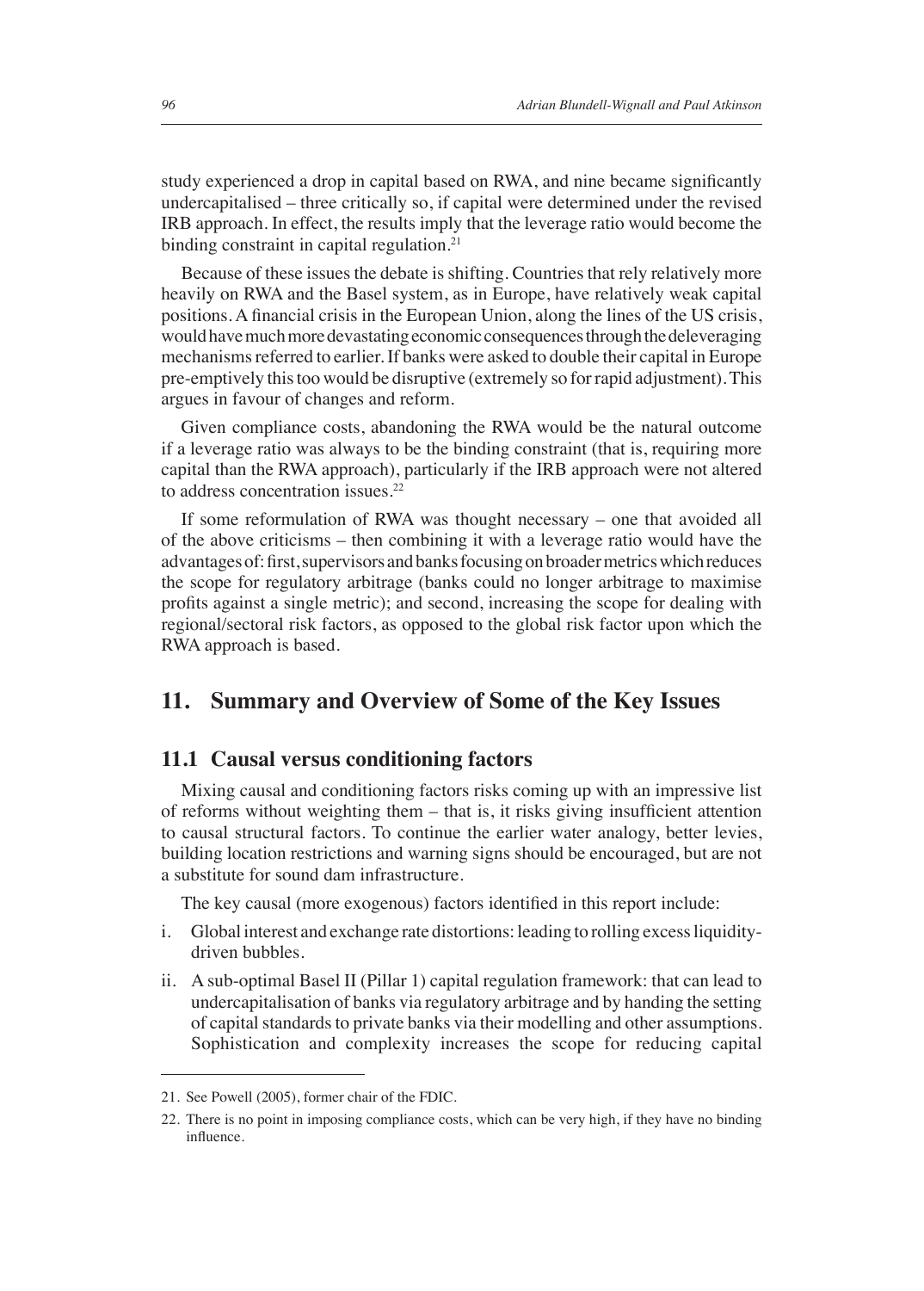study experienced a drop in capital based on RWA, and nine became significantly undercapitalised – three critically so, if capital were determined under the revised IRB approach. In effect, the results imply that the leverage ratio would become the binding constraint in capital regulation.[21]

Because of these issues the debate is shifting. Countries that rely relatively more heavily on RWA and the Basel system, as in Europe, have relatively weak capital positions. A financial crisis in the European Union, along the lines of the US crisis, would have much more devastating economic consequences through the deleveraging mechanisms referred to earlier. If banks were asked to double their capital in Europe pre-emptively this too would be disruptive (extremely so for rapid adjustment). This argues in favour of changes and reform.

Given compliance costs, abandoning the RWA would be the natural outcome if a leverage ratio was always to be the binding constraint (that is, requiring more capital than the RWA approach), particularly if the IRB approach were not altered to address concentration issues.[22]

If some reformulation of RWA was thought necessary – one that avoided all of the above criticisms – then combining it with a leverage ratio would have the advantages of: first, supervisors and banks focusing on broader metrics which reduces the scope for regulatory arbitrage (banks could no longer arbitrage to maximise profits against a single metric); and second, increasing the scope for dealing with regional/sectoral risk factors, as opposed to the global risk factor upon which the RWA approach is based.

## 11. Summary and Overview of Some of the Key Issues

### 11.1 Causal versus conditioning factors

Mixing causal and conditioning factors risks coming up with an impressive list of reforms without weighting them – that is, it risks giving insufficient attention to causal structural factors. To continue the earlier water analogy, better levies, building location restrictions and warning signs should be encouraged, but are not a substitute for sound dam infrastructure.

The key causal (more exogenous) factors identified in this report include:

i. Global interest and exchange rate distortions: leading to rolling excess liquidity-driven bubbles.

ii. A sub-optimal Basel II (Pillar 1) capital regulation framework: that can lead to undercapitalisation of banks via regulatory arbitrage and by handing the setting of capital standards to private banks via their modelling and other assumptions. Sophistication and complexity increases the scope for reducing capital

---

21. See Powell (2005), former chair of the FDIC.

22. There is no point in imposing compliance costs, which can be very high, if they have no binding influence.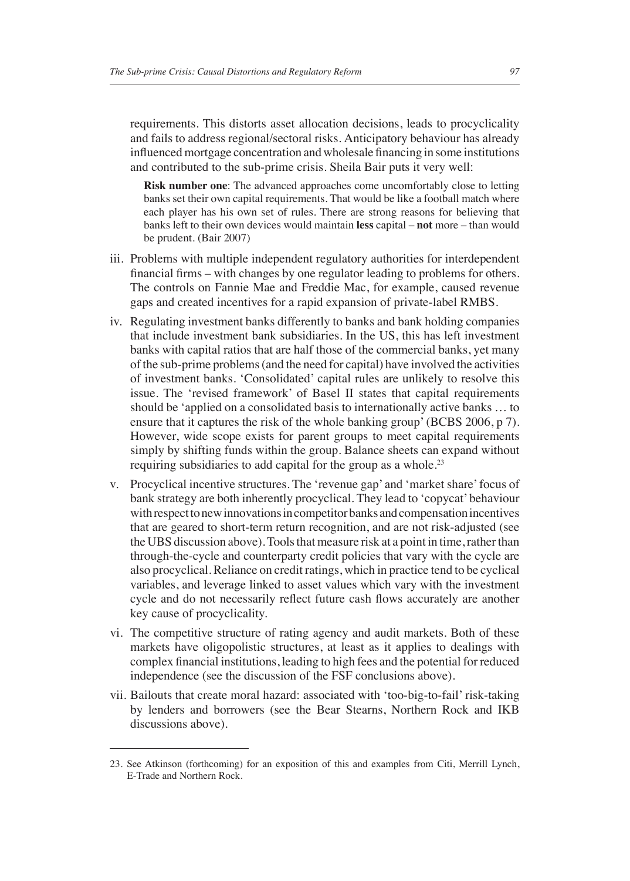requirements. This distorts asset allocation decisions, leads to procyclicality and fails to address regional/sectoral risks. Anticipatory behaviour has already influenced mortgage concentration and wholesale financing in some institutions and contributed to the sub-prime crisis. Sheila Bair puts it very well:

> **Risk number one**: The advanced approaches come uncomfortably close to letting banks set their own capital requirements. That would be like a football match where each player has his own set of rules. There are strong reasons for believing that banks left to their own devices would maintain **less** capital – **not** more – than would be prudent. (Bair 2007)

iii. Problems with multiple independent regulatory authorities for interdependent financial firms – with changes by one regulator leading to problems for others. The controls on Fannie Mae and Freddie Mac, for example, caused revenue gaps and created incentives for a rapid expansion of private-label RMBS.

iv. Regulating investment banks differently to banks and bank holding companies that include investment bank subsidiaries. In the US, this has left investment banks with capital ratios that are half those of the commercial banks, yet many of the sub-prime problems (and the need for capital) have involved the activities of investment banks. 'Consolidated' capital rules are unlikely to resolve this issue. The 'revised framework' of Basel II states that capital requirements should be 'applied on a consolidated basis to internationally active banks … to ensure that it captures the risk of the whole banking group' (BCBS 2006, p 7). However, wide scope exists for parent groups to meet capital requirements simply by shifting funds within the group. Balance sheets can expand without requiring subsidiaries to add capital for the group as a whole.[23]

v. Procyclical incentive structures. The 'revenue gap' and 'market share' focus of bank strategy are both inherently procyclical. They lead to 'copycat' behaviour with respect to new innovations in competitor banks and compensation incentives that are geared to short-term return recognition, and are not risk-adjusted (see the UBS discussion above). Tools that measure risk at a point in time, rather than through-the-cycle and counterparty credit policies that vary with the cycle are also procyclical. Reliance on credit ratings, which in practice tend to be cyclical variables, and leverage linked to asset values which vary with the investment cycle and do not necessarily reflect future cash flows accurately are another key cause of procyclicality.

vi. The competitive structure of rating agency and audit markets. Both of these markets have oligopolistic structures, at least as it applies to dealings with complex financial institutions, leading to high fees and the potential for reduced independence (see the discussion of the FSF conclusions above).

vii. Bailouts that create moral hazard: associated with 'too-big-to-fail' risk-taking by lenders and borrowers (see the Bear Stearns, Northern Rock and IKB discussions above).

---

23. See Atkinson (forthcoming) for an exposition of this and examples from Citi, Merrill Lynch, E-Trade and Northern Rock.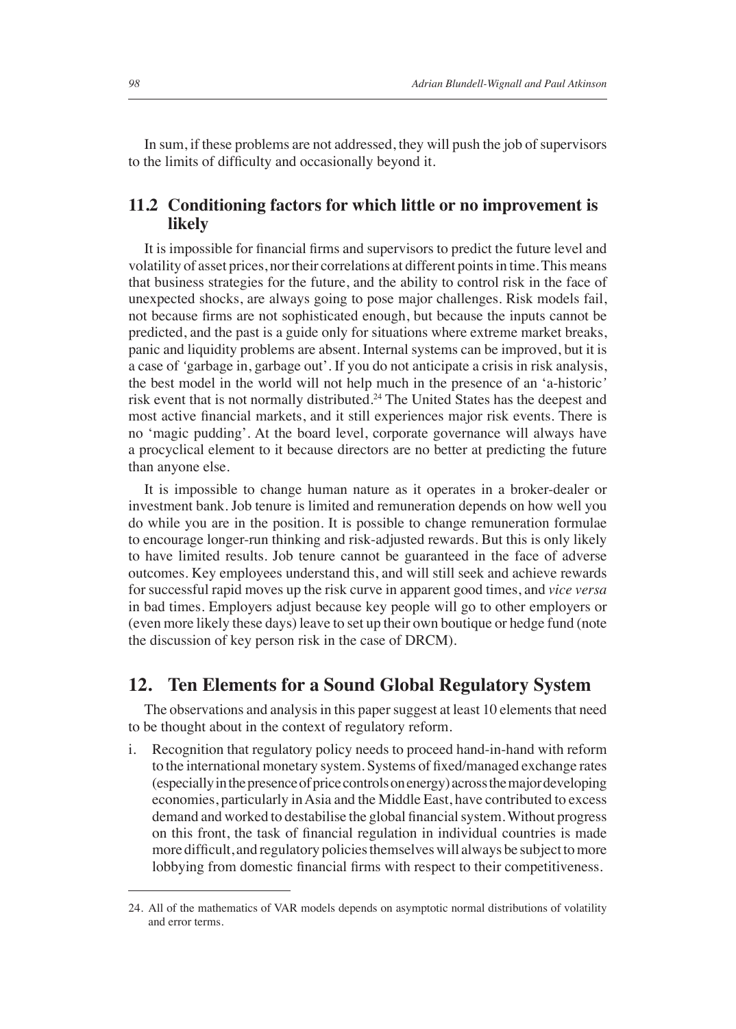In sum, if these problems are not addressed, they will push the job of supervisors to the limits of difficulty and occasionally beyond it.

### 11.2 Conditioning factors for which little or no improvement is likely

It is impossible for financial firms and supervisors to predict the future level and volatility of asset prices, nor their correlations at different points in time. This means that business strategies for the future, and the ability to control risk in the face of unexpected shocks, are always going to pose major challenges. Risk models fail, not because firms are not sophisticated enough, but because the inputs cannot be predicted, and the past is a guide only for situations where extreme market breaks, panic and liquidity problems are absent. Internal systems can be improved, but it is a case of 'garbage in, garbage out'. If you do not anticipate a crisis in risk analysis, the best model in the world will not help much in the presence of an 'a-historic' risk event that is not normally distributed.[24] The United States has the deepest and most active financial markets, and it still experiences major risk events. There is no 'magic pudding'. At the board level, corporate governance will always have a procyclical element to it because directors are no better at predicting the future than anyone else.

It is impossible to change human nature as it operates in a broker-dealer or investment bank. Job tenure is limited and remuneration depends on how well you do while you are in the position. It is possible to change remuneration formulae to encourage longer-run thinking and risk-adjusted rewards. But this is only likely to have limited results. Job tenure cannot be guaranteed in the face of adverse outcomes. Key employees understand this, and will still seek and achieve rewards for successful rapid moves up the risk curve in apparent good times, and *vice versa* in bad times. Employers adjust because key people will go to other employers or (even more likely these days) leave to set up their own boutique or hedge fund (note the discussion of key person risk in the case of DRCM).

## 12. Ten Elements for a Sound Global Regulatory System

The observations and analysis in this paper suggest at least 10 elements that need to be thought about in the context of regulatory reform.

i. Recognition that regulatory policy needs to proceed hand-in-hand with reform to the international monetary system. Systems of fixed/managed exchange rates (especially in the presence of price controls on energy) across the major developing economies, particularly in Asia and the Middle East, have contributed to excess demand and worked to destabilise the global financial system. Without progress on this front, the task of financial regulation in individual countries is made more difficult, and regulatory policies themselves will always be subject to more lobbying from domestic financial firms with respect to their competitiveness.

---

24. All of the mathematics of VAR models depends on asymptotic normal distributions of volatility and error terms.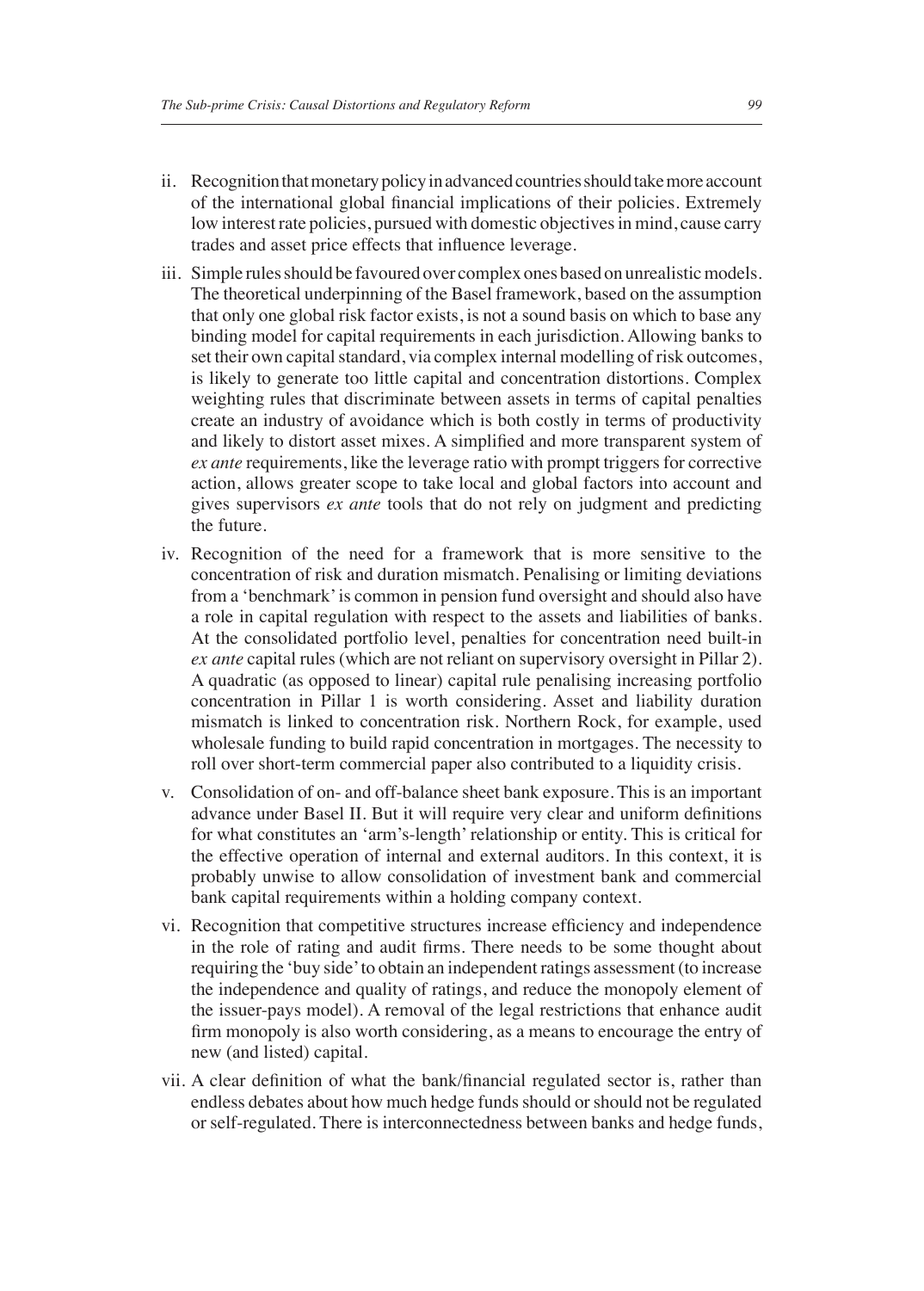ii. Recognition that monetary policy in advanced countries should take more account of the international global financial implications of their policies. Extremely low interest rate policies, pursued with domestic objectives in mind, cause carry trades and asset price effects that influence leverage.

iii. Simple rules should be favoured over complex ones based on unrealistic models. The theoretical underpinning of the Basel framework, based on the assumption that only one global risk factor exists, is not a sound basis on which to base any binding model for capital requirements in each jurisdiction. Allowing banks to set their own capital standard, via complex internal modelling of risk outcomes, is likely to generate too little capital and concentration distortions. Complex weighting rules that discriminate between assets in terms of capital penalties create an industry of avoidance which is both costly in terms of productivity and likely to distort asset mixes. A simplified and more transparent system of *ex ante* requirements, like the leverage ratio with prompt triggers for corrective action, allows greater scope to take local and global factors into account and gives supervisors *ex ante* tools that do not rely on judgment and predicting the future.

iv. Recognition of the need for a framework that is more sensitive to the concentration of risk and duration mismatch. Penalising or limiting deviations from a 'benchmark' is common in pension fund oversight and should also have a role in capital regulation with respect to the assets and liabilities of banks. At the consolidated portfolio level, penalties for concentration need built-in *ex ante* capital rules (which are not reliant on supervisory oversight in Pillar 2). A quadratic (as opposed to linear) capital rule penalising increasing portfolio concentration in Pillar 1 is worth considering. Asset and liability duration mismatch is linked to concentration risk. Northern Rock, for example, used wholesale funding to build rapid concentration in mortgages. The necessity to roll over short-term commercial paper also contributed to a liquidity crisis.

v. Consolidation of on- and off-balance sheet bank exposure. This is an important advance under Basel II. But it will require very clear and uniform definitions for what constitutes an 'arm's-length' relationship or entity. This is critical for the effective operation of internal and external auditors. In this context, it is probably unwise to allow consolidation of investment bank and commercial bank capital requirements within a holding company context.

vi. Recognition that competitive structures increase efficiency and independence in the role of rating and audit firms. There needs to be some thought about requiring the 'buy side' to obtain an independent ratings assessment (to increase the independence and quality of ratings, and reduce the monopoly element of the issuer-pays model). A removal of the legal restrictions that enhance audit firm monopoly is also worth considering, as a means to encourage the entry of new (and listed) capital.

vii. A clear definition of what the bank/financial regulated sector is, rather than endless debates about how much hedge funds should or should not be regulated or self-regulated. There is interconnectedness between banks and hedge funds,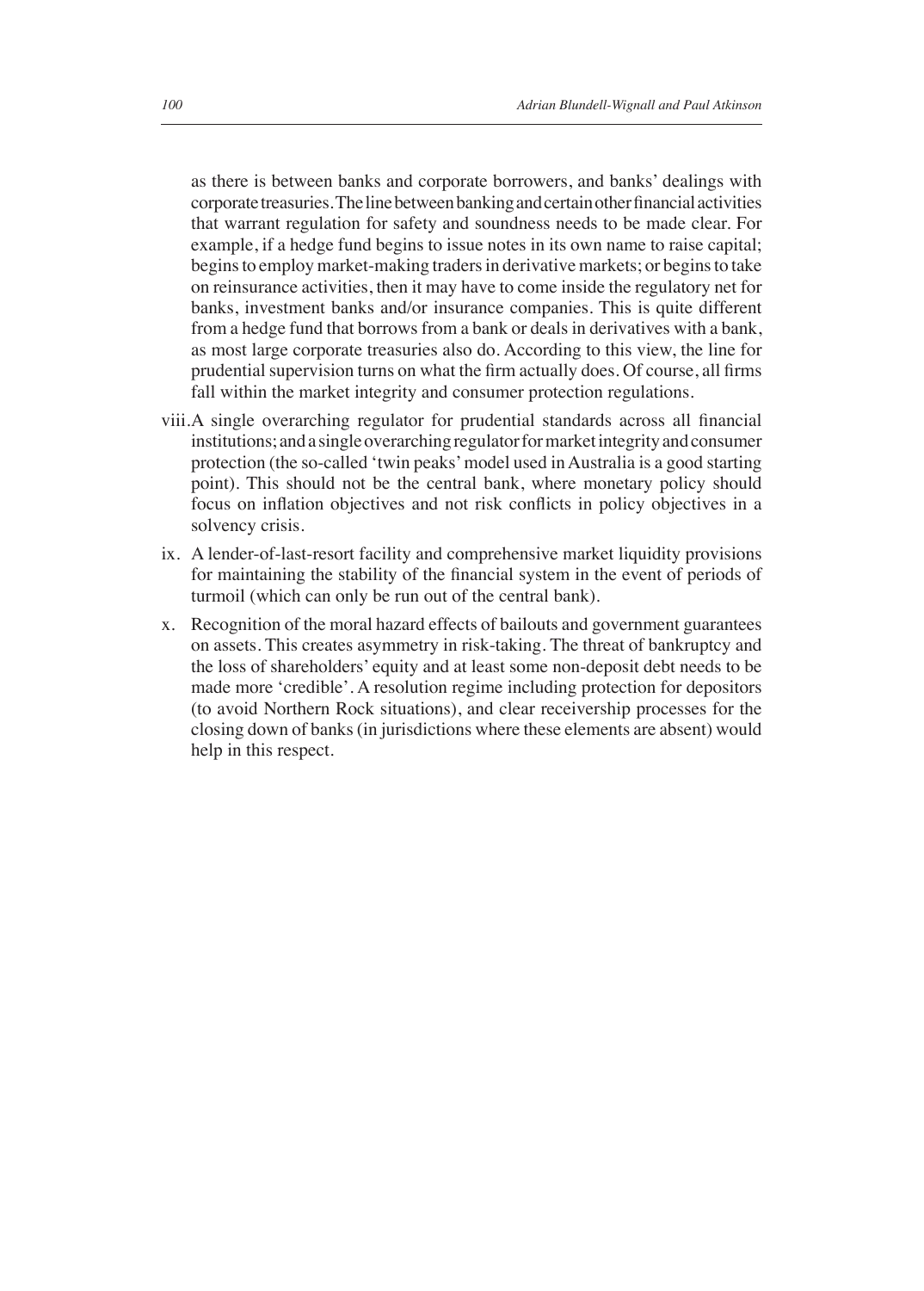as there is between banks and corporate borrowers, and banks' dealings with corporate treasuries. The line between banking and certain other financial activities that warrant regulation for safety and soundness needs to be made clear. For example, if a hedge fund begins to issue notes in its own name to raise capital; begins to employ market-making traders in derivative markets; or begins to take on reinsurance activities, then it may have to come inside the regulatory net for banks, investment banks and/or insurance companies. This is quite different from a hedge fund that borrows from a bank or deals in derivatives with a bank, as most large corporate treasuries also do. According to this view, the line for prudential supervision turns on what the firm actually does. Of course, all firms fall within the market integrity and consumer protection regulations.

viii. A single overarching regulator for prudential standards across all financial institutions; and a single overarching regulator for market integrity and consumer protection (the so-called 'twin peaks' model used in Australia is a good starting point). This should not be the central bank, where monetary policy should focus on inflation objectives and not risk conflicts in policy objectives in a solvency crisis.

ix. A lender-of-last-resort facility and comprehensive market liquidity provisions for maintaining the stability of the financial system in the event of periods of turmoil (which can only be run out of the central bank).

x. Recognition of the moral hazard effects of bailouts and government guarantees on assets. This creates asymmetry in risk-taking. The threat of bankruptcy and the loss of shareholders' equity and at least some non-deposit debt needs to be made more 'credible'. A resolution regime including protection for depositors (to avoid Northern Rock situations), and clear receivership processes for the closing down of banks (in jurisdictions where these elements are absent) would help in this respect.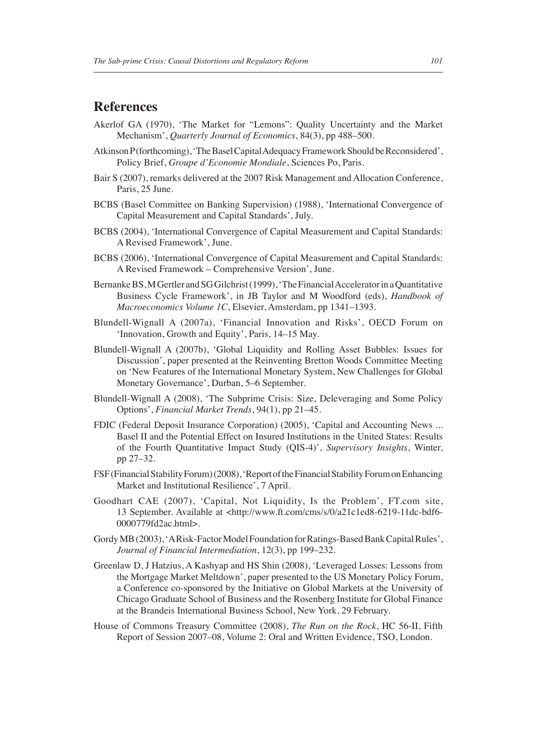## References

Akerlof GA (1970), 'The Market for "Lemons": Quality Uncertainty and the Market Mechanism', *Quarterly Journal of Economics*, 84(3), pp 488–500.

Atkinson P (forthcoming), 'The Basel Capital Adequacy Framework Should be Reconsidered', Policy Brief, *Groupe d'Economie Mondiale*, Sciences Po, Paris.

Bair S (2007), remarks delivered at the 2007 Risk Management and Allocation Conference, Paris, 25 June.

BCBS (Basel Committee on Banking Supervision) (1988), 'International Convergence of Capital Measurement and Capital Standards', July.

BCBS (2004), 'International Convergence of Capital Measurement and Capital Standards: A Revised Framework', June.

BCBS (2006), 'International Convergence of Capital Measurement and Capital Standards: A Revised Framework – Comprehensive Version', June.

Bernanke BS, M Gertler and SG Gilchrist (1999), 'The Financial Accelerator in a Quantitative Business Cycle Framework', in JB Taylor and M Woodford (eds), *Handbook of Macroeconomics Volume 1C*, Elsevier, Amsterdam, pp 1341–1393.

Blundell-Wignall A (2007a), 'Financial Innovation and Risks', OECD Forum on 'Innovation, Growth and Equity', Paris, 14–15 May.

Blundell-Wignall A (2007b), 'Global Liquidity and Rolling Asset Bubbles: Issues for Discussion', paper presented at the Reinventing Bretton Woods Committee Meeting on 'New Features of the International Monetary System, New Challenges for Global Monetary Governance', Durban, 5–6 September.

Blundell-Wignall A (2008), 'The Subprime Crisis: Size, Deleveraging and Some Policy Options', *Financial Market Trends*, 94(1), pp 21–45.

FDIC (Federal Deposit Insurance Corporation) (2005), 'Capital and Accounting News ... Basel II and the Potential Effect on Insured Institutions in the United States: Results of the Fourth Quantitative Impact Study (QIS-4)', *Supervisory Insights*, Winter, pp 27–32.

FSF (Financial Stability Forum) (2008), 'Report of the Financial Stability Forum on Enhancing Market and Institutional Resilience', 7 April.

Goodhart CAE (2007), 'Capital, Not Liquidity, Is the Problem', FT.com site, 13 September. Available at <http://www.ft.com/cms/s/0/a21c1ed8-6219-11dc-bdf6-0000779fd2ac.html>.

Gordy MB (2003), 'A Risk-Factor Model Foundation for Ratings-Based Bank Capital Rules', *Journal of Financial Intermediation*, 12(3), pp 199–232.

Greenlaw D, J Hatzius, A Kashyap and HS Shin (2008), 'Leveraged Losses: Lessons from the Mortgage Market Meltdown', paper presented to the US Monetary Policy Forum, a Conference co-sponsored by the Initiative on Global Markets at the University of Chicago Graduate School of Business and the Rosenberg Institute for Global Finance at the Brandeis International Business School, New York, 29 February.

House of Commons Treasury Committee (2008), *The Run on the Rock*, HC 56-II, Fifth Report of Session 2007–08, Volume 2: Oral and Written Evidence, TSO, London.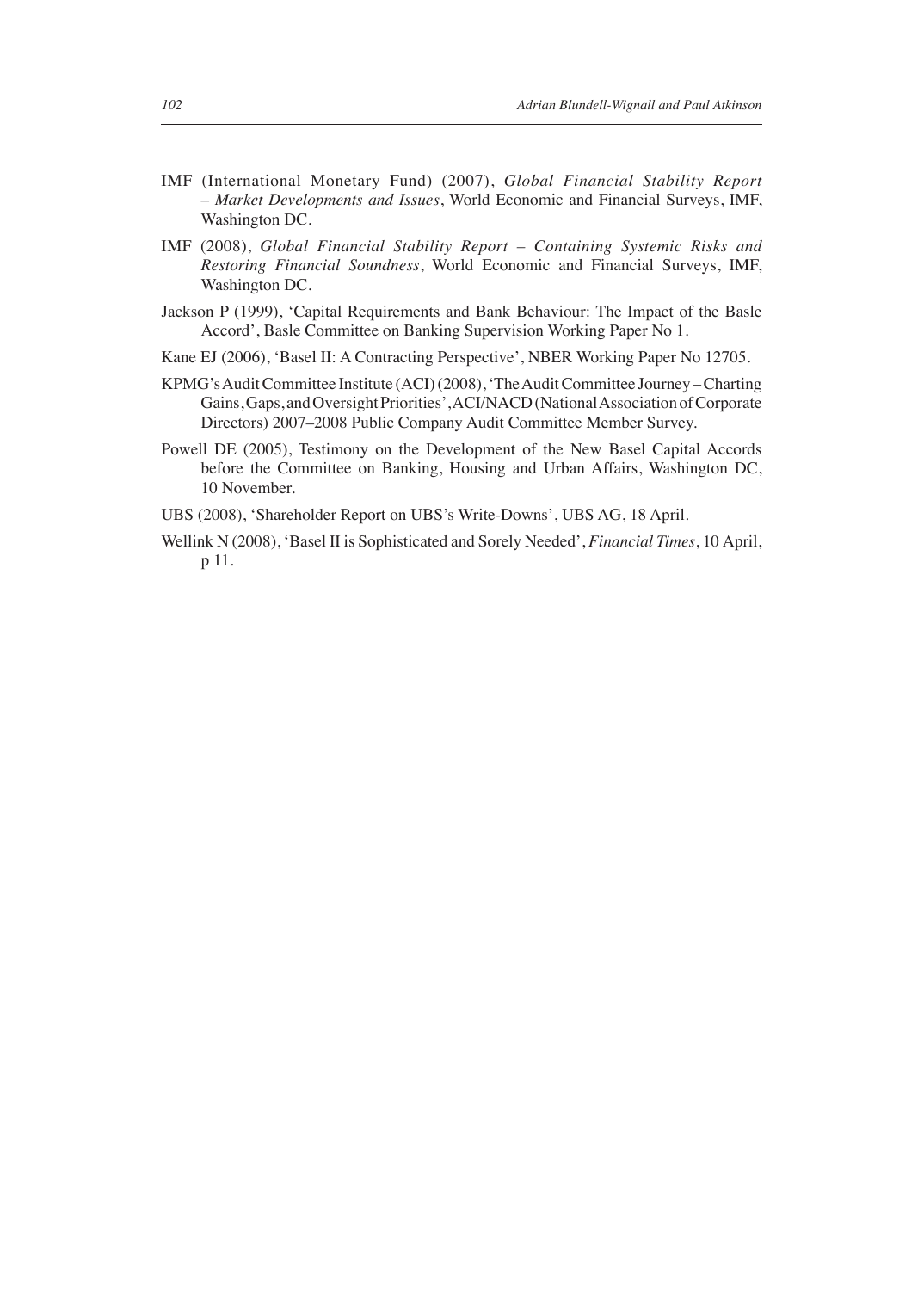IMF (International Monetary Fund) (2007), *Global Financial Stability Report – Market Developments and Issues*, World Economic and Financial Surveys, IMF, Washington DC.

IMF (2008), *Global Financial Stability Report – Containing Systemic Risks and Restoring Financial Soundness*, World Economic and Financial Surveys, IMF, Washington DC.

Jackson P (1999), 'Capital Requirements and Bank Behaviour: The Impact of the Basle Accord', Basle Committee on Banking Supervision Working Paper No 1.

Kane EJ (2006), 'Basel II: A Contracting Perspective', NBER Working Paper No 12705.

KPMG's Audit Committee Institute (ACI) (2008), 'The Audit Committee Journey – Charting Gains, Gaps, and Oversight Priorities', ACI/NACD (National Association of Corporate Directors) 2007–2008 Public Company Audit Committee Member Survey.

Powell DE (2005), Testimony on the Development of the New Basel Capital Accords before the Committee on Banking, Housing and Urban Affairs, Washington DC, 10 November.

UBS (2008), 'Shareholder Report on UBS's Write-Downs', UBS AG, 18 April.

Wellink N (2008), 'Basel II is Sophisticated and Sorely Needed', *Financial Times*, 10 April, p 11.